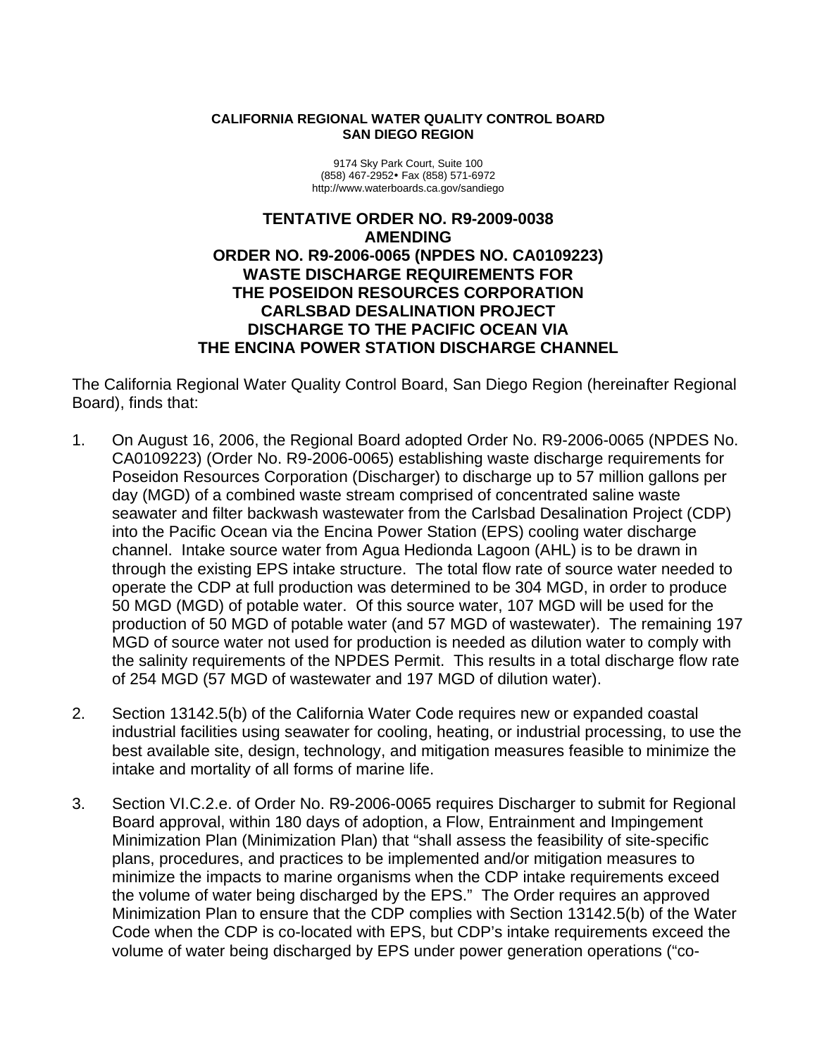**CALIFORNIA REGIONAL WATER QUALITY CONTROL BOARD**
**SAN DIEGO REGION**

9174 Sky Park Court, Suite 100
(858) 467-2952• Fax (858) 571-6972
http://www.waterboards.ca.gov/sandiego

# TENTATIVE ORDER NO. R9-2009-0038
# AMENDING
# ORDER NO. R9-2006-0065 (NPDES NO. CA0109223)
# WASTE DISCHARGE REQUIREMENTS FOR
# THE POSEIDON RESOURCES CORPORATION
# CARLSBAD DESALINATION PROJECT
# DISCHARGE TO THE PACIFIC OCEAN VIA
# THE ENCINA POWER STATION DISCHARGE CHANNEL

The California Regional Water Quality Control Board, San Diego Region (hereinafter Regional Board), finds that:

1. On August 16, 2006, the Regional Board adopted Order No. R9-2006-0065 (NPDES No. CA0109223) (Order No. R9-2006-0065) establishing waste discharge requirements for Poseidon Resources Corporation (Discharger) to discharge up to 57 million gallons per day (MGD) of a combined waste stream comprised of concentrated saline waste seawater and filter backwash wastewater from the Carlsbad Desalination Project (CDP) into the Pacific Ocean via the Encina Power Station (EPS) cooling water discharge channel. Intake source water from Agua Hedionda Lagoon (AHL) is to be drawn in through the existing EPS intake structure. The total flow rate of source water needed to operate the CDP at full production was determined to be 304 MGD, in order to produce 50 MGD (MGD) of potable water. Of this source water, 107 MGD will be used for the production of 50 MGD of potable water (and 57 MGD of wastewater). The remaining 197 MGD of source water not used for production is needed as dilution water to comply with the salinity requirements of the NPDES Permit. This results in a total discharge flow rate of 254 MGD (57 MGD of wastewater and 197 MGD of dilution water).

2. Section 13142.5(b) of the California Water Code requires new or expanded coastal industrial facilities using seawater for cooling, heating, or industrial processing, to use the best available site, design, technology, and mitigation measures feasible to minimize the intake and mortality of all forms of marine life.

3. Section VI.C.2.e. of Order No. R9-2006-0065 requires Discharger to submit for Regional Board approval, within 180 days of adoption, a Flow, Entrainment and Impingement Minimization Plan (Minimization Plan) that "shall assess the feasibility of site-specific plans, procedures, and practices to be implemented and/or mitigation measures to minimize the impacts to marine organisms when the CDP intake requirements exceed the volume of water being discharged by the EPS." The Order requires an approved Minimization Plan to ensure that the CDP complies with Section 13142.5(b) of the Water Code when the CDP is co-located with EPS, but CDP's intake requirements exceed the volume of water being discharged by EPS under power generation operations ("co-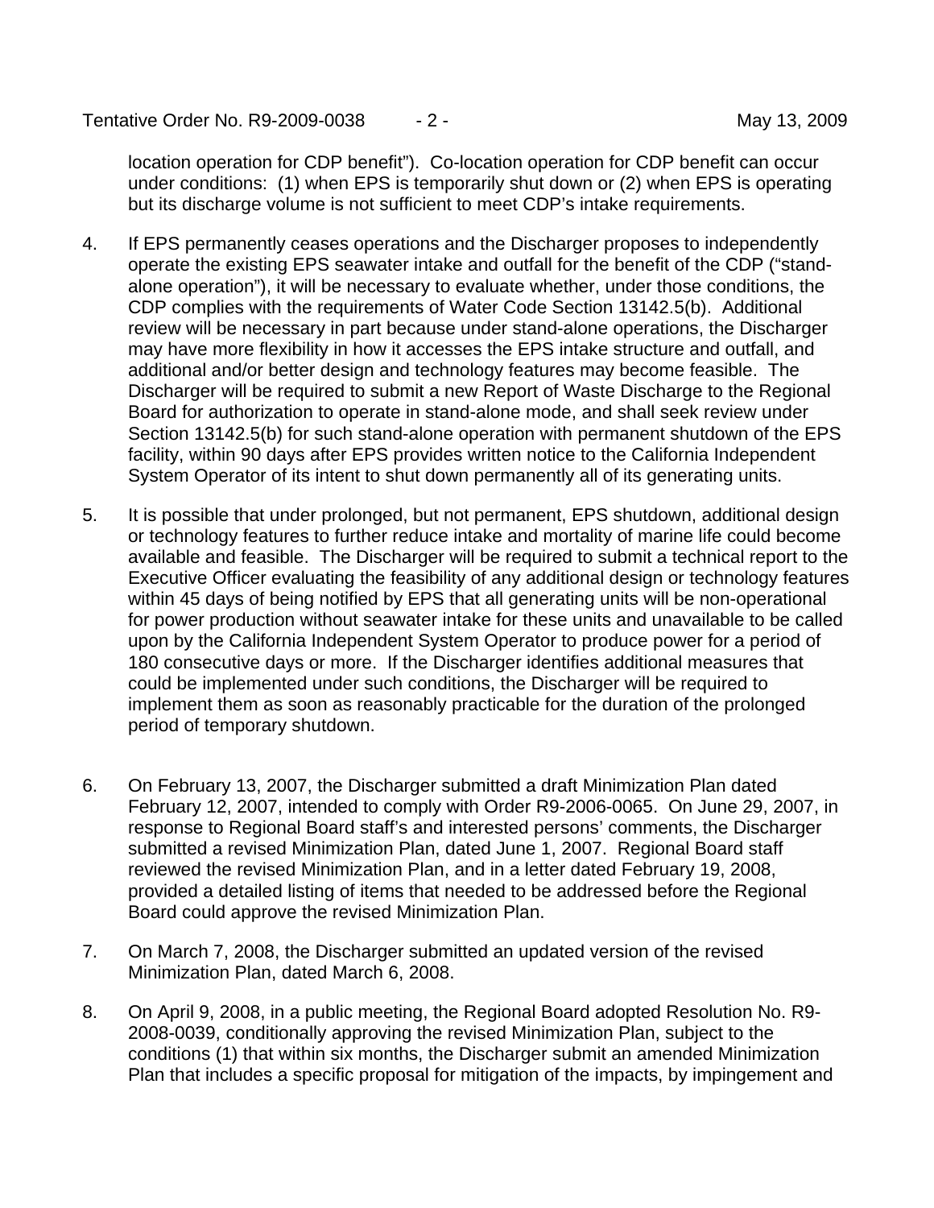location operation for CDP benefit"). Co-location operation for CDP benefit can occur under conditions: (1) when EPS is temporarily shut down or (2) when EPS is operating but its discharge volume is not sufficient to meet CDP's intake requirements.

4. If EPS permanently ceases operations and the Discharger proposes to independently operate the existing EPS seawater intake and outfall for the benefit of the CDP ("stand-alone operation"), it will be necessary to evaluate whether, under those conditions, the CDP complies with the requirements of Water Code Section 13142.5(b). Additional review will be necessary in part because under stand-alone operations, the Discharger may have more flexibility in how it accesses the EPS intake structure and outfall, and additional and/or better design and technology features may become feasible. The Discharger will be required to submit a new Report of Waste Discharge to the Regional Board for authorization to operate in stand-alone mode, and shall seek review under Section 13142.5(b) for such stand-alone operation with permanent shutdown of the EPS facility, within 90 days after EPS provides written notice to the California Independent System Operator of its intent to shut down permanently all of its generating units.

5. It is possible that under prolonged, but not permanent, EPS shutdown, additional design or technology features to further reduce intake and mortality of marine life could become available and feasible. The Discharger will be required to submit a technical report to the Executive Officer evaluating the feasibility of any additional design or technology features within 45 days of being notified by EPS that all generating units will be non-operational for power production without seawater intake for these units and unavailable to be called upon by the California Independent System Operator to produce power for a period of 180 consecutive days or more. If the Discharger identifies additional measures that could be implemented under such conditions, the Discharger will be required to implement them as soon as reasonably practicable for the duration of the prolonged period of temporary shutdown.

6. On February 13, 2007, the Discharger submitted a draft Minimization Plan dated February 12, 2007, intended to comply with Order R9-2006-0065. On June 29, 2007, in response to Regional Board staff's and interested persons' comments, the Discharger submitted a revised Minimization Plan, dated June 1, 2007. Regional Board staff reviewed the revised Minimization Plan, and in a letter dated February 19, 2008, provided a detailed listing of items that needed to be addressed before the Regional Board could approve the revised Minimization Plan.

7. On March 7, 2008, the Discharger submitted an updated version of the revised Minimization Plan, dated March 6, 2008.

8. On April 9, 2008, in a public meeting, the Regional Board adopted Resolution No. R9-2008-0039, conditionally approving the revised Minimization Plan, subject to the conditions (1) that within six months, the Discharger submit an amended Minimization Plan that includes a specific proposal for mitigation of the impacts, by impingement and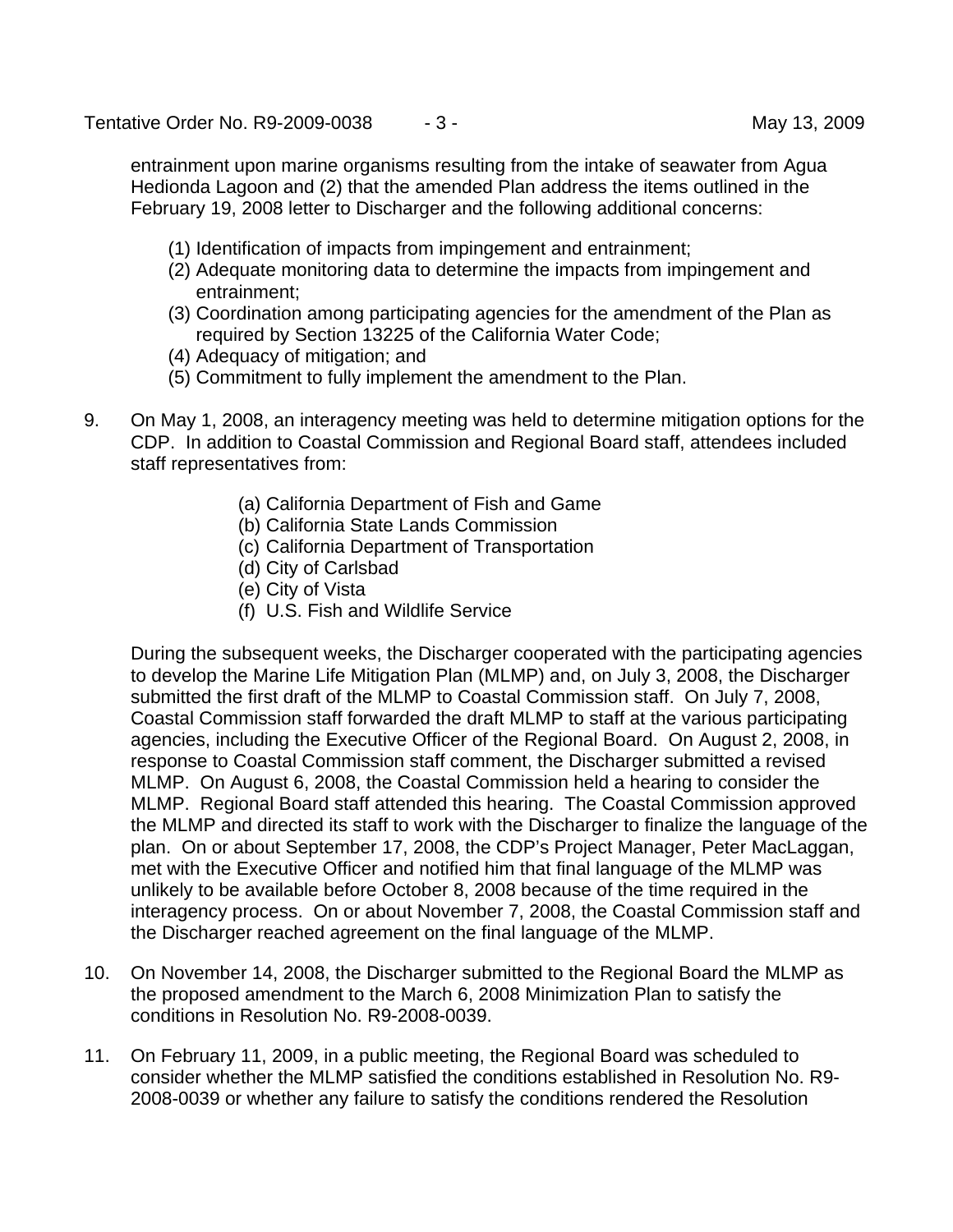entrainment upon marine organisms resulting from the intake of seawater from Agua Hedionda Lagoon and (2) that the amended Plan address the items outlined in the February 19, 2008 letter to Discharger and the following additional concerns:

(1) Identification of impacts from impingement and entrainment;
(2) Adequate monitoring data to determine the impacts from impingement and entrainment;
(3) Coordination among participating agencies for the amendment of the Plan as required by Section 13225 of the California Water Code;
(4) Adequacy of mitigation; and
(5) Commitment to fully implement the amendment to the Plan.

9. On May 1, 2008, an interagency meeting was held to determine mitigation options for the CDP. In addition to Coastal Commission and Regional Board staff, attendees included staff representatives from:

   (a) California Department of Fish and Game
   (b) California State Lands Commission
   (c) California Department of Transportation
   (d) City of Carlsbad
   (e) City of Vista
   (f) U.S. Fish and Wildlife Service

   During the subsequent weeks, the Discharger cooperated with the participating agencies to develop the Marine Life Mitigation Plan (MLMP) and, on July 3, 2008, the Discharger submitted the first draft of the MLMP to Coastal Commission staff. On July 7, 2008, Coastal Commission staff forwarded the draft MLMP to staff at the various participating agencies, including the Executive Officer of the Regional Board. On August 2, 2008, in response to Coastal Commission staff comment, the Discharger submitted a revised MLMP. On August 6, 2008, the Coastal Commission held a hearing to consider the MLMP. Regional Board staff attended this hearing. The Coastal Commission approved the MLMP and directed its staff to work with the Discharger to finalize the language of the plan. On or about September 17, 2008, the CDP's Project Manager, Peter MacLaggan, met with the Executive Officer and notified him that final language of the MLMP was unlikely to be available before October 8, 2008 because of the time required in the interagency process. On or about November 7, 2008, the Coastal Commission staff and the Discharger reached agreement on the final language of the MLMP.

10. On November 14, 2008, the Discharger submitted to the Regional Board the MLMP as the proposed amendment to the March 6, 2008 Minimization Plan to satisfy the conditions in Resolution No. R9-2008-0039.

11. On February 11, 2009, in a public meeting, the Regional Board was scheduled to consider whether the MLMP satisfied the conditions established in Resolution No. R9-2008-0039 or whether any failure to satisfy the conditions rendered the Resolution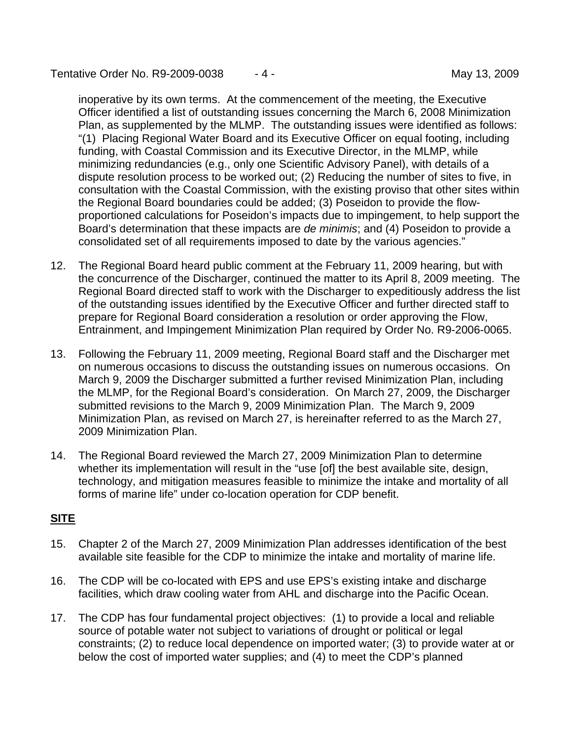inoperative by its own terms. At the commencement of the meeting, the Executive Officer identified a list of outstanding issues concerning the March 6, 2008 Minimization Plan, as supplemented by the MLMP. The outstanding issues were identified as follows: "(1) Placing Regional Water Board and its Executive Officer on equal footing, including funding, with Coastal Commission and its Executive Director, in the MLMP, while minimizing redundancies (e.g., only one Scientific Advisory Panel), with details of a dispute resolution process to be worked out; (2) Reducing the number of sites to five, in consultation with the Coastal Commission, with the existing proviso that other sites within the Regional Board boundaries could be added; (3) Poseidon to provide the flow-proportioned calculations for Poseidon's impacts due to impingement, to help support the Board's determination that these impacts are *de minimis*; and (4) Poseidon to provide a consolidated set of all requirements imposed to date by the various agencies."

12. The Regional Board heard public comment at the February 11, 2009 hearing, but with the concurrence of the Discharger, continued the matter to its April 8, 2009 meeting. The Regional Board directed staff to work with the Discharger to expeditiously address the list of the outstanding issues identified by the Executive Officer and further directed staff to prepare for Regional Board consideration a resolution or order approving the Flow, Entrainment, and Impingement Minimization Plan required by Order No. R9-2006-0065.

13. Following the February 11, 2009 meeting, Regional Board staff and the Discharger met on numerous occasions to discuss the outstanding issues on numerous occasions. On March 9, 2009 the Discharger submitted a further revised Minimization Plan, including the MLMP, for the Regional Board's consideration. On March 27, 2009, the Discharger submitted revisions to the March 9, 2009 Minimization Plan. The March 9, 2009 Minimization Plan, as revised on March 27, is hereinafter referred to as the March 27, 2009 Minimization Plan.

14. The Regional Board reviewed the March 27, 2009 Minimization Plan to determine whether its implementation will result in the "use [of] the best available site, design, technology, and mitigation measures feasible to minimize the intake and mortality of all forms of marine life" under co-location operation for CDP benefit.

## SITE

15. Chapter 2 of the March 27, 2009 Minimization Plan addresses identification of the best available site feasible for the CDP to minimize the intake and mortality of marine life.

16. The CDP will be co-located with EPS and use EPS's existing intake and discharge facilities, which draw cooling water from AHL and discharge into the Pacific Ocean.

17. The CDP has four fundamental project objectives: (1) to provide a local and reliable source of potable water not subject to variations of drought or political or legal constraints; (2) to reduce local dependence on imported water; (3) to provide water at or below the cost of imported water supplies; and (4) to meet the CDP's planned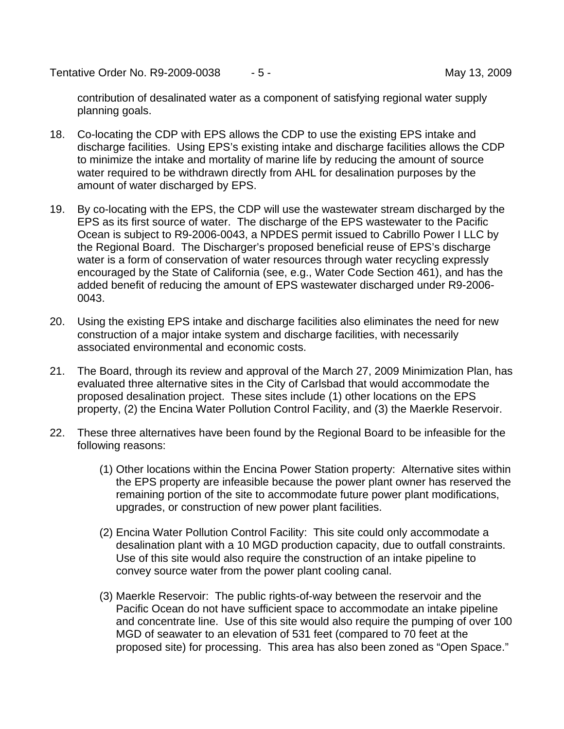contribution of desalinated water as a component of satisfying regional water supply planning goals.

18. Co-locating the CDP with EPS allows the CDP to use the existing EPS intake and discharge facilities. Using EPS's existing intake and discharge facilities allows the CDP to minimize the intake and mortality of marine life by reducing the amount of source water required to be withdrawn directly from AHL for desalination purposes by the amount of water discharged by EPS.

19. By co-locating with the EPS, the CDP will use the wastewater stream discharged by the EPS as its first source of water. The discharge of the EPS wastewater to the Pacific Ocean is subject to R9-2006-0043, a NPDES permit issued to Cabrillo Power I LLC by the Regional Board. The Discharger's proposed beneficial reuse of EPS's discharge water is a form of conservation of water resources through water recycling expressly encouraged by the State of California (see, e.g., Water Code Section 461), and has the added benefit of reducing the amount of EPS wastewater discharged under R9-2006-0043.

20. Using the existing EPS intake and discharge facilities also eliminates the need for new construction of a major intake system and discharge facilities, with necessarily associated environmental and economic costs.

21. The Board, through its review and approval of the March 27, 2009 Minimization Plan, has evaluated three alternative sites in the City of Carlsbad that would accommodate the proposed desalination project. These sites include (1) other locations on the EPS property, (2) the Encina Water Pollution Control Facility, and (3) the Maerkle Reservoir.

22. These three alternatives have been found by the Regional Board to be infeasible for the following reasons:

    (1) Other locations within the Encina Power Station property: Alternative sites within the EPS property are infeasible because the power plant owner has reserved the remaining portion of the site to accommodate future power plant modifications, upgrades, or construction of new power plant facilities.

    (2) Encina Water Pollution Control Facility: This site could only accommodate a desalination plant with a 10 MGD production capacity, due to outfall constraints. Use of this site would also require the construction of an intake pipeline to convey source water from the power plant cooling canal.

    (3) Maerkle Reservoir: The public rights-of-way between the reservoir and the Pacific Ocean do not have sufficient space to accommodate an intake pipeline and concentrate line. Use of this site would also require the pumping of over 100 MGD of seawater to an elevation of 531 feet (compared to 70 feet at the proposed site) for processing. This area has also been zoned as "Open Space."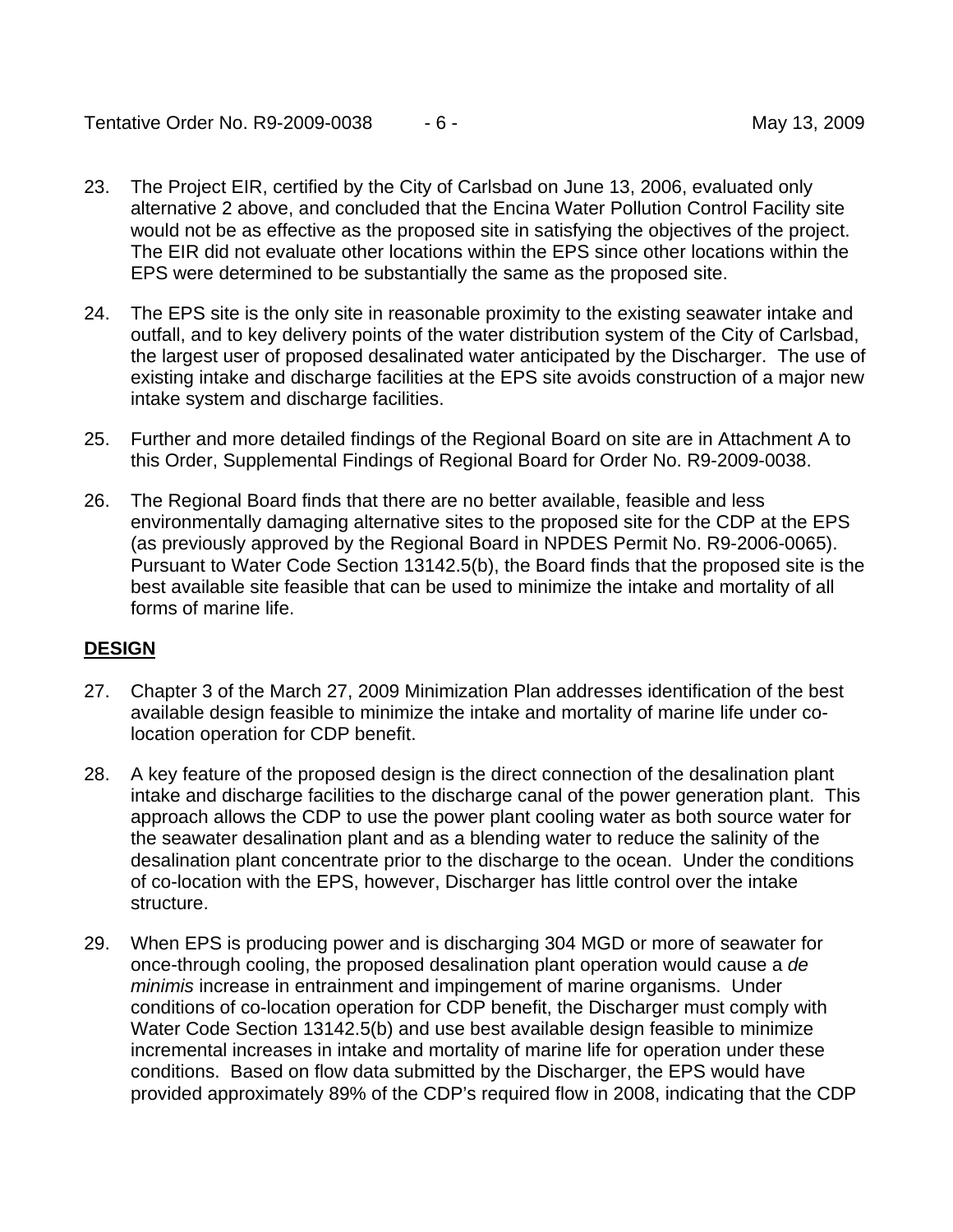23. The Project EIR, certified by the City of Carlsbad on June 13, 2006, evaluated only alternative 2 above, and concluded that the Encina Water Pollution Control Facility site would not be as effective as the proposed site in satisfying the objectives of the project. The EIR did not evaluate other locations within the EPS since other locations within the EPS were determined to be substantially the same as the proposed site.

24. The EPS site is the only site in reasonable proximity to the existing seawater intake and outfall, and to key delivery points of the water distribution system of the City of Carlsbad, the largest user of proposed desalinated water anticipated by the Discharger. The use of existing intake and discharge facilities at the EPS site avoids construction of a major new intake system and discharge facilities.

25. Further and more detailed findings of the Regional Board on site are in Attachment A to this Order, Supplemental Findings of Regional Board for Order No. R9-2009-0038.

26. The Regional Board finds that there are no better available, feasible and less environmentally damaging alternative sites to the proposed site for the CDP at the EPS (as previously approved by the Regional Board in NPDES Permit No. R9-2006-0065). Pursuant to Water Code Section 13142.5(b), the Board finds that the proposed site is the best available site feasible that can be used to minimize the intake and mortality of all forms of marine life.

## DESIGN

27. Chapter 3 of the March 27, 2009 Minimization Plan addresses identification of the best available design feasible to minimize the intake and mortality of marine life under co-location operation for CDP benefit.

28. A key feature of the proposed design is the direct connection of the desalination plant intake and discharge facilities to the discharge canal of the power generation plant. This approach allows the CDP to use the power plant cooling water as both source water for the seawater desalination plant and as a blending water to reduce the salinity of the desalination plant concentrate prior to the discharge to the ocean. Under the conditions of co-location with the EPS, however, Discharger has little control over the intake structure.

29. When EPS is producing power and is discharging 304 MGD or more of seawater for once-through cooling, the proposed desalination plant operation would cause a *de minimis* increase in entrainment and impingement of marine organisms. Under conditions of co-location operation for CDP benefit, the Discharger must comply with Water Code Section 13142.5(b) and use best available design feasible to minimize incremental increases in intake and mortality of marine life for operation under these conditions. Based on flow data submitted by the Discharger, the EPS would have provided approximately 89% of the CDP's required flow in 2008, indicating that the CDP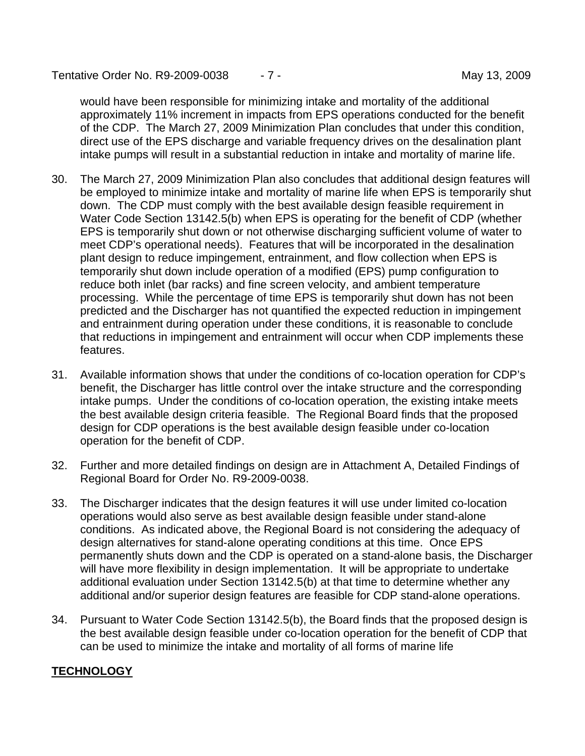would have been responsible for minimizing intake and mortality of the additional approximately 11% increment in impacts from EPS operations conducted for the benefit of the CDP. The March 27, 2009 Minimization Plan concludes that under this condition, direct use of the EPS discharge and variable frequency drives on the desalination plant intake pumps will result in a substantial reduction in intake and mortality of marine life.

30. The March 27, 2009 Minimization Plan also concludes that additional design features will be employed to minimize intake and mortality of marine life when EPS is temporarily shut down. The CDP must comply with the best available design feasible requirement in Water Code Section 13142.5(b) when EPS is operating for the benefit of CDP (whether EPS is temporarily shut down or not otherwise discharging sufficient volume of water to meet CDP's operational needs). Features that will be incorporated in the desalination plant design to reduce impingement, entrainment, and flow collection when EPS is temporarily shut down include operation of a modified (EPS) pump configuration to reduce both inlet (bar racks) and fine screen velocity, and ambient temperature processing. While the percentage of time EPS is temporarily shut down has not been predicted and the Discharger has not quantified the expected reduction in impingement and entrainment during operation under these conditions, it is reasonable to conclude that reductions in impingement and entrainment will occur when CDP implements these features.

31. Available information shows that under the conditions of co-location operation for CDP's benefit, the Discharger has little control over the intake structure and the corresponding intake pumps. Under the conditions of co-location operation, the existing intake meets the best available design criteria feasible. The Regional Board finds that the proposed design for CDP operations is the best available design feasible under co-location operation for the benefit of CDP.

32. Further and more detailed findings on design are in Attachment A, Detailed Findings of Regional Board for Order No. R9-2009-0038.

33. The Discharger indicates that the design features it will use under limited co-location operations would also serve as best available design feasible under stand-alone conditions. As indicated above, the Regional Board is not considering the adequacy of design alternatives for stand-alone operating conditions at this time. Once EPS permanently shuts down and the CDP is operated on a stand-alone basis, the Discharger will have more flexibility in design implementation. It will be appropriate to undertake additional evaluation under Section 13142.5(b) at that time to determine whether any additional and/or superior design features are feasible for CDP stand-alone operations.

34. Pursuant to Water Code Section 13142.5(b), the Board finds that the proposed design is the best available design feasible under co-location operation for the benefit of CDP that can be used to minimize the intake and mortality of all forms of marine life

**TECHNOLOGY**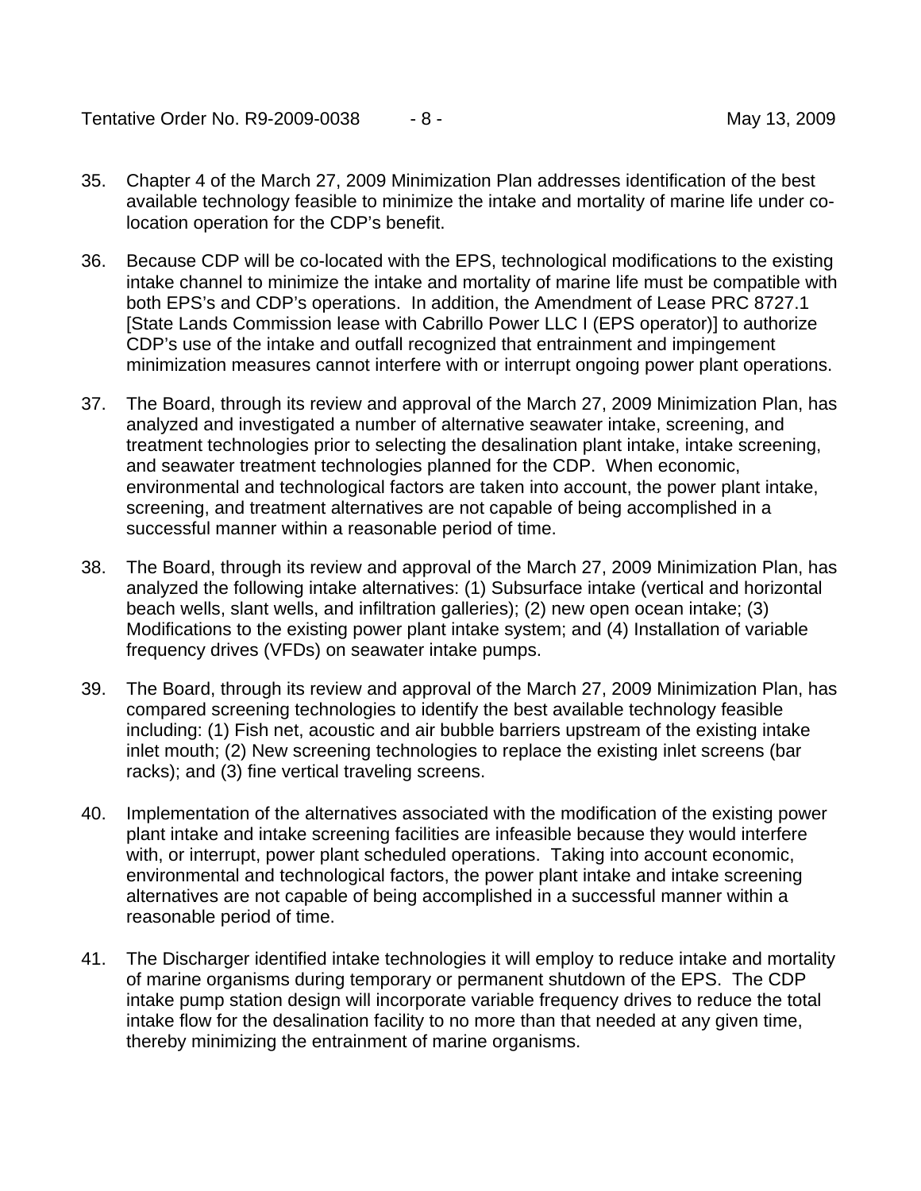35. Chapter 4 of the March 27, 2009 Minimization Plan addresses identification of the best available technology feasible to minimize the intake and mortality of marine life under co-location operation for the CDP's benefit.

36. Because CDP will be co-located with the EPS, technological modifications to the existing intake channel to minimize the intake and mortality of marine life must be compatible with both EPS's and CDP's operations. In addition, the Amendment of Lease PRC 8727.1 [State Lands Commission lease with Cabrillo Power LLC I (EPS operator)] to authorize CDP's use of the intake and outfall recognized that entrainment and impingement minimization measures cannot interfere with or interrupt ongoing power plant operations.

37. The Board, through its review and approval of the March 27, 2009 Minimization Plan, has analyzed and investigated a number of alternative seawater intake, screening, and treatment technologies prior to selecting the desalination plant intake, intake screening, and seawater treatment technologies planned for the CDP. When economic, environmental and technological factors are taken into account, the power plant intake, screening, and treatment alternatives are not capable of being accomplished in a successful manner within a reasonable period of time.

38. The Board, through its review and approval of the March 27, 2009 Minimization Plan, has analyzed the following intake alternatives: (1) Subsurface intake (vertical and horizontal beach wells, slant wells, and infiltration galleries); (2) new open ocean intake; (3) Modifications to the existing power plant intake system; and (4) Installation of variable frequency drives (VFDs) on seawater intake pumps.

39. The Board, through its review and approval of the March 27, 2009 Minimization Plan, has compared screening technologies to identify the best available technology feasible including: (1) Fish net, acoustic and air bubble barriers upstream of the existing intake inlet mouth; (2) New screening technologies to replace the existing inlet screens (bar racks); and (3) fine vertical traveling screens.

40. Implementation of the alternatives associated with the modification of the existing power plant intake and intake screening facilities are infeasible because they would interfere with, or interrupt, power plant scheduled operations. Taking into account economic, environmental and technological factors, the power plant intake and intake screening alternatives are not capable of being accomplished in a successful manner within a reasonable period of time.

41. The Discharger identified intake technologies it will employ to reduce intake and mortality of marine organisms during temporary or permanent shutdown of the EPS. The CDP intake pump station design will incorporate variable frequency drives to reduce the total intake flow for the desalination facility to no more than that needed at any given time, thereby minimizing the entrainment of marine organisms.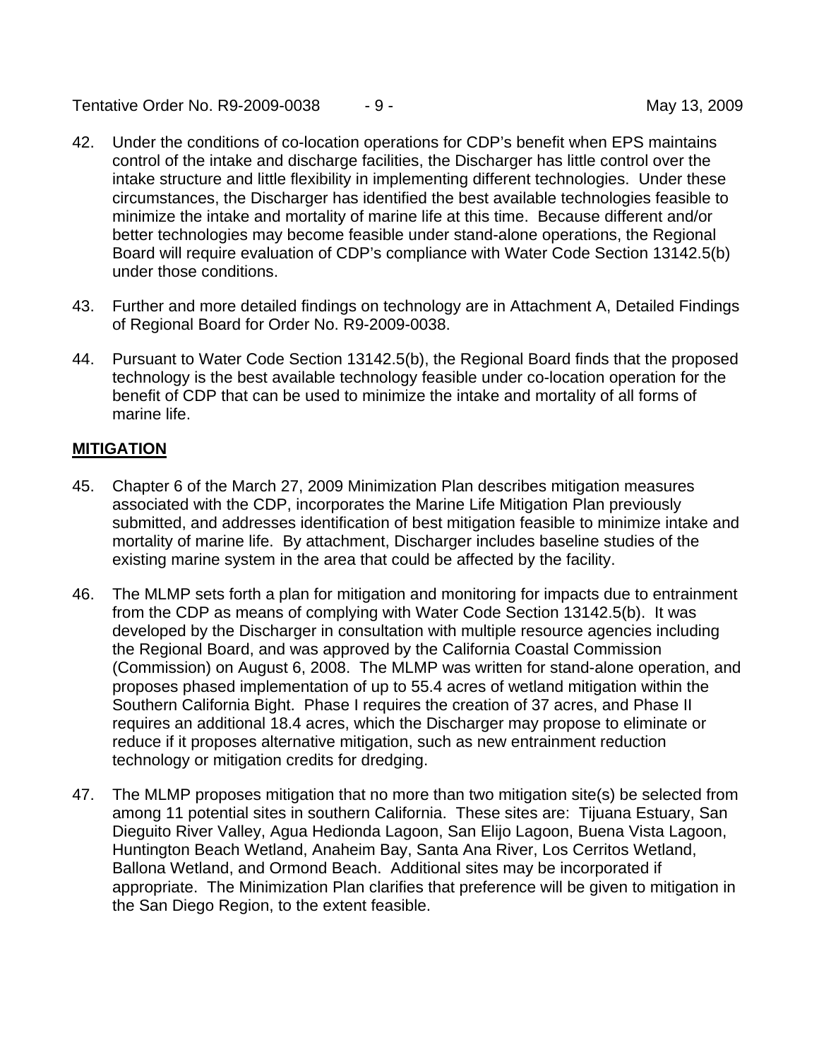42. Under the conditions of co-location operations for CDP's benefit when EPS maintains control of the intake and discharge facilities, the Discharger has little control over the intake structure and little flexibility in implementing different technologies. Under these circumstances, the Discharger has identified the best available technologies feasible to minimize the intake and mortality of marine life at this time. Because different and/or better technologies may become feasible under stand-alone operations, the Regional Board will require evaluation of CDP's compliance with Water Code Section 13142.5(b) under those conditions.

43. Further and more detailed findings on technology are in Attachment A, Detailed Findings of Regional Board for Order No. R9-2009-0038.

44. Pursuant to Water Code Section 13142.5(b), the Regional Board finds that the proposed technology is the best available technology feasible under co-location operation for the benefit of CDP that can be used to minimize the intake and mortality of all forms of marine life.

## MITIGATION

45. Chapter 6 of the March 27, 2009 Minimization Plan describes mitigation measures associated with the CDP, incorporates the Marine Life Mitigation Plan previously submitted, and addresses identification of best mitigation feasible to minimize intake and mortality of marine life. By attachment, Discharger includes baseline studies of the existing marine system in the area that could be affected by the facility.

46. The MLMP sets forth a plan for mitigation and monitoring for impacts due to entrainment from the CDP as means of complying with Water Code Section 13142.5(b). It was developed by the Discharger in consultation with multiple resource agencies including the Regional Board, and was approved by the California Coastal Commission (Commission) on August 6, 2008. The MLMP was written for stand-alone operation, and proposes phased implementation of up to 55.4 acres of wetland mitigation within the Southern California Bight. Phase I requires the creation of 37 acres, and Phase II requires an additional 18.4 acres, which the Discharger may propose to eliminate or reduce if it proposes alternative mitigation, such as new entrainment reduction technology or mitigation credits for dredging.

47. The MLMP proposes mitigation that no more than two mitigation site(s) be selected from among 11 potential sites in southern California. These sites are: Tijuana Estuary, San Dieguito River Valley, Agua Hedionda Lagoon, San Elijo Lagoon, Buena Vista Lagoon, Huntington Beach Wetland, Anaheim Bay, Santa Ana River, Los Cerritos Wetland, Ballona Wetland, and Ormond Beach. Additional sites may be incorporated if appropriate. The Minimization Plan clarifies that preference will be given to mitigation in the San Diego Region, to the extent feasible.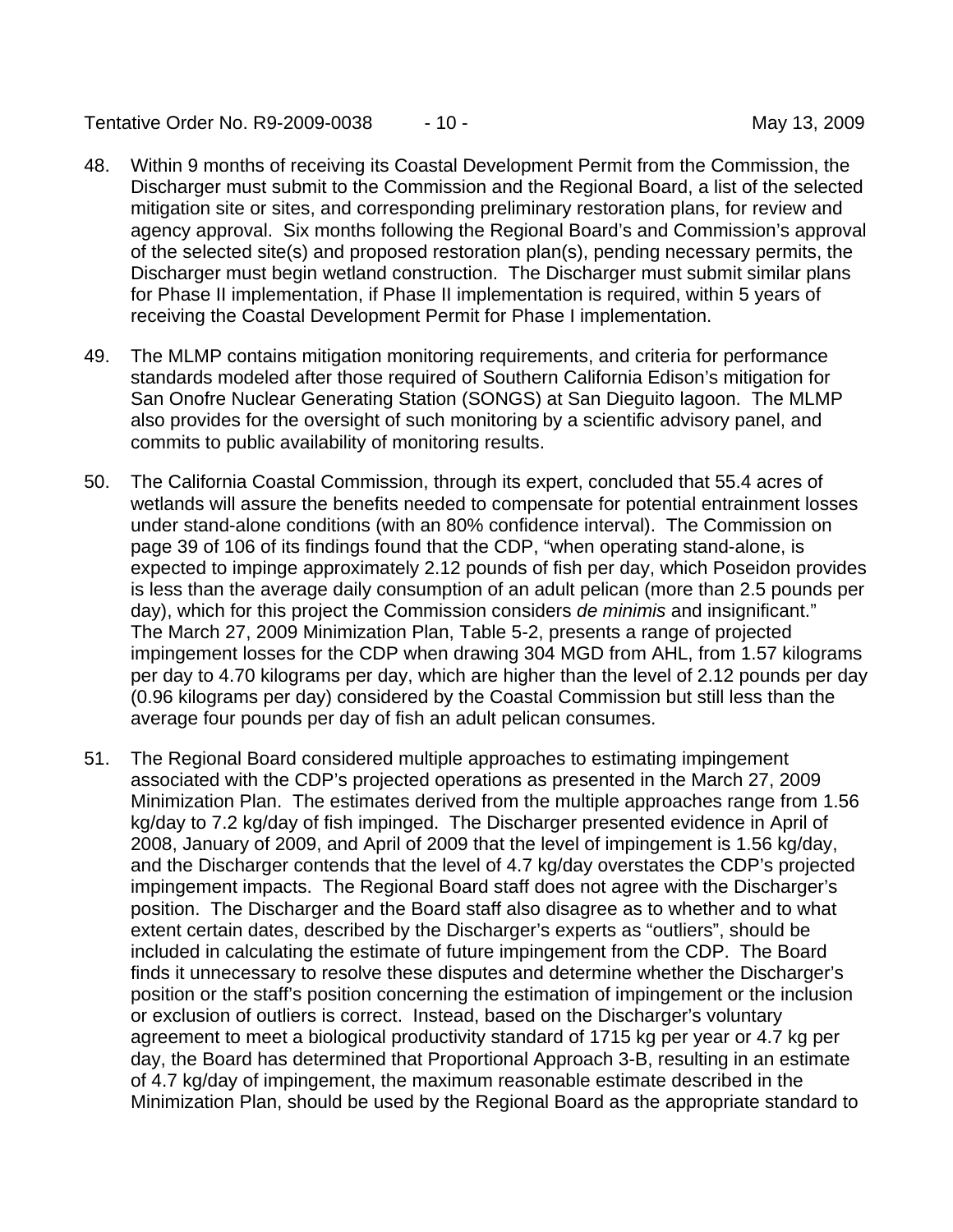48. Within 9 months of receiving its Coastal Development Permit from the Commission, the Discharger must submit to the Commission and the Regional Board, a list of the selected mitigation site or sites, and corresponding preliminary restoration plans, for review and agency approval. Six months following the Regional Board's and Commission's approval of the selected site(s) and proposed restoration plan(s), pending necessary permits, the Discharger must begin wetland construction. The Discharger must submit similar plans for Phase II implementation, if Phase II implementation is required, within 5 years of receiving the Coastal Development Permit for Phase I implementation.

49. The MLMP contains mitigation monitoring requirements, and criteria for performance standards modeled after those required of Southern California Edison's mitigation for San Onofre Nuclear Generating Station (SONGS) at San Dieguito lagoon. The MLMP also provides for the oversight of such monitoring by a scientific advisory panel, and commits to public availability of monitoring results.

50. The California Coastal Commission, through its expert, concluded that 55.4 acres of wetlands will assure the benefits needed to compensate for potential entrainment losses under stand-alone conditions (with an 80% confidence interval). The Commission on page 39 of 106 of its findings found that the CDP, "when operating stand-alone, is expected to impinge approximately 2.12 pounds of fish per day, which Poseidon provides is less than the average daily consumption of an adult pelican (more than 2.5 pounds per day), which for this project the Commission considers *de minimis* and insignificant." The March 27, 2009 Minimization Plan, Table 5-2, presents a range of projected impingement losses for the CDP when drawing 304 MGD from AHL, from 1.57 kilograms per day to 4.70 kilograms per day, which are higher than the level of 2.12 pounds per day (0.96 kilograms per day) considered by the Coastal Commission but still less than the average four pounds per day of fish an adult pelican consumes.

51. The Regional Board considered multiple approaches to estimating impingement associated with the CDP's projected operations as presented in the March 27, 2009 Minimization Plan. The estimates derived from the multiple approaches range from 1.56 kg/day to 7.2 kg/day of fish impinged. The Discharger presented evidence in April of 2008, January of 2009, and April of 2009 that the level of impingement is 1.56 kg/day, and the Discharger contends that the level of 4.7 kg/day overstates the CDP's projected impingement impacts. The Regional Board staff does not agree with the Discharger's position. The Discharger and the Board staff also disagree as to whether and to what extent certain dates, described by the Discharger's experts as "outliers", should be included in calculating the estimate of future impingement from the CDP. The Board finds it unnecessary to resolve these disputes and determine whether the Discharger's position or the staff's position concerning the estimation of impingement or the inclusion or exclusion of outliers is correct. Instead, based on the Discharger's voluntary agreement to meet a biological productivity standard of 1715 kg per year or 4.7 kg per day, the Board has determined that Proportional Approach 3-B, resulting in an estimate of 4.7 kg/day of impingement, the maximum reasonable estimate described in the Minimization Plan, should be used by the Regional Board as the appropriate standard to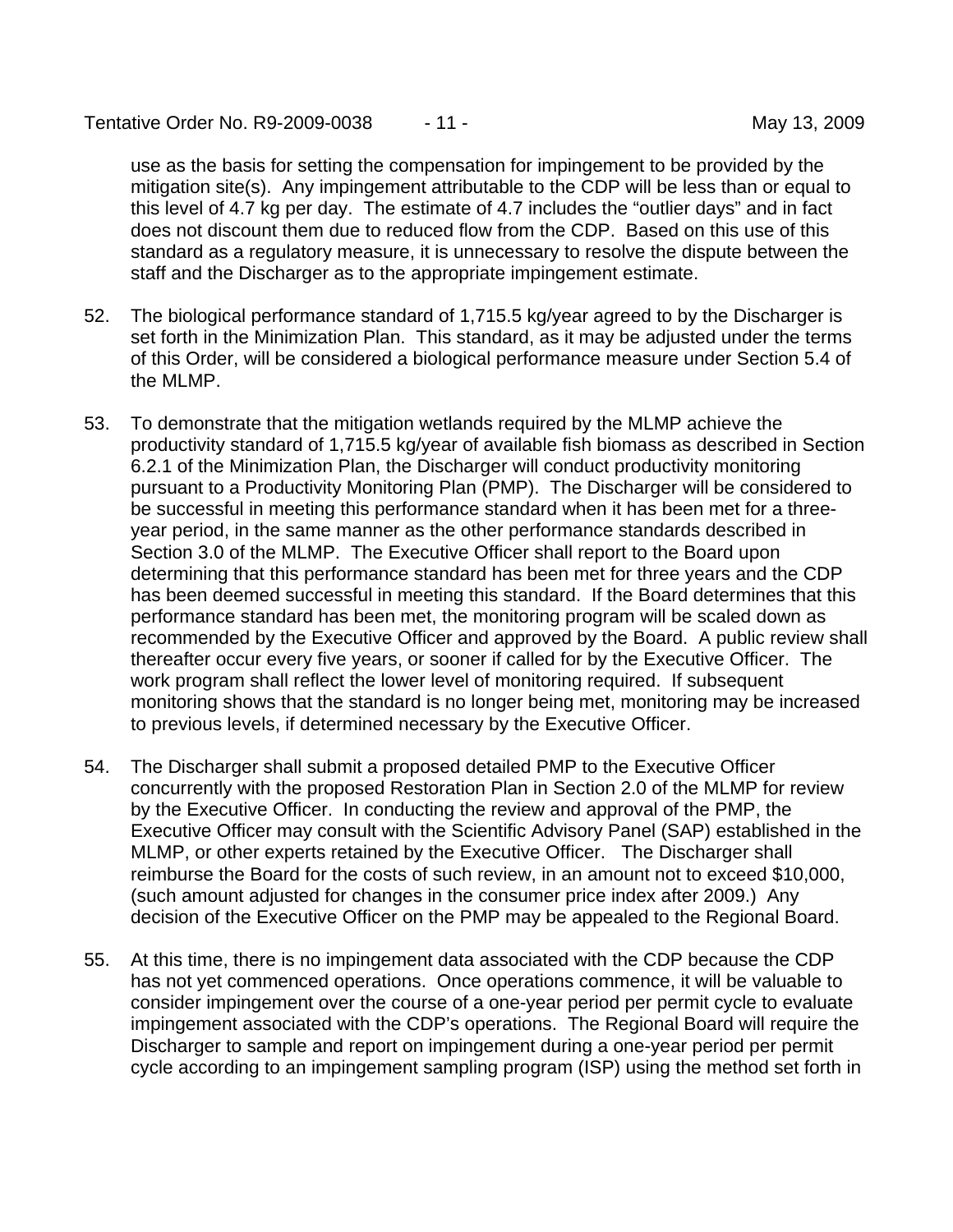use as the basis for setting the compensation for impingement to be provided by the mitigation site(s). Any impingement attributable to the CDP will be less than or equal to this level of 4.7 kg per day. The estimate of 4.7 includes the "outlier days" and in fact does not discount them due to reduced flow from the CDP. Based on this use of this standard as a regulatory measure, it is unnecessary to resolve the dispute between the staff and the Discharger as to the appropriate impingement estimate.

52. The biological performance standard of 1,715.5 kg/year agreed to by the Discharger is set forth in the Minimization Plan. This standard, as it may be adjusted under the terms of this Order, will be considered a biological performance measure under Section 5.4 of the MLMP.

53. To demonstrate that the mitigation wetlands required by the MLMP achieve the productivity standard of 1,715.5 kg/year of available fish biomass as described in Section 6.2.1 of the Minimization Plan, the Discharger will conduct productivity monitoring pursuant to a Productivity Monitoring Plan (PMP). The Discharger will be considered to be successful in meeting this performance standard when it has been met for a three-year period, in the same manner as the other performance standards described in Section 3.0 of the MLMP. The Executive Officer shall report to the Board upon determining that this performance standard has been met for three years and the CDP has been deemed successful in meeting this standard. If the Board determines that this performance standard has been met, the monitoring program will be scaled down as recommended by the Executive Officer and approved by the Board. A public review shall thereafter occur every five years, or sooner if called for by the Executive Officer. The work program shall reflect the lower level of monitoring required. If subsequent monitoring shows that the standard is no longer being met, monitoring may be increased to previous levels, if determined necessary by the Executive Officer.

54. The Discharger shall submit a proposed detailed PMP to the Executive Officer concurrently with the proposed Restoration Plan in Section 2.0 of the MLMP for review by the Executive Officer. In conducting the review and approval of the PMP, the Executive Officer may consult with the Scientific Advisory Panel (SAP) established in the MLMP, or other experts retained by the Executive Officer. The Discharger shall reimburse the Board for the costs of such review, in an amount not to exceed $10,000, (such amount adjusted for changes in the consumer price index after 2009.) Any decision of the Executive Officer on the PMP may be appealed to the Regional Board.

55. At this time, there is no impingement data associated with the CDP because the CDP has not yet commenced operations. Once operations commence, it will be valuable to consider impingement over the course of a one-year period per permit cycle to evaluate impingement associated with the CDP's operations. The Regional Board will require the Discharger to sample and report on impingement during a one-year period per permit cycle according to an impingement sampling program (ISP) using the method set forth in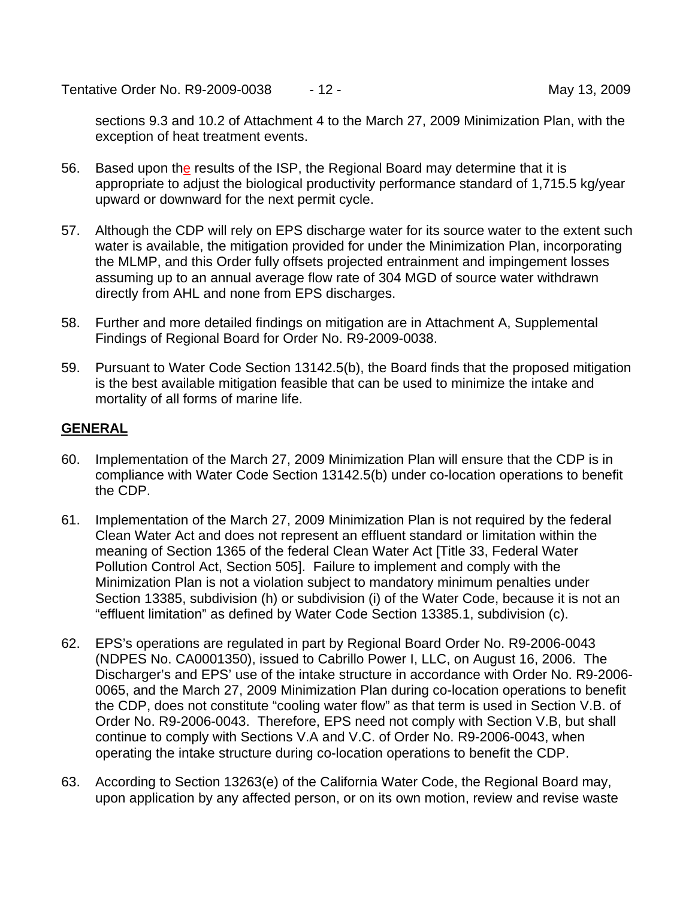sections 9.3 and 10.2 of Attachment 4 to the March 27, 2009 Minimization Plan, with the exception of heat treatment events.

56. Based upon the results of the ISP, the Regional Board may determine that it is appropriate to adjust the biological productivity performance standard of 1,715.5 kg/year upward or downward for the next permit cycle.

57. Although the CDP will rely on EPS discharge water for its source water to the extent such water is available, the mitigation provided for under the Minimization Plan, incorporating the MLMP, and this Order fully offsets projected entrainment and impingement losses assuming up to an annual average flow rate of 304 MGD of source water withdrawn directly from AHL and none from EPS discharges.

58. Further and more detailed findings on mitigation are in Attachment A, Supplemental Findings of Regional Board for Order No. R9-2009-0038.

59. Pursuant to Water Code Section 13142.5(b), the Board finds that the proposed mitigation is the best available mitigation feasible that can be used to minimize the intake and mortality of all forms of marine life.

## GENERAL

60. Implementation of the March 27, 2009 Minimization Plan will ensure that the CDP is in compliance with Water Code Section 13142.5(b) under co-location operations to benefit the CDP.

61. Implementation of the March 27, 2009 Minimization Plan is not required by the federal Clean Water Act and does not represent an effluent standard or limitation within the meaning of Section 1365 of the federal Clean Water Act [Title 33, Federal Water Pollution Control Act, Section 505]. Failure to implement and comply with the Minimization Plan is not a violation subject to mandatory minimum penalties under Section 13385, subdivision (h) or subdivision (i) of the Water Code, because it is not an "effluent limitation" as defined by Water Code Section 13385.1, subdivision (c).

62. EPS's operations are regulated in part by Regional Board Order No. R9-2006-0043 (NDPES No. CA0001350), issued to Cabrillo Power I, LLC, on August 16, 2006. The Discharger's and EPS' use of the intake structure in accordance with Order No. R9-2006-0065, and the March 27, 2009 Minimization Plan during co-location operations to benefit the CDP, does not constitute "cooling water flow" as that term is used in Section V.B. of Order No. R9-2006-0043. Therefore, EPS need not comply with Section V.B, but shall continue to comply with Sections V.A and V.C. of Order No. R9-2006-0043, when operating the intake structure during co-location operations to benefit the CDP.

63. According to Section 13263(e) of the California Water Code, the Regional Board may, upon application by any affected person, or on its own motion, review and revise waste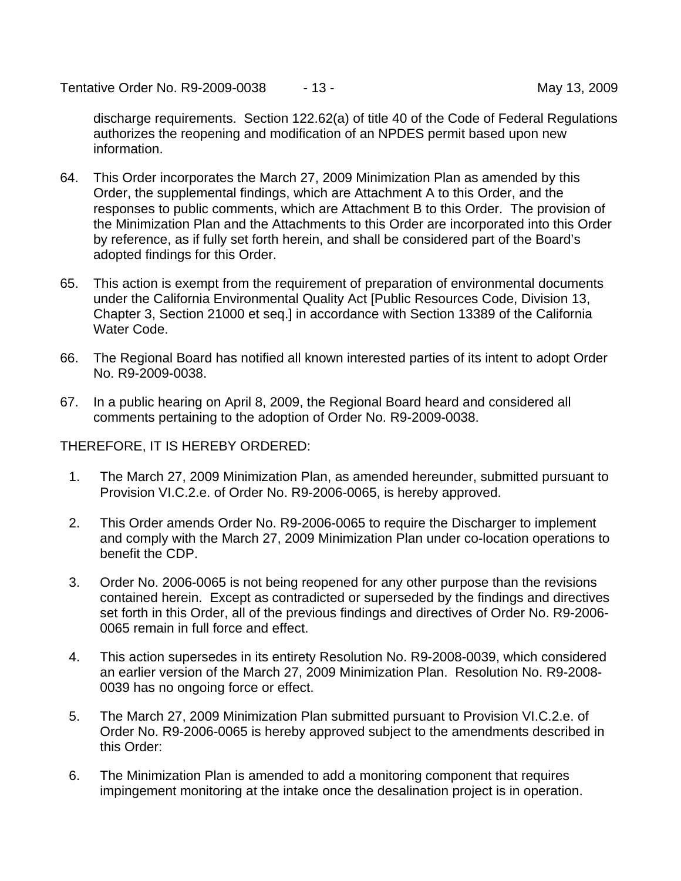discharge requirements. Section 122.62(a) of title 40 of the Code of Federal Regulations authorizes the reopening and modification of an NPDES permit based upon new information.

64. This Order incorporates the March 27, 2009 Minimization Plan as amended by this Order, the supplemental findings, which are Attachment A to this Order, and the responses to public comments, which are Attachment B to this Order. The provision of the Minimization Plan and the Attachments to this Order are incorporated into this Order by reference, as if fully set forth herein, and shall be considered part of the Board's adopted findings for this Order.

65. This action is exempt from the requirement of preparation of environmental documents under the California Environmental Quality Act [Public Resources Code, Division 13, Chapter 3, Section 21000 et seq.] in accordance with Section 13389 of the California Water Code.

66. The Regional Board has notified all known interested parties of its intent to adopt Order No. R9-2009-0038.

67. In a public hearing on April 8, 2009, the Regional Board heard and considered all comments pertaining to the adoption of Order No. R9-2009-0038.

THEREFORE, IT IS HEREBY ORDERED:

1. The March 27, 2009 Minimization Plan, as amended hereunder, submitted pursuant to Provision VI.C.2.e. of Order No. R9-2006-0065, is hereby approved.

2. This Order amends Order No. R9-2006-0065 to require the Discharger to implement and comply with the March 27, 2009 Minimization Plan under co-location operations to benefit the CDP.

3. Order No. 2006-0065 is not being reopened for any other purpose than the revisions contained herein. Except as contradicted or superseded by the findings and directives set forth in this Order, all of the previous findings and directives of Order No. R9-2006-0065 remain in full force and effect.

4. This action supersedes in its entirety Resolution No. R9-2008-0039, which considered an earlier version of the March 27, 2009 Minimization Plan. Resolution No. R9-2008-0039 has no ongoing force or effect.

5. The March 27, 2009 Minimization Plan submitted pursuant to Provision VI.C.2.e. of Order No. R9-2006-0065 is hereby approved subject to the amendments described in this Order:

6. The Minimization Plan is amended to add a monitoring component that requires impingement monitoring at the intake once the desalination project is in operation.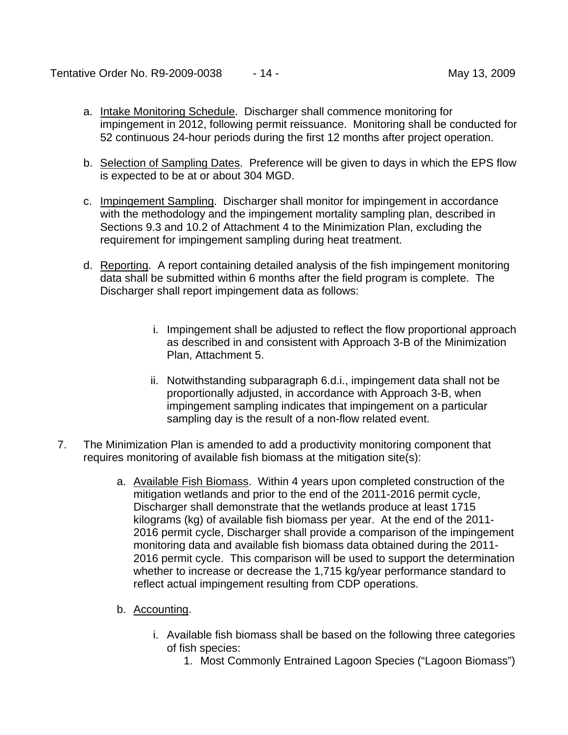a. Intake Monitoring Schedule. Discharger shall commence monitoring for impingement in 2012, following permit reissuance. Monitoring shall be conducted for 52 continuous 24-hour periods during the first 12 months after project operation.

b. Selection of Sampling Dates. Preference will be given to days in which the EPS flow is expected to be at or about 304 MGD.

c. Impingement Sampling. Discharger shall monitor for impingement in accordance with the methodology and the impingement mortality sampling plan, described in Sections 9.3 and 10.2 of Attachment 4 to the Minimization Plan, excluding the requirement for impingement sampling during heat treatment.

d. Reporting. A report containing detailed analysis of the fish impingement monitoring data shall be submitted within 6 months after the field program is complete. The Discharger shall report impingement data as follows:

   i. Impingement shall be adjusted to reflect the flow proportional approach as described in and consistent with Approach 3-B of the Minimization Plan, Attachment 5.

   ii. Notwithstanding subparagraph 6.d.i., impingement data shall not be proportionally adjusted, in accordance with Approach 3-B, when impingement sampling indicates that impingement on a particular sampling day is the result of a non-flow related event.

7. The Minimization Plan is amended to add a productivity monitoring component that requires monitoring of available fish biomass at the mitigation site(s):

   a. Available Fish Biomass. Within 4 years upon completed construction of the mitigation wetlands and prior to the end of the 2011-2016 permit cycle, Discharger shall demonstrate that the wetlands produce at least 1715 kilograms (kg) of available fish biomass per year. At the end of the 2011-2016 permit cycle, Discharger shall provide a comparison of the impingement monitoring data and available fish biomass data obtained during the 2011-2016 permit cycle. This comparison will be used to support the determination whether to increase or decrease the 1,715 kg/year performance standard to reflect actual impingement resulting from CDP operations.

   b. Accounting.

      i. Available fish biomass shall be based on the following three categories of fish species:
         1. Most Commonly Entrained Lagoon Species ("Lagoon Biomass")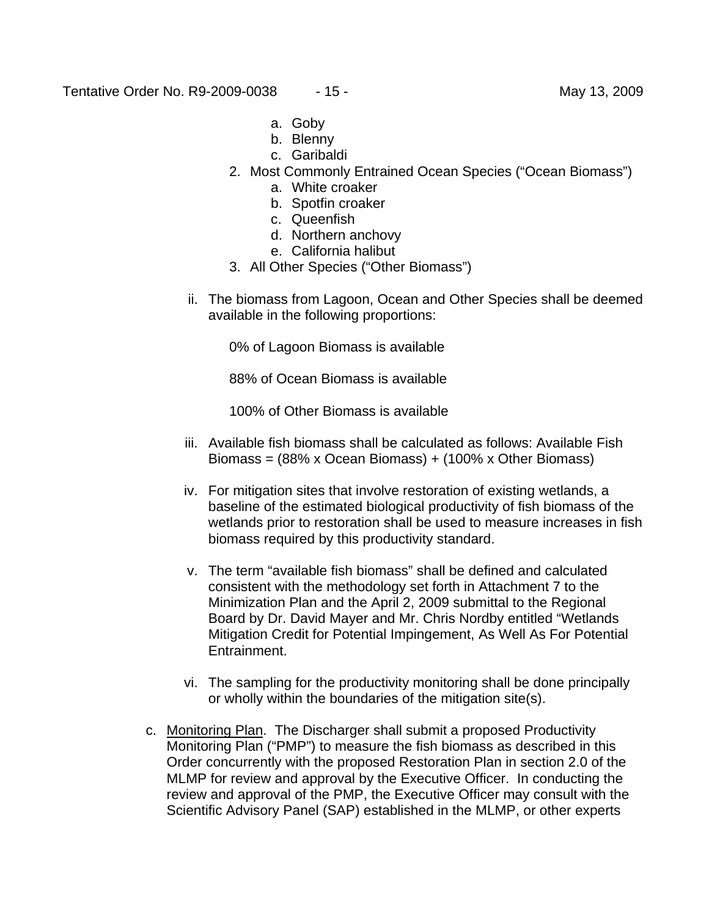a. Goby
   b. Blenny
   c. Garibaldi

2. Most Commonly Entrained Ocean Species ("Ocean Biomass")
   a. White croaker
   b. Spotfin croaker
   c. Queenfish
   d. Northern anchovy
   e. California halibut
3. All Other Species ("Other Biomass")

ii. The biomass from Lagoon, Ocean and Other Species shall be deemed available in the following proportions:

   0% of Lagoon Biomass is available

   88% of Ocean Biomass is available

   100% of Other Biomass is available

iii. Available fish biomass shall be calculated as follows: Available Fish Biomass = (88% x Ocean Biomass) + (100% x Other Biomass)

iv. For mitigation sites that involve restoration of existing wetlands, a baseline of the estimated biological productivity of fish biomass of the wetlands prior to restoration shall be used to measure increases in fish biomass required by this productivity standard.

v. The term "available fish biomass" shall be defined and calculated consistent with the methodology set forth in Attachment 7 to the Minimization Plan and the April 2, 2009 submittal to the Regional Board by Dr. David Mayer and Mr. Chris Nordby entitled "Wetlands Mitigation Credit for Potential Impingement, As Well As For Potential Entrainment.

vi. The sampling for the productivity monitoring shall be done principally or wholly within the boundaries of the mitigation site(s).

c. Monitoring Plan. The Discharger shall submit a proposed Productivity Monitoring Plan ("PMP") to measure the fish biomass as described in this Order concurrently with the proposed Restoration Plan in section 2.0 of the MLMP for review and approval by the Executive Officer. In conducting the review and approval of the PMP, the Executive Officer may consult with the Scientific Advisory Panel (SAP) established in the MLMP, or other experts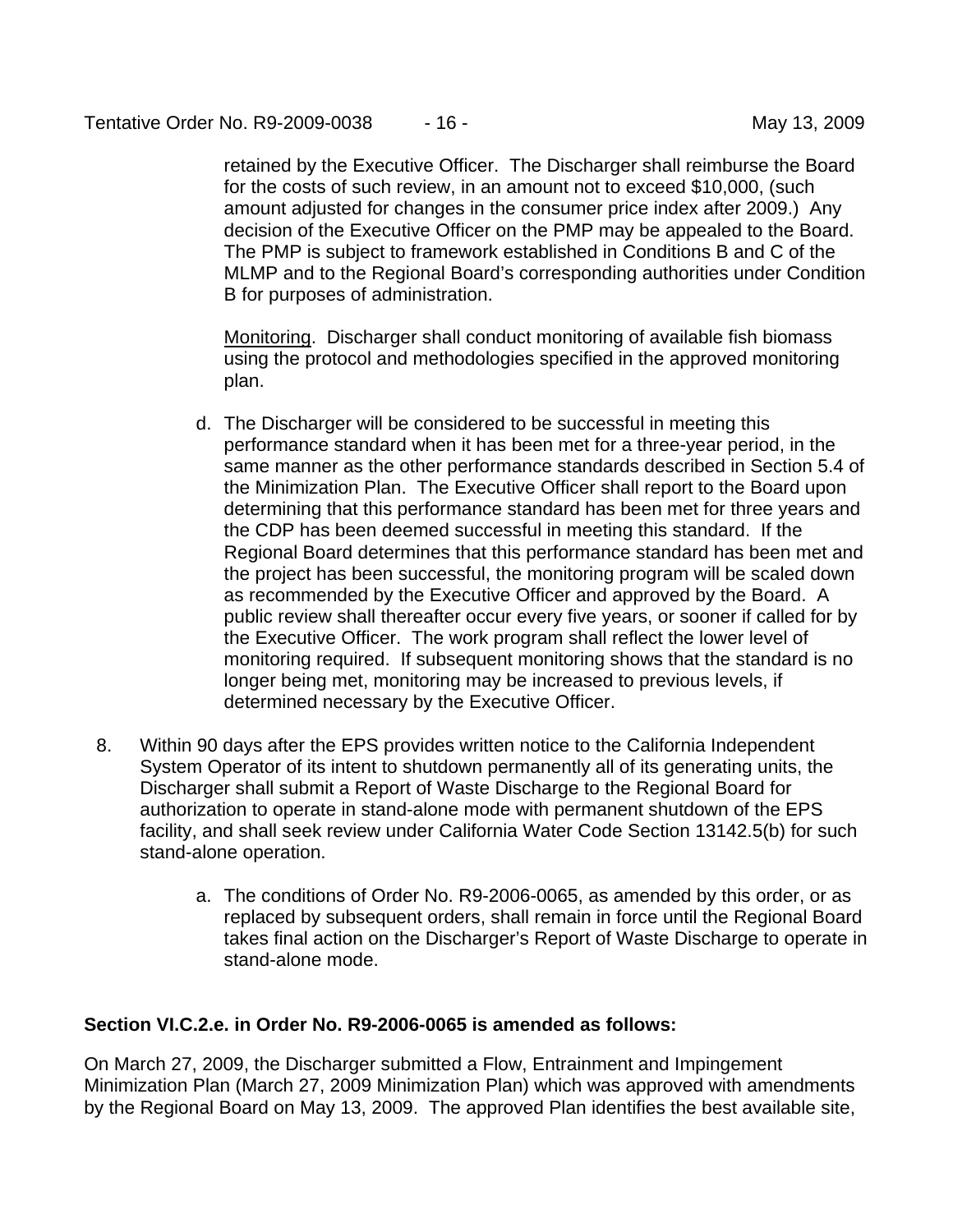retained by the Executive Officer. The Discharger shall reimburse the Board for the costs of such review, in an amount not to exceed $10,000, (such amount adjusted for changes in the consumer price index after 2009.) Any decision of the Executive Officer on the PMP may be appealed to the Board. The PMP is subject to framework established in Conditions B and C of the MLMP and to the Regional Board's corresponding authorities under Condition B for purposes of administration.

Monitoring. Discharger shall conduct monitoring of available fish biomass using the protocol and methodologies specified in the approved monitoring plan.

d. The Discharger will be considered to be successful in meeting this performance standard when it has been met for a three-year period, in the same manner as the other performance standards described in Section 5.4 of the Minimization Plan. The Executive Officer shall report to the Board upon determining that this performance standard has been met for three years and the CDP has been deemed successful in meeting this standard. If the Regional Board determines that this performance standard has been met and the project has been successful, the monitoring program will be scaled down as recommended by the Executive Officer and approved by the Board. A public review shall thereafter occur every five years, or sooner if called for by the Executive Officer. The work program shall reflect the lower level of monitoring required. If subsequent monitoring shows that the standard is no longer being met, monitoring may be increased to previous levels, if determined necessary by the Executive Officer.

8. Within 90 days after the EPS provides written notice to the California Independent System Operator of its intent to shutdown permanently all of its generating units, the Discharger shall submit a Report of Waste Discharge to the Regional Board for authorization to operate in stand-alone mode with permanent shutdown of the EPS facility, and shall seek review under California Water Code Section 13142.5(b) for such stand-alone operation.

    a. The conditions of Order No. R9-2006-0065, as amended by this order, or as replaced by subsequent orders, shall remain in force until the Regional Board takes final action on the Discharger's Report of Waste Discharge to operate in stand-alone mode.

**Section VI.C.2.e. in Order No. R9-2006-0065 is amended as follows:**

On March 27, 2009, the Discharger submitted a Flow, Entrainment and Impingement Minimization Plan (March 27, 2009 Minimization Plan) which was approved with amendments by the Regional Board on May 13, 2009. The approved Plan identifies the best available site,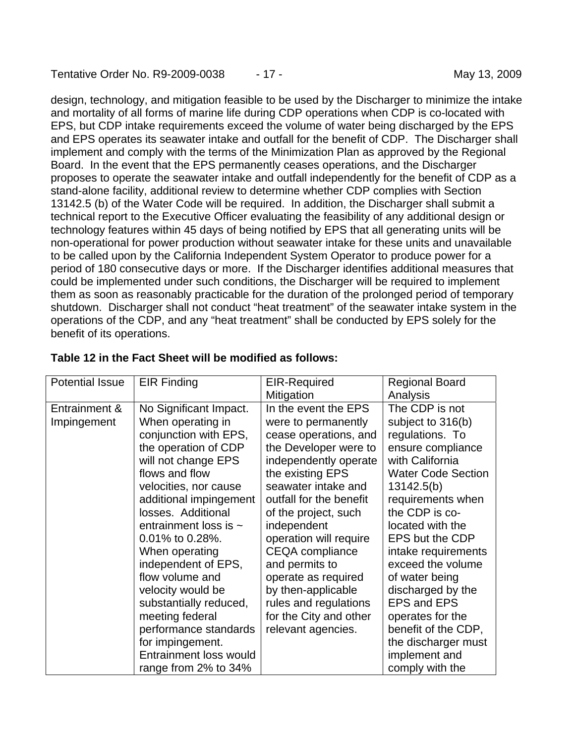design, technology, and mitigation feasible to be used by the Discharger to minimize the intake and mortality of all forms of marine life during CDP operations when CDP is co-located with EPS, but CDP intake requirements exceed the volume of water being discharged by the EPS and EPS operates its seawater intake and outfall for the benefit of CDP. The Discharger shall implement and comply with the terms of the Minimization Plan as approved by the Regional Board. In the event that the EPS permanently ceases operations, and the Discharger proposes to operate the seawater intake and outfall independently for the benefit of CDP as a stand-alone facility, additional review to determine whether CDP complies with Section 13142.5 (b) of the Water Code will be required. In addition, the Discharger shall submit a technical report to the Executive Officer evaluating the feasibility of any additional design or technology features within 45 days of being notified by EPS that all generating units will be non-operational for power production without seawater intake for these units and unavailable to be called upon by the California Independent System Operator to produce power for a period of 180 consecutive days or more. If the Discharger identifies additional measures that could be implemented under such conditions, the Discharger will be required to implement them as soon as reasonably practicable for the duration of the prolonged period of temporary shutdown. Discharger shall not conduct "heat treatment" of the seawater intake system in the operations of the CDP, and any "heat treatment" shall be conducted by EPS solely for the benefit of its operations.

**Table 12 in the Fact Sheet will be modified as follows:**

| Potential Issue | EIR Finding | EIR-Required Mitigation | Regional Board Analysis |
|---|---|---|---|
| Entrainment & Impingement | No Significant Impact. When operating in conjunction with EPS, the operation of CDP will not change EPS flows and flow velocities, nor cause additional impingement losses. Additional entrainment loss is ~ 0.01% to 0.28%. When operating independent of EPS, flow volume and velocity would be substantially reduced, meeting federal performance standards for impingement. Entrainment loss would range from 2% to 34% | In the event the EPS were to permanently cease operations, and the Developer were to independently operate the existing EPS seawater intake and outfall for the benefit of the project, such independent operation will require CEQA compliance and permits to operate as required by then-applicable rules and regulations for the City and other relevant agencies. | The CDP is not subject to 316(b) regulations. To ensure compliance with California Water Code Section 13142.5(b) requirements when the CDP is co-located with the EPS but the CDP intake requirements exceed the volume of water being discharged by the EPS and EPS operates for the benefit of the CDP, the discharger must implement and comply with the |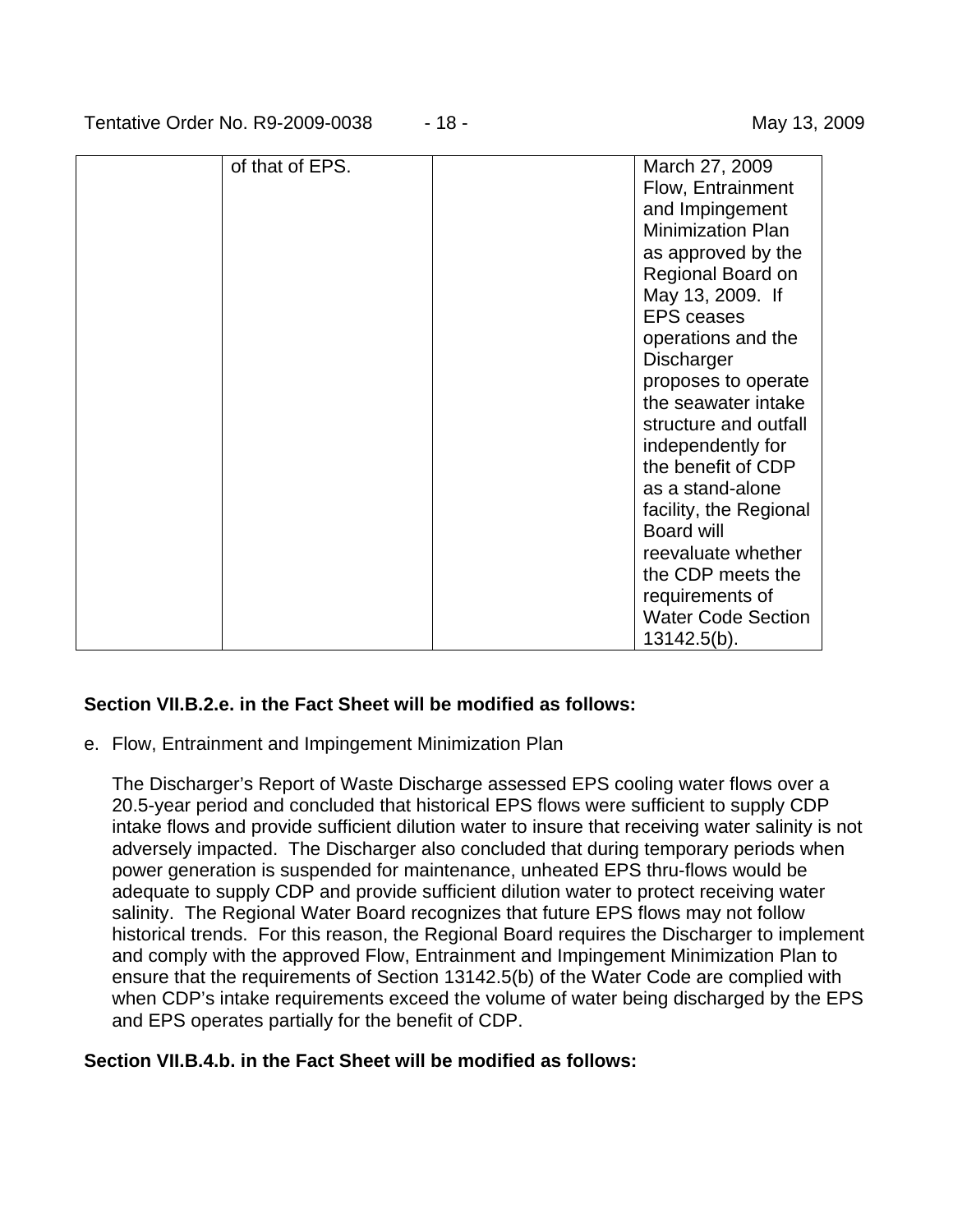|  | of that of EPS. |  | March 27, 2009 Flow, Entrainment and Impingement Minimization Plan as approved by the Regional Board on May 13, 2009. If EPS ceases operations and the Discharger proposes to operate the seawater intake structure and outfall independently for the benefit of CDP as a stand-alone facility, the Regional Board will reevaluate whether the CDP meets the requirements of Water Code Section 13142.5(b). |
|---|---|---|---|

**Section VII.B.2.e. in the Fact Sheet will be modified as follows:**

e. Flow, Entrainment and Impingement Minimization Plan

The Discharger's Report of Waste Discharge assessed EPS cooling water flows over a 20.5-year period and concluded that historical EPS flows were sufficient to supply CDP intake flows and provide sufficient dilution water to insure that receiving water salinity is not adversely impacted. The Discharger also concluded that during temporary periods when power generation is suspended for maintenance, unheated EPS thru-flows would be adequate to supply CDP and provide sufficient dilution water to protect receiving water salinity. The Regional Water Board recognizes that future EPS flows may not follow historical trends. For this reason, the Regional Board requires the Discharger to implement and comply with the approved Flow, Entrainment and Impingement Minimization Plan to ensure that the requirements of Section 13142.5(b) of the Water Code are complied with when CDP's intake requirements exceed the volume of water being discharged by the EPS and EPS operates partially for the benefit of CDP.

**Section VII.B.4.b. in the Fact Sheet will be modified as follows:**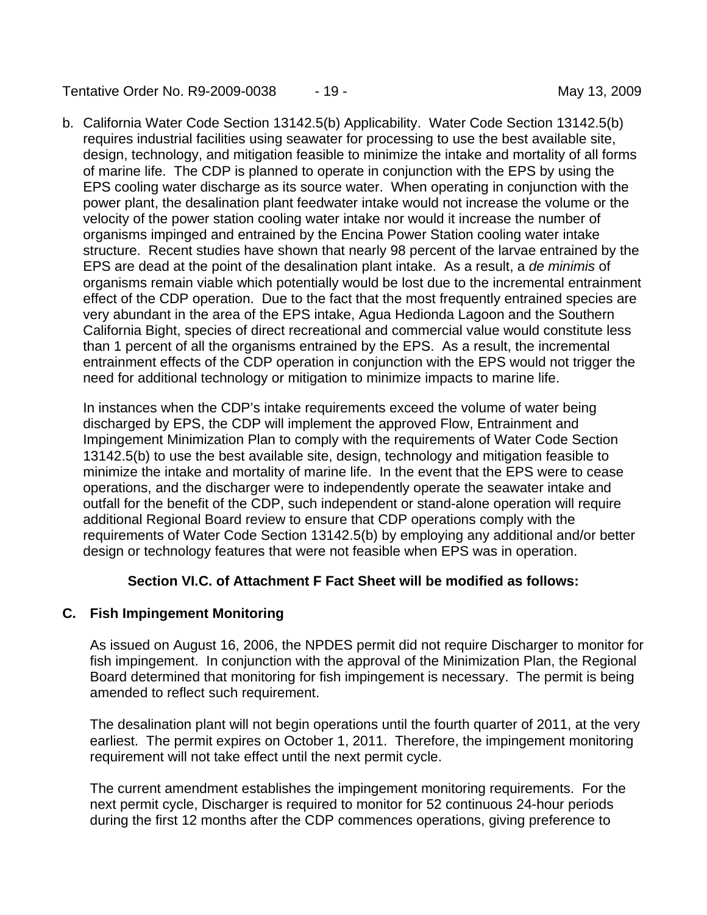b. California Water Code Section 13142.5(b) Applicability. Water Code Section 13142.5(b) requires industrial facilities using seawater for processing to use the best available site, design, technology, and mitigation feasible to minimize the intake and mortality of all forms of marine life. The CDP is planned to operate in conjunction with the EPS by using the EPS cooling water discharge as its source water. When operating in conjunction with the power plant, the desalination plant feedwater intake would not increase the volume or the velocity of the power station cooling water intake nor would it increase the number of organisms impinged and entrained by the Encina Power Station cooling water intake structure. Recent studies have shown that nearly 98 percent of the larvae entrained by the EPS are dead at the point of the desalination plant intake. As a result, a *de minimis* of organisms remain viable which potentially would be lost due to the incremental entrainment effect of the CDP operation. Due to the fact that the most frequently entrained species are very abundant in the area of the EPS intake, Agua Hedionda Lagoon and the Southern California Bight, species of direct recreational and commercial value would constitute less than 1 percent of all the organisms entrained by the EPS. As a result, the incremental entrainment effects of the CDP operation in conjunction with the EPS would not trigger the need for additional technology or mitigation to minimize impacts to marine life.

   In instances when the CDP's intake requirements exceed the volume of water being discharged by EPS, the CDP will implement the approved Flow, Entrainment and Impingement Minimization Plan to comply with the requirements of Water Code Section 13142.5(b) to use the best available site, design, technology and mitigation feasible to minimize the intake and mortality of marine life. In the event that the EPS were to cease operations, and the discharger were to independently operate the seawater intake and outfall for the benefit of the CDP, such independent or stand-alone operation will require additional Regional Board review to ensure that CDP operations comply with the requirements of Water Code Section 13142.5(b) by employing any additional and/or better design or technology features that were not feasible when EPS was in operation.

**Section VI.C. of Attachment F Fact Sheet will be modified as follows:**

## C. Fish Impingement Monitoring

As issued on August 16, 2006, the NPDES permit did not require Discharger to monitor for fish impingement. In conjunction with the approval of the Minimization Plan, the Regional Board determined that monitoring for fish impingement is necessary. The permit is being amended to reflect such requirement.

The desalination plant will not begin operations until the fourth quarter of 2011, at the very earliest. The permit expires on October 1, 2011. Therefore, the impingement monitoring requirement will not take effect until the next permit cycle.

The current amendment establishes the impingement monitoring requirements. For the next permit cycle, Discharger is required to monitor for 52 continuous 24-hour periods during the first 12 months after the CDP commences operations, giving preference to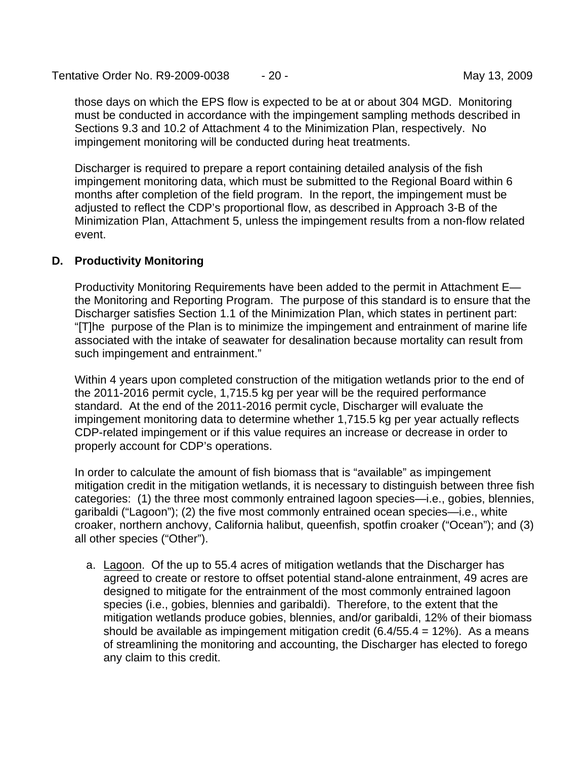those days on which the EPS flow is expected to be at or about 304 MGD. Monitoring must be conducted in accordance with the impingement sampling methods described in Sections 9.3 and 10.2 of Attachment 4 to the Minimization Plan, respectively. No impingement monitoring will be conducted during heat treatments.

Discharger is required to prepare a report containing detailed analysis of the fish impingement monitoring data, which must be submitted to the Regional Board within 6 months after completion of the field program. In the report, the impingement must be adjusted to reflect the CDP's proportional flow, as described in Approach 3-B of the Minimization Plan, Attachment 5, unless the impingement results from a non-flow related event.

### D. Productivity Monitoring

Productivity Monitoring Requirements have been added to the permit in Attachment E—the Monitoring and Reporting Program. The purpose of this standard is to ensure that the Discharger satisfies Section 1.1 of the Minimization Plan, which states in pertinent part: "[T]he purpose of the Plan is to minimize the impingement and entrainment of marine life associated with the intake of seawater for desalination because mortality can result from such impingement and entrainment."

Within 4 years upon completed construction of the mitigation wetlands prior to the end of the 2011-2016 permit cycle, 1,715.5 kg per year will be the required performance standard. At the end of the 2011-2016 permit cycle, Discharger will evaluate the impingement monitoring data to determine whether 1,715.5 kg per year actually reflects CDP-related impingement or if this value requires an increase or decrease in order to properly account for CDP's operations.

In order to calculate the amount of fish biomass that is "available" as impingement mitigation credit in the mitigation wetlands, it is necessary to distinguish between three fish categories: (1) the three most commonly entrained lagoon species—i.e., gobies, blennies, garibaldi ("Lagoon"); (2) the five most commonly entrained ocean species—i.e., white croaker, northern anchovy, California halibut, queenfish, spotfin croaker ("Ocean"); and (3) all other species ("Other").

a. <u>Lagoon</u>. Of the up to 55.4 acres of mitigation wetlands that the Discharger has agreed to create or restore to offset potential stand-alone entrainment, 49 acres are designed to mitigate for the entrainment of the most commonly entrained lagoon species (i.e., gobies, blennies and garibaldi). Therefore, to the extent that the mitigation wetlands produce gobies, blennies, and/or garibaldi, 12% of their biomass should be available as impingement mitigation credit (6.4/55.4 = 12%). As a means of streamlining the monitoring and accounting, the Discharger has elected to forego any claim to this credit.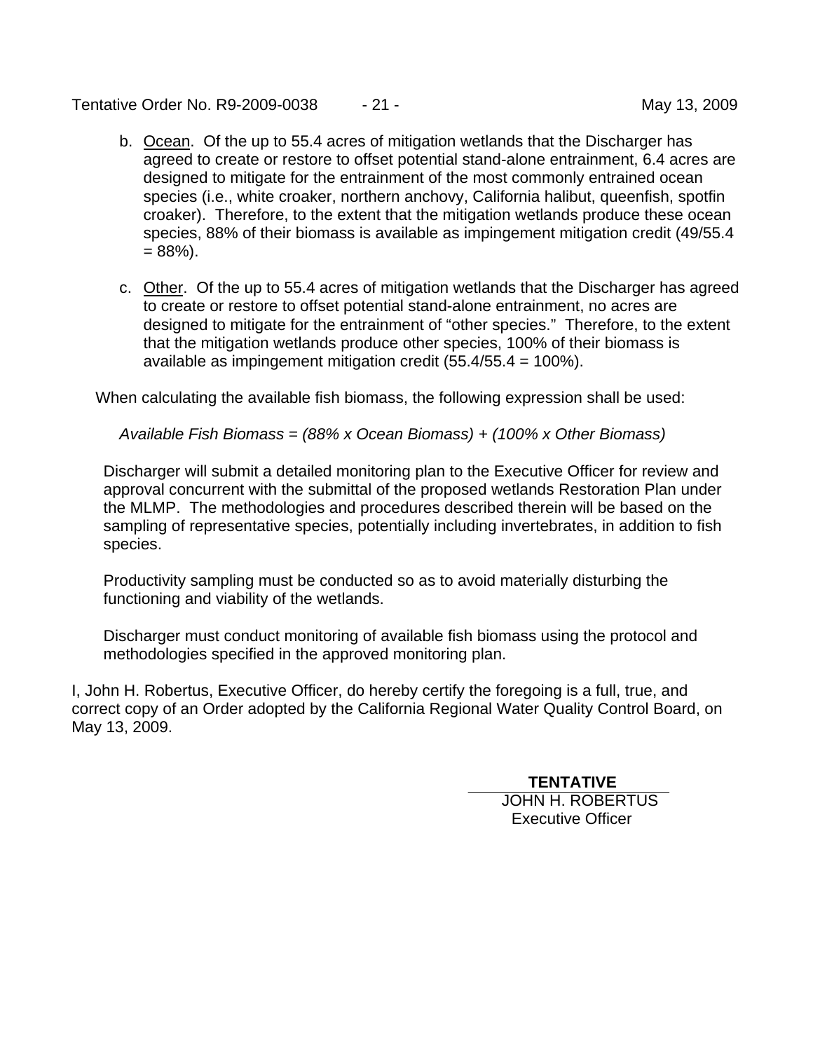b. <u>Ocean</u>. Of the up to 55.4 acres of mitigation wetlands that the Discharger has agreed to create or restore to offset potential stand-alone entrainment, 6.4 acres are designed to mitigate for the entrainment of the most commonly entrained ocean species (i.e., white croaker, northern anchovy, California halibut, queenfish, spotfin croaker). Therefore, to the extent that the mitigation wetlands produce these ocean species, 88% of their biomass is available as impingement mitigation credit (49/55.4 = 88%).

c. <u>Other</u>. Of the up to 55.4 acres of mitigation wetlands that the Discharger has agreed to create or restore to offset potential stand-alone entrainment, no acres are designed to mitigate for the entrainment of "other species." Therefore, to the extent that the mitigation wetlands produce other species, 100% of their biomass is available as impingement mitigation credit (55.4/55.4 = 100%).

When calculating the available fish biomass, the following expression shall be used:

*Available Fish Biomass = (88% x Ocean Biomass) + (100% x Other Biomass)*

Discharger will submit a detailed monitoring plan to the Executive Officer for review and approval concurrent with the submittal of the proposed wetlands Restoration Plan under the MLMP. The methodologies and procedures described therein will be based on the sampling of representative species, potentially including invertebrates, in addition to fish species.

Productivity sampling must be conducted so as to avoid materially disturbing the functioning and viability of the wetlands.

Discharger must conduct monitoring of available fish biomass using the protocol and methodologies specified in the approved monitoring plan.

I, John H. Robertus, Executive Officer, do hereby certify the foregoing is a full, true, and correct copy of an Order adopted by the California Regional Water Quality Control Board, on May 13, 2009.

**TENTATIVE**

JOHN H. ROBERTUS
Executive Officer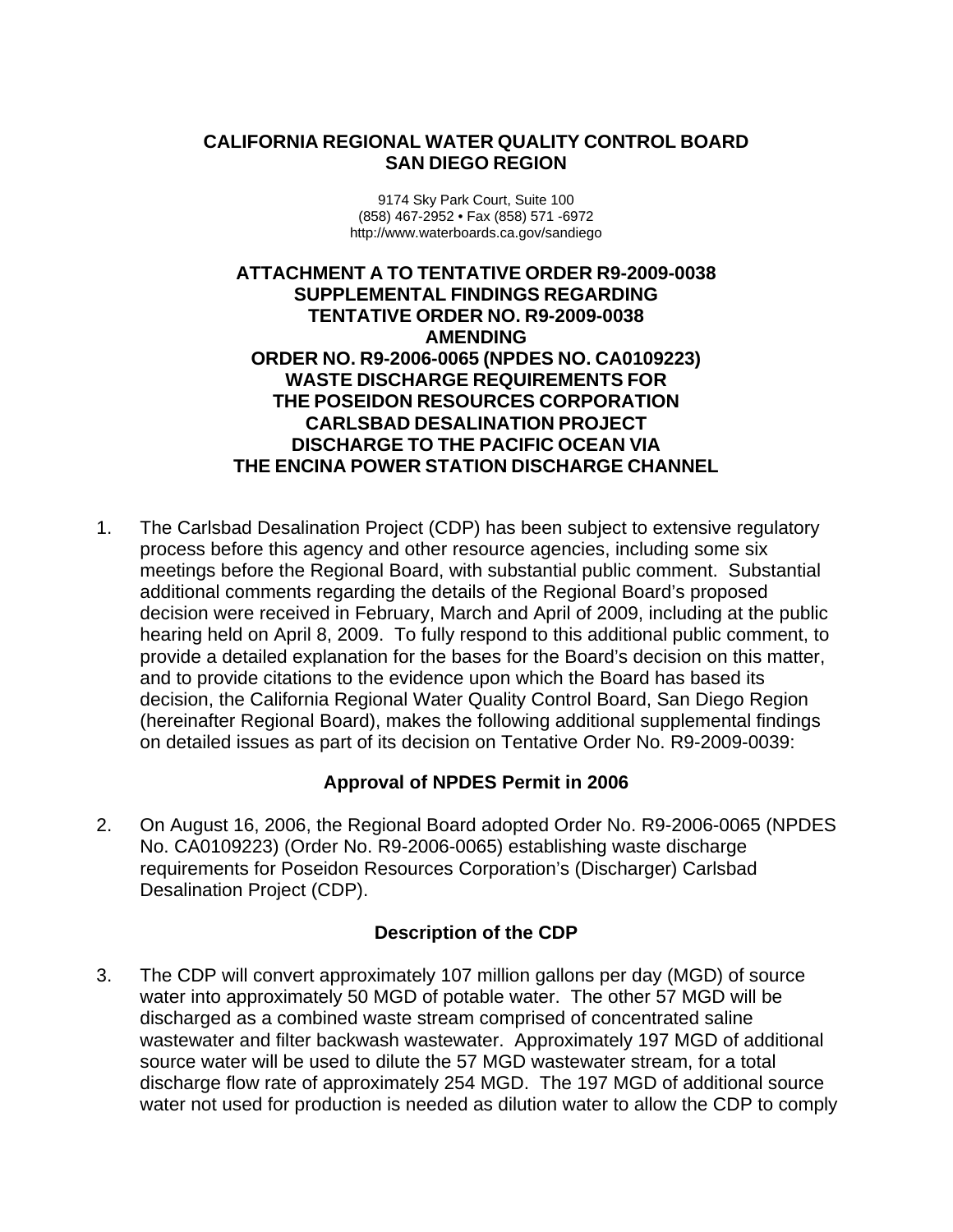**CALIFORNIA REGIONAL WATER QUALITY CONTROL BOARD**
**SAN DIEGO REGION**

9174 Sky Park Court, Suite 100
(858) 467-2952 • Fax (858) 571 -6972
http://www.waterboards.ca.gov/sandiego

**ATTACHMENT A TO TENTATIVE ORDER R9-2009-0038**
**SUPPLEMENTAL FINDINGS REGARDING**
**TENTATIVE ORDER NO. R9-2009-0038**
**AMENDING**
**ORDER NO. R9-2006-0065 (NPDES NO. CA0109223)**
**WASTE DISCHARGE REQUIREMENTS FOR**
**THE POSEIDON RESOURCES CORPORATION**
**CARLSBAD DESALINATION PROJECT**
**DISCHARGE TO THE PACIFIC OCEAN VIA**
**THE ENCINA POWER STATION DISCHARGE CHANNEL**

1. The Carlsbad Desalination Project (CDP) has been subject to extensive regulatory process before this agency and other resource agencies, including some six meetings before the Regional Board, with substantial public comment. Substantial additional comments regarding the details of the Regional Board's proposed decision were received in February, March and April of 2009, including at the public hearing held on April 8, 2009. To fully respond to this additional public comment, to provide a detailed explanation for the bases for the Board's decision on this matter, and to provide citations to the evidence upon which the Board has based its decision, the California Regional Water Quality Control Board, San Diego Region (hereinafter Regional Board), makes the following additional supplemental findings on detailed issues as part of its decision on Tentative Order No. R9-2009-0039:

## Approval of NPDES Permit in 2006

2. On August 16, 2006, the Regional Board adopted Order No. R9-2006-0065 (NPDES No. CA0109223) (Order No. R9-2006-0065) establishing waste discharge requirements for Poseidon Resources Corporation's (Discharger) Carlsbad Desalination Project (CDP).

## Description of the CDP

3. The CDP will convert approximately 107 million gallons per day (MGD) of source water into approximately 50 MGD of potable water. The other 57 MGD will be discharged as a combined waste stream comprised of concentrated saline wastewater and filter backwash wastewater. Approximately 197 MGD of additional source water will be used to dilute the 57 MGD wastewater stream, for a total discharge flow rate of approximately 254 MGD. The 197 MGD of additional source water not used for production is needed as dilution water to allow the CDP to comply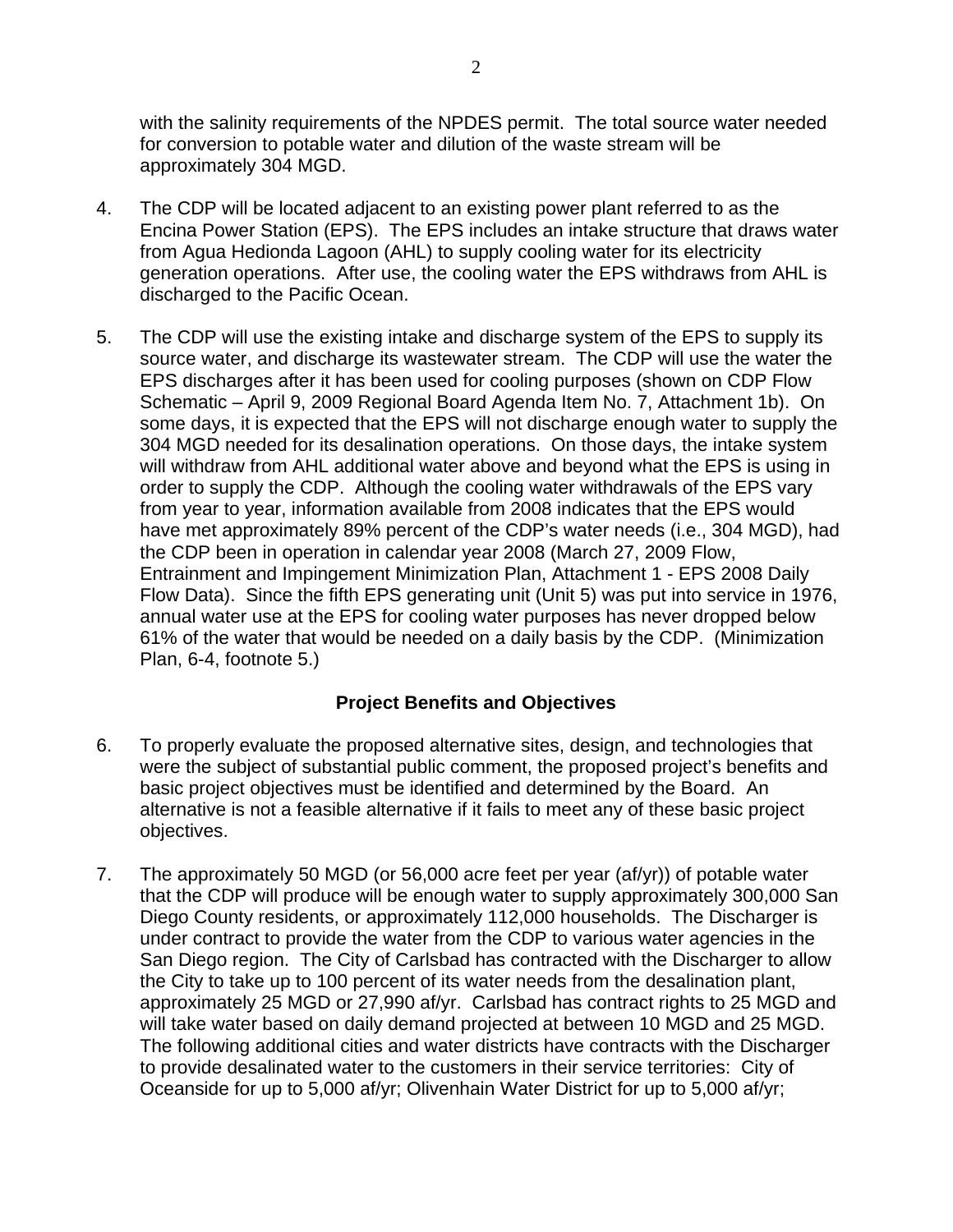with the salinity requirements of the NPDES permit. The total source water needed for conversion to potable water and dilution of the waste stream will be approximately 304 MGD.

4. The CDP will be located adjacent to an existing power plant referred to as the Encina Power Station (EPS). The EPS includes an intake structure that draws water from Agua Hedionda Lagoon (AHL) to supply cooling water for its electricity generation operations. After use, the cooling water the EPS withdraws from AHL is discharged to the Pacific Ocean.

5. The CDP will use the existing intake and discharge system of the EPS to supply its source water, and discharge its wastewater stream. The CDP will use the water the EPS discharges after it has been used for cooling purposes (shown on CDP Flow Schematic – April 9, 2009 Regional Board Agenda Item No. 7, Attachment 1b). On some days, it is expected that the EPS will not discharge enough water to supply the 304 MGD needed for its desalination operations. On those days, the intake system will withdraw from AHL additional water above and beyond what the EPS is using in order to supply the CDP. Although the cooling water withdrawals of the EPS vary from year to year, information available from 2008 indicates that the EPS would have met approximately 89% percent of the CDP's water needs (i.e., 304 MGD), had the CDP been in operation in calendar year 2008 (March 27, 2009 Flow, Entrainment and Impingement Minimization Plan, Attachment 1 - EPS 2008 Daily Flow Data). Since the fifth EPS generating unit (Unit 5) was put into service in 1976, annual water use at the EPS for cooling water purposes has never dropped below 61% of the water that would be needed on a daily basis by the CDP. (Minimization Plan, 6-4, footnote 5.)

## Project Benefits and Objectives

6. To properly evaluate the proposed alternative sites, design, and technologies that were the subject of substantial public comment, the proposed project's benefits and basic project objectives must be identified and determined by the Board. An alternative is not a feasible alternative if it fails to meet any of these basic project objectives.

7. The approximately 50 MGD (or 56,000 acre feet per year (af/yr)) of potable water that the CDP will produce will be enough water to supply approximately 300,000 San Diego County residents, or approximately 112,000 households. The Discharger is under contract to provide the water from the CDP to various water agencies in the San Diego region. The City of Carlsbad has contracted with the Discharger to allow the City to take up to 100 percent of its water needs from the desalination plant, approximately 25 MGD or 27,990 af/yr. Carlsbad has contract rights to 25 MGD and will take water based on daily demand projected at between 10 MGD and 25 MGD. The following additional cities and water districts have contracts with the Discharger to provide desalinated water to the customers in their service territories: City of Oceanside for up to 5,000 af/yr; Olivenhain Water District for up to 5,000 af/yr;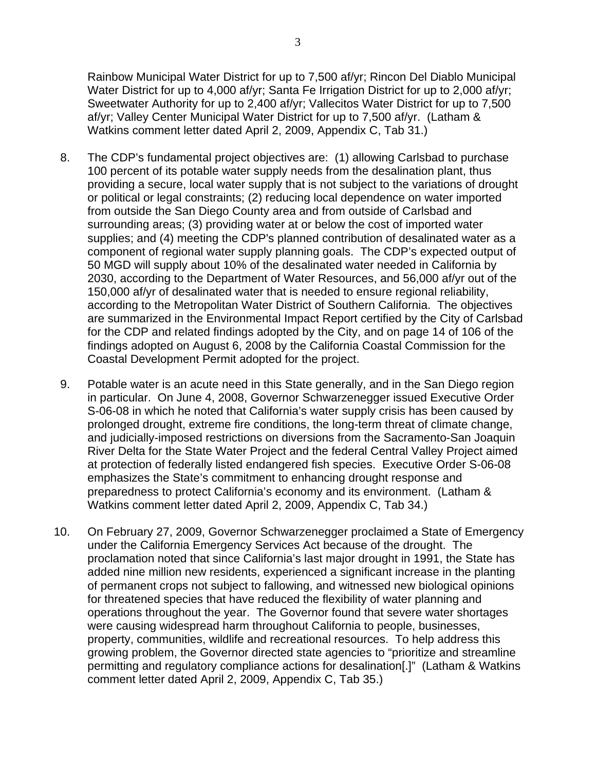Rainbow Municipal Water District for up to 7,500 af/yr; Rincon Del Diablo Municipal Water District for up to 4,000 af/yr; Santa Fe Irrigation District for up to 2,000 af/yr; Sweetwater Authority for up to 2,400 af/yr; Vallecitos Water District for up to 7,500 af/yr; Valley Center Municipal Water District for up to 7,500 af/yr. (Latham & Watkins comment letter dated April 2, 2009, Appendix C, Tab 31.)

8. The CDP's fundamental project objectives are: (1) allowing Carlsbad to purchase 100 percent of its potable water supply needs from the desalination plant, thus providing a secure, local water supply that is not subject to the variations of drought or political or legal constraints; (2) reducing local dependence on water imported from outside the San Diego County area and from outside of Carlsbad and surrounding areas; (3) providing water at or below the cost of imported water supplies; and (4) meeting the CDP's planned contribution of desalinated water as a component of regional water supply planning goals. The CDP's expected output of 50 MGD will supply about 10% of the desalinated water needed in California by 2030, according to the Department of Water Resources, and 56,000 af/yr out of the 150,000 af/yr of desalinated water that is needed to ensure regional reliability, according to the Metropolitan Water District of Southern California. The objectives are summarized in the Environmental Impact Report certified by the City of Carlsbad for the CDP and related findings adopted by the City, and on page 14 of 106 of the findings adopted on August 6, 2008 by the California Coastal Commission for the Coastal Development Permit adopted for the project.

9. Potable water is an acute need in this State generally, and in the San Diego region in particular. On June 4, 2008, Governor Schwarzenegger issued Executive Order S-06-08 in which he noted that California's water supply crisis has been caused by prolonged drought, extreme fire conditions, the long-term threat of climate change, and judicially-imposed restrictions on diversions from the Sacramento-San Joaquin River Delta for the State Water Project and the federal Central Valley Project aimed at protection of federally listed endangered fish species. Executive Order S-06-08 emphasizes the State's commitment to enhancing drought response and preparedness to protect California's economy and its environment. (Latham & Watkins comment letter dated April 2, 2009, Appendix C, Tab 34.)

10. On February 27, 2009, Governor Schwarzenegger proclaimed a State of Emergency under the California Emergency Services Act because of the drought. The proclamation noted that since California's last major drought in 1991, the State has added nine million new residents, experienced a significant increase in the planting of permanent crops not subject to fallowing, and witnessed new biological opinions for threatened species that have reduced the flexibility of water planning and operations throughout the year. The Governor found that severe water shortages were causing widespread harm throughout California to people, businesses, property, communities, wildlife and recreational resources. To help address this growing problem, the Governor directed state agencies to "prioritize and streamline permitting and regulatory compliance actions for desalination[.]" (Latham & Watkins comment letter dated April 2, 2009, Appendix C, Tab 35.)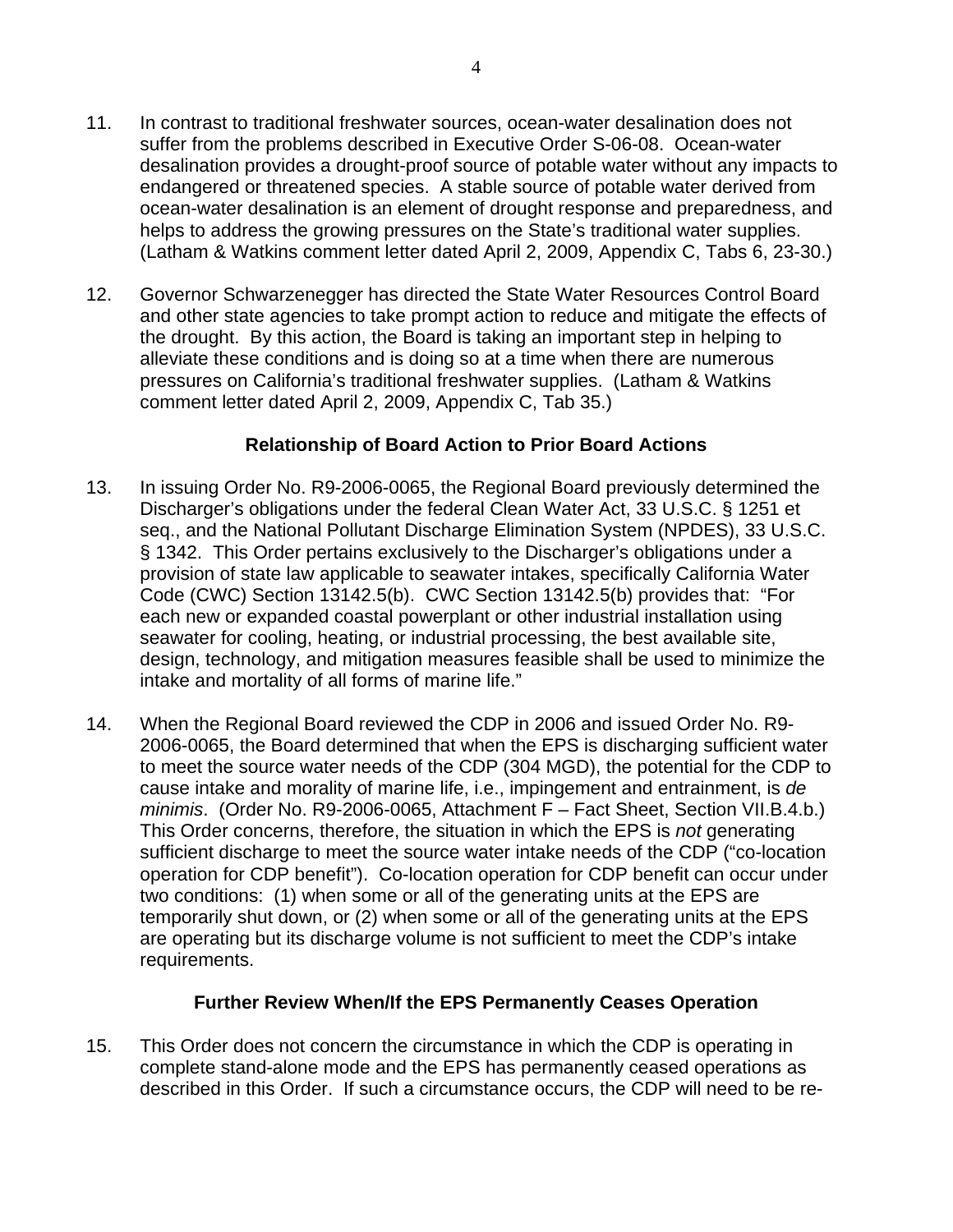11. In contrast to traditional freshwater sources, ocean-water desalination does not suffer from the problems described in Executive Order S-06-08. Ocean-water desalination provides a drought-proof source of potable water without any impacts to endangered or threatened species. A stable source of potable water derived from ocean-water desalination is an element of drought response and preparedness, and helps to address the growing pressures on the State's traditional water supplies. (Latham & Watkins comment letter dated April 2, 2009, Appendix C, Tabs 6, 23-30.)

12. Governor Schwarzenegger has directed the State Water Resources Control Board and other state agencies to take prompt action to reduce and mitigate the effects of the drought. By this action, the Board is taking an important step in helping to alleviate these conditions and is doing so at a time when there are numerous pressures on California's traditional freshwater supplies. (Latham & Watkins comment letter dated April 2, 2009, Appendix C, Tab 35.)

### Relationship of Board Action to Prior Board Actions

13. In issuing Order No. R9-2006-0065, the Regional Board previously determined the Discharger's obligations under the federal Clean Water Act, 33 U.S.C. § 1251 et seq., and the National Pollutant Discharge Elimination System (NPDES), 33 U.S.C. § 1342. This Order pertains exclusively to the Discharger's obligations under a provision of state law applicable to seawater intakes, specifically California Water Code (CWC) Section 13142.5(b). CWC Section 13142.5(b) provides that: "For each new or expanded coastal powerplant or other industrial installation using seawater for cooling, heating, or industrial processing, the best available site, design, technology, and mitigation measures feasible shall be used to minimize the intake and mortality of all forms of marine life."

14. When the Regional Board reviewed the CDP in 2006 and issued Order No. R9-2006-0065, the Board determined that when the EPS is discharging sufficient water to meet the source water needs of the CDP (304 MGD), the potential for the CDP to cause intake and morality of marine life, i.e., impingement and entrainment, is *de minimis*. (Order No. R9-2006-0065, Attachment F – Fact Sheet, Section VII.B.4.b.) This Order concerns, therefore, the situation in which the EPS is *not* generating sufficient discharge to meet the source water intake needs of the CDP ("co-location operation for CDP benefit"). Co-location operation for CDP benefit can occur under two conditions: (1) when some or all of the generating units at the EPS are temporarily shut down, or (2) when some or all of the generating units at the EPS are operating but its discharge volume is not sufficient to meet the CDP's intake requirements.

### Further Review When/If the EPS Permanently Ceases Operation

15. This Order does not concern the circumstance in which the CDP is operating in complete stand-alone mode and the EPS has permanently ceased operations as described in this Order. If such a circumstance occurs, the CDP will need to be re-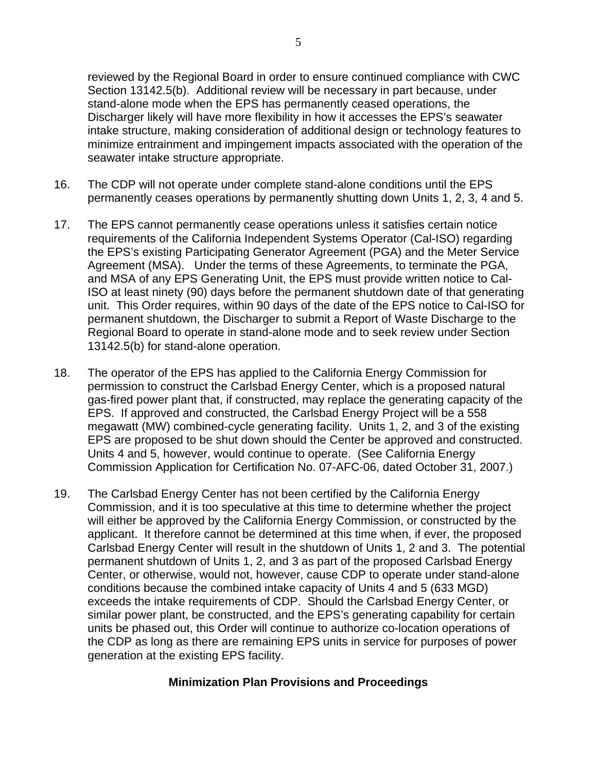reviewed by the Regional Board in order to ensure continued compliance with CWC Section 13142.5(b). Additional review will be necessary in part because, under stand-alone mode when the EPS has permanently ceased operations, the Discharger likely will have more flexibility in how it accesses the EPS's seawater intake structure, making consideration of additional design or technology features to minimize entrainment and impingement impacts associated with the operation of the seawater intake structure appropriate.

16. The CDP will not operate under complete stand-alone conditions until the EPS permanently ceases operations by permanently shutting down Units 1, 2, 3, 4 and 5.

17. The EPS cannot permanently cease operations unless it satisfies certain notice requirements of the California Independent Systems Operator (Cal-ISO) regarding the EPS's existing Participating Generator Agreement (PGA) and the Meter Service Agreement (MSA). Under the terms of these Agreements, to terminate the PGA, and MSA of any EPS Generating Unit, the EPS must provide written notice to Cal-ISO at least ninety (90) days before the permanent shutdown date of that generating unit. This Order requires, within 90 days of the date of the EPS notice to Cal-ISO for permanent shutdown, the Discharger to submit a Report of Waste Discharge to the Regional Board to operate in stand-alone mode and to seek review under Section 13142.5(b) for stand-alone operation.

18. The operator of the EPS has applied to the California Energy Commission for permission to construct the Carlsbad Energy Center, which is a proposed natural gas-fired power plant that, if constructed, may replace the generating capacity of the EPS. If approved and constructed, the Carlsbad Energy Project will be a 558 megawatt (MW) combined-cycle generating facility. Units 1, 2, and 3 of the existing EPS are proposed to be shut down should the Center be approved and constructed. Units 4 and 5, however, would continue to operate. (See California Energy Commission Application for Certification No. 07-AFC-06, dated October 31, 2007.)

19. The Carlsbad Energy Center has not been certified by the California Energy Commission, and it is too speculative at this time to determine whether the project will either be approved by the California Energy Commission, or constructed by the applicant. It therefore cannot be determined at this time when, if ever, the proposed Carlsbad Energy Center will result in the shutdown of Units 1, 2 and 3. The potential permanent shutdown of Units 1, 2, and 3 as part of the proposed Carlsbad Energy Center, or otherwise, would not, however, cause CDP to operate under stand-alone conditions because the combined intake capacity of Units 4 and 5 (633 MGD) exceeds the intake requirements of CDP. Should the Carlsbad Energy Center, or similar power plant, be constructed, and the EPS's generating capability for certain units be phased out, this Order will continue to authorize co-location operations of the CDP as long as there are remaining EPS units in service for purposes of power generation at the existing EPS facility.

**Minimization Plan Provisions and Proceedings**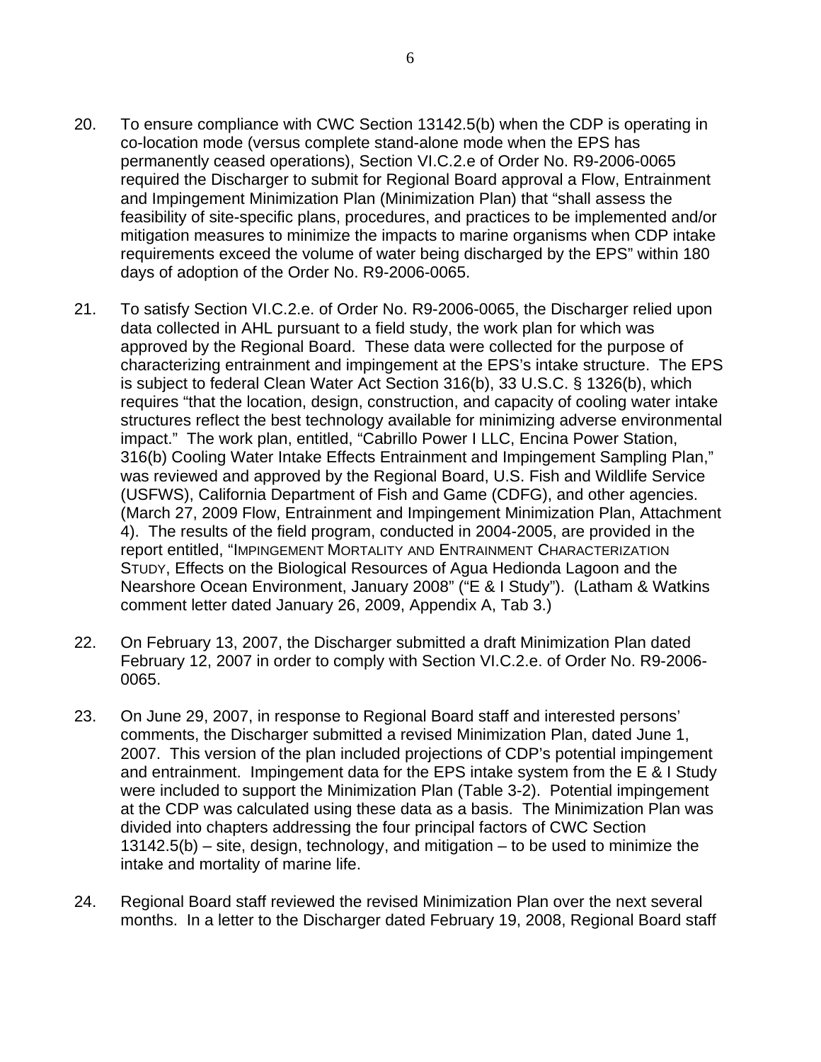20. To ensure compliance with CWC Section 13142.5(b) when the CDP is operating in co-location mode (versus complete stand-alone mode when the EPS has permanently ceased operations), Section VI.C.2.e of Order No. R9-2006-0065 required the Discharger to submit for Regional Board approval a Flow, Entrainment and Impingement Minimization Plan (Minimization Plan) that "shall assess the feasibility of site-specific plans, procedures, and practices to be implemented and/or mitigation measures to minimize the impacts to marine organisms when CDP intake requirements exceed the volume of water being discharged by the EPS" within 180 days of adoption of the Order No. R9-2006-0065.

21. To satisfy Section VI.C.2.e. of Order No. R9-2006-0065, the Discharger relied upon data collected in AHL pursuant to a field study, the work plan for which was approved by the Regional Board. These data were collected for the purpose of characterizing entrainment and impingement at the EPS's intake structure. The EPS is subject to federal Clean Water Act Section 316(b), 33 U.S.C. § 1326(b), which requires "that the location, design, construction, and capacity of cooling water intake structures reflect the best technology available for minimizing adverse environmental impact." The work plan, entitled, "Cabrillo Power I LLC, Encina Power Station, 316(b) Cooling Water Intake Effects Entrainment and Impingement Sampling Plan," was reviewed and approved by the Regional Board, U.S. Fish and Wildlife Service (USFWS), California Department of Fish and Game (CDFG), and other agencies. (March 27, 2009 Flow, Entrainment and Impingement Minimization Plan, Attachment 4). The results of the field program, conducted in 2004-2005, are provided in the report entitled, "IMPINGEMENT MORTALITY AND ENTRAINMENT CHARACTERIZATION STUDY, Effects on the Biological Resources of Agua Hedionda Lagoon and the Nearshore Ocean Environment, January 2008" ("E & I Study"). (Latham & Watkins comment letter dated January 26, 2009, Appendix A, Tab 3.)

22. On February 13, 2007, the Discharger submitted a draft Minimization Plan dated February 12, 2007 in order to comply with Section VI.C.2.e. of Order No. R9-2006-0065.

23. On June 29, 2007, in response to Regional Board staff and interested persons' comments, the Discharger submitted a revised Minimization Plan, dated June 1, 2007. This version of the plan included projections of CDP's potential impingement and entrainment. Impingement data for the EPS intake system from the E & I Study were included to support the Minimization Plan (Table 3-2). Potential impingement at the CDP was calculated using these data as a basis. The Minimization Plan was divided into chapters addressing the four principal factors of CWC Section 13142.5(b) – site, design, technology, and mitigation – to be used to minimize the intake and mortality of marine life.

24. Regional Board staff reviewed the revised Minimization Plan over the next several months. In a letter to the Discharger dated February 19, 2008, Regional Board staff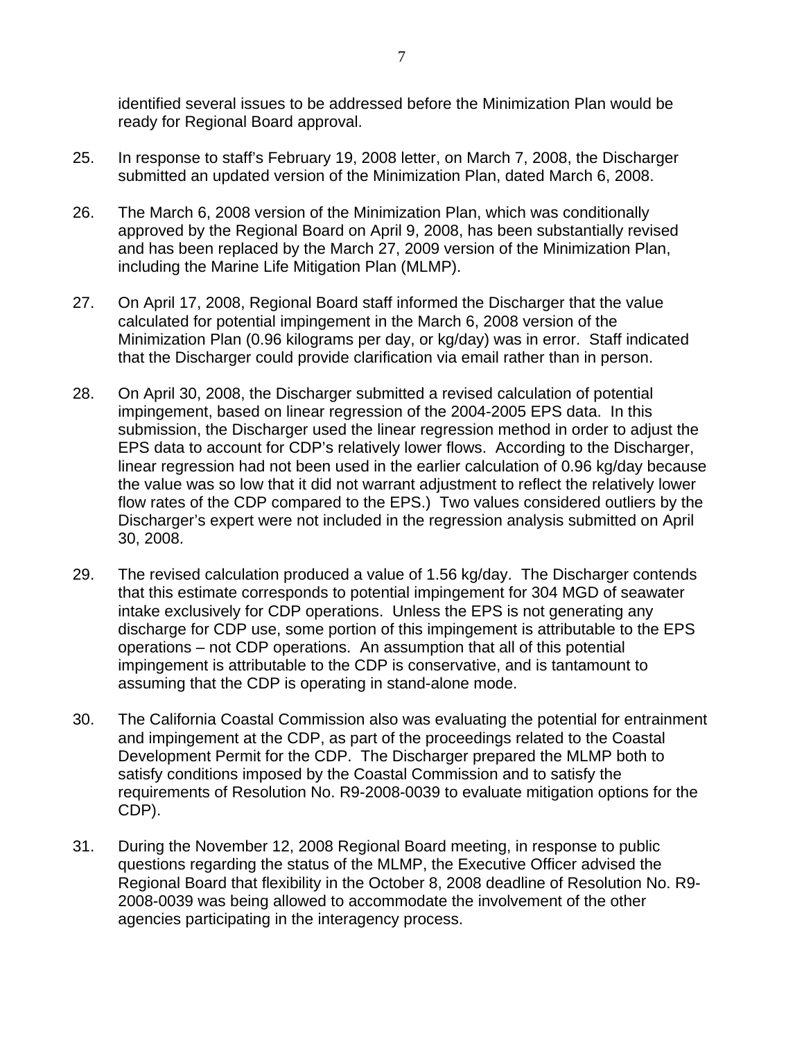identified several issues to be addressed before the Minimization Plan would be ready for Regional Board approval.

25. In response to staff's February 19, 2008 letter, on March 7, 2008, the Discharger submitted an updated version of the Minimization Plan, dated March 6, 2008.

26. The March 6, 2008 version of the Minimization Plan, which was conditionally approved by the Regional Board on April 9, 2008, has been substantially revised and has been replaced by the March 27, 2009 version of the Minimization Plan, including the Marine Life Mitigation Plan (MLMP).

27. On April 17, 2008, Regional Board staff informed the Discharger that the value calculated for potential impingement in the March 6, 2008 version of the Minimization Plan (0.96 kilograms per day, or kg/day) was in error. Staff indicated that the Discharger could provide clarification via email rather than in person.

28. On April 30, 2008, the Discharger submitted a revised calculation of potential impingement, based on linear regression of the 2004-2005 EPS data. In this submission, the Discharger used the linear regression method in order to adjust the EPS data to account for CDP's relatively lower flows. According to the Discharger, linear regression had not been used in the earlier calculation of 0.96 kg/day because the value was so low that it did not warrant adjustment to reflect the relatively lower flow rates of the CDP compared to the EPS.) Two values considered outliers by the Discharger's expert were not included in the regression analysis submitted on April 30, 2008.

29. The revised calculation produced a value of 1.56 kg/day. The Discharger contends that this estimate corresponds to potential impingement for 304 MGD of seawater intake exclusively for CDP operations. Unless the EPS is not generating any discharge for CDP use, some portion of this impingement is attributable to the EPS operations – not CDP operations. An assumption that all of this potential impingement is attributable to the CDP is conservative, and is tantamount to assuming that the CDP is operating in stand-alone mode.

30. The California Coastal Commission also was evaluating the potential for entrainment and impingement at the CDP, as part of the proceedings related to the Coastal Development Permit for the CDP. The Discharger prepared the MLMP both to satisfy conditions imposed by the Coastal Commission and to satisfy the requirements of Resolution No. R9-2008-0039 to evaluate mitigation options for the CDP).

31. During the November 12, 2008 Regional Board meeting, in response to public questions regarding the status of the MLMP, the Executive Officer advised the Regional Board that flexibility in the October 8, 2008 deadline of Resolution No. R9-2008-0039 was being allowed to accommodate the involvement of the other agencies participating in the interagency process.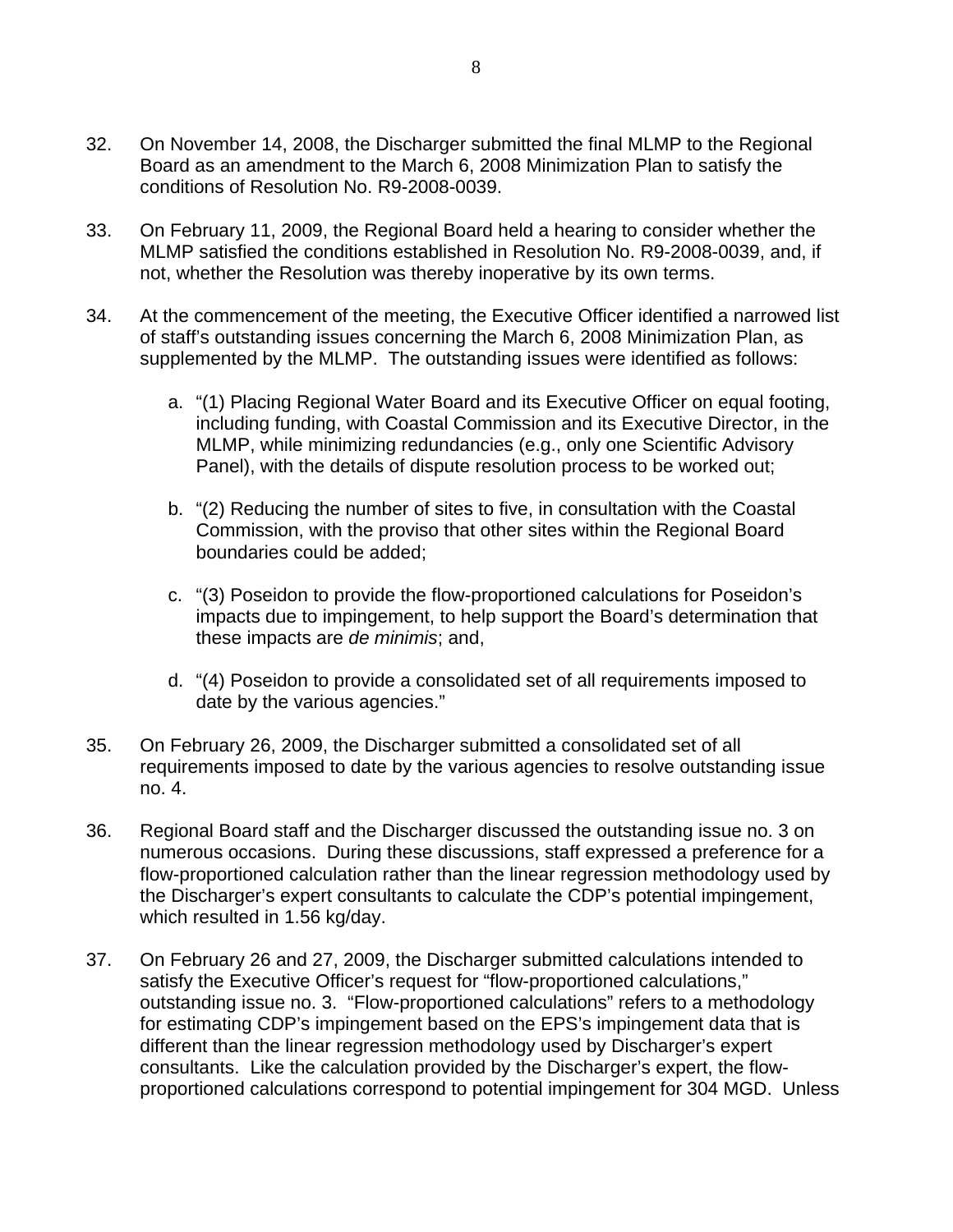32. On November 14, 2008, the Discharger submitted the final MLMP to the Regional Board as an amendment to the March 6, 2008 Minimization Plan to satisfy the conditions of Resolution No. R9-2008-0039.

33. On February 11, 2009, the Regional Board held a hearing to consider whether the MLMP satisfied the conditions established in Resolution No. R9-2008-0039, and, if not, whether the Resolution was thereby inoperative by its own terms.

34. At the commencement of the meeting, the Executive Officer identified a narrowed list of staff's outstanding issues concerning the March 6, 2008 Minimization Plan, as supplemented by the MLMP. The outstanding issues were identified as follows:

    a. "(1) Placing Regional Water Board and its Executive Officer on equal footing, including funding, with Coastal Commission and its Executive Director, in the MLMP, while minimizing redundancies (e.g., only one Scientific Advisory Panel), with the details of dispute resolution process to be worked out;

    b. "(2) Reducing the number of sites to five, in consultation with the Coastal Commission, with the proviso that other sites within the Regional Board boundaries could be added;

    c. "(3) Poseidon to provide the flow-proportioned calculations for Poseidon's impacts due to impingement, to help support the Board's determination that these impacts are *de minimis*; and,

    d. "(4) Poseidon to provide a consolidated set of all requirements imposed to date by the various agencies."

35. On February 26, 2009, the Discharger submitted a consolidated set of all requirements imposed to date by the various agencies to resolve outstanding issue no. 4.

36. Regional Board staff and the Discharger discussed the outstanding issue no. 3 on numerous occasions. During these discussions, staff expressed a preference for a flow-proportioned calculation rather than the linear regression methodology used by the Discharger's expert consultants to calculate the CDP's potential impingement, which resulted in 1.56 kg/day.

37. On February 26 and 27, 2009, the Discharger submitted calculations intended to satisfy the Executive Officer's request for "flow-proportioned calculations," outstanding issue no. 3. "Flow-proportioned calculations" refers to a methodology for estimating CDP's impingement based on the EPS's impingement data that is different than the linear regression methodology used by Discharger's expert consultants. Like the calculation provided by the Discharger's expert, the flow-proportioned calculations correspond to potential impingement for 304 MGD. Unless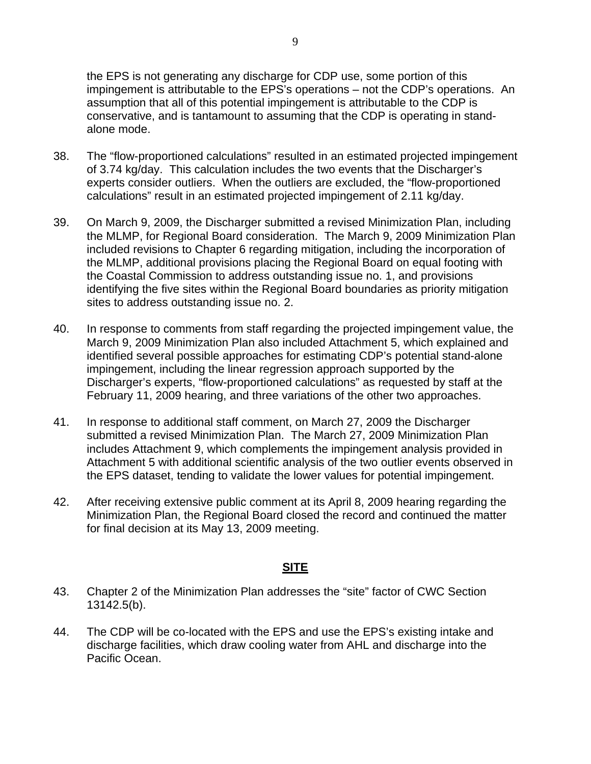the EPS is not generating any discharge for CDP use, some portion of this impingement is attributable to the EPS's operations – not the CDP's operations. An assumption that all of this potential impingement is attributable to the CDP is conservative, and is tantamount to assuming that the CDP is operating in stand-alone mode.

38. The "flow-proportioned calculations" resulted in an estimated projected impingement of 3.74 kg/day. This calculation includes the two events that the Discharger's experts consider outliers. When the outliers are excluded, the "flow-proportioned calculations" result in an estimated projected impingement of 2.11 kg/day.

39. On March 9, 2009, the Discharger submitted a revised Minimization Plan, including the MLMP, for Regional Board consideration. The March 9, 2009 Minimization Plan included revisions to Chapter 6 regarding mitigation, including the incorporation of the MLMP, additional provisions placing the Regional Board on equal footing with the Coastal Commission to address outstanding issue no. 1, and provisions identifying the five sites within the Regional Board boundaries as priority mitigation sites to address outstanding issue no. 2.

40. In response to comments from staff regarding the projected impingement value, the March 9, 2009 Minimization Plan also included Attachment 5, which explained and identified several possible approaches for estimating CDP's potential stand-alone impingement, including the linear regression approach supported by the Discharger's experts, "flow-proportioned calculations" as requested by staff at the February 11, 2009 hearing, and three variations of the other two approaches.

41. In response to additional staff comment, on March 27, 2009 the Discharger submitted a revised Minimization Plan. The March 27, 2009 Minimization Plan includes Attachment 9, which complements the impingement analysis provided in Attachment 5 with additional scientific analysis of the two outlier events observed in the EPS dataset, tending to validate the lower values for potential impingement.

42. After receiving extensive public comment at its April 8, 2009 hearing regarding the Minimization Plan, the Regional Board closed the record and continued the matter for final decision at its May 13, 2009 meeting.

## SITE

43. Chapter 2 of the Minimization Plan addresses the "site" factor of CWC Section 13142.5(b).

44. The CDP will be co-located with the EPS and use the EPS's existing intake and discharge facilities, which draw cooling water from AHL and discharge into the Pacific Ocean.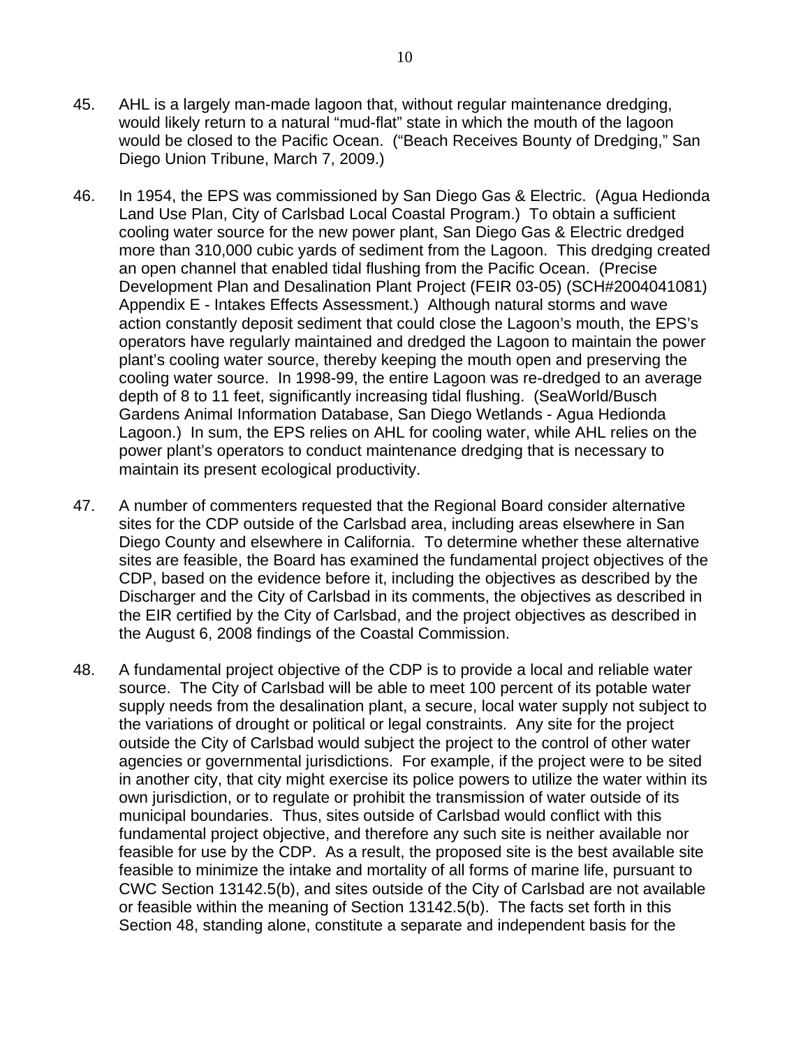45. AHL is a largely man-made lagoon that, without regular maintenance dredging, would likely return to a natural "mud-flat" state in which the mouth of the lagoon would be closed to the Pacific Ocean. ("Beach Receives Bounty of Dredging," San Diego Union Tribune, March 7, 2009.)

46. In 1954, the EPS was commissioned by San Diego Gas & Electric. (Agua Hedionda Land Use Plan, City of Carlsbad Local Coastal Program.) To obtain a sufficient cooling water source for the new power plant, San Diego Gas & Electric dredged more than 310,000 cubic yards of sediment from the Lagoon. This dredging created an open channel that enabled tidal flushing from the Pacific Ocean. (Precise Development Plan and Desalination Plant Project (FEIR 03-05) (SCH#2004041081) Appendix E - Intakes Effects Assessment.) Although natural storms and wave action constantly deposit sediment that could close the Lagoon's mouth, the EPS's operators have regularly maintained and dredged the Lagoon to maintain the power plant's cooling water source, thereby keeping the mouth open and preserving the cooling water source. In 1998-99, the entire Lagoon was re-dredged to an average depth of 8 to 11 feet, significantly increasing tidal flushing. (SeaWorld/Busch Gardens Animal Information Database, San Diego Wetlands - Agua Hedionda Lagoon.) In sum, the EPS relies on AHL for cooling water, while AHL relies on the power plant's operators to conduct maintenance dredging that is necessary to maintain its present ecological productivity.

47. A number of commenters requested that the Regional Board consider alternative sites for the CDP outside of the Carlsbad area, including areas elsewhere in San Diego County and elsewhere in California. To determine whether these alternative sites are feasible, the Board has examined the fundamental project objectives of the CDP, based on the evidence before it, including the objectives as described by the Discharger and the City of Carlsbad in its comments, the objectives as described in the EIR certified by the City of Carlsbad, and the project objectives as described in the August 6, 2008 findings of the Coastal Commission.

48. A fundamental project objective of the CDP is to provide a local and reliable water source. The City of Carlsbad will be able to meet 100 percent of its potable water supply needs from the desalination plant, a secure, local water supply not subject to the variations of drought or political or legal constraints. Any site for the project outside the City of Carlsbad would subject the project to the control of other water agencies or governmental jurisdictions. For example, if the project were to be sited in another city, that city might exercise its police powers to utilize the water within its own jurisdiction, or to regulate or prohibit the transmission of water outside of its municipal boundaries. Thus, sites outside of Carlsbad would conflict with this fundamental project objective, and therefore any such site is neither available nor feasible for use by the CDP. As a result, the proposed site is the best available site feasible to minimize the intake and mortality of all forms of marine life, pursuant to CWC Section 13142.5(b), and sites outside of the City of Carlsbad are not available or feasible within the meaning of Section 13142.5(b). The facts set forth in this Section 48, standing alone, constitute a separate and independent basis for the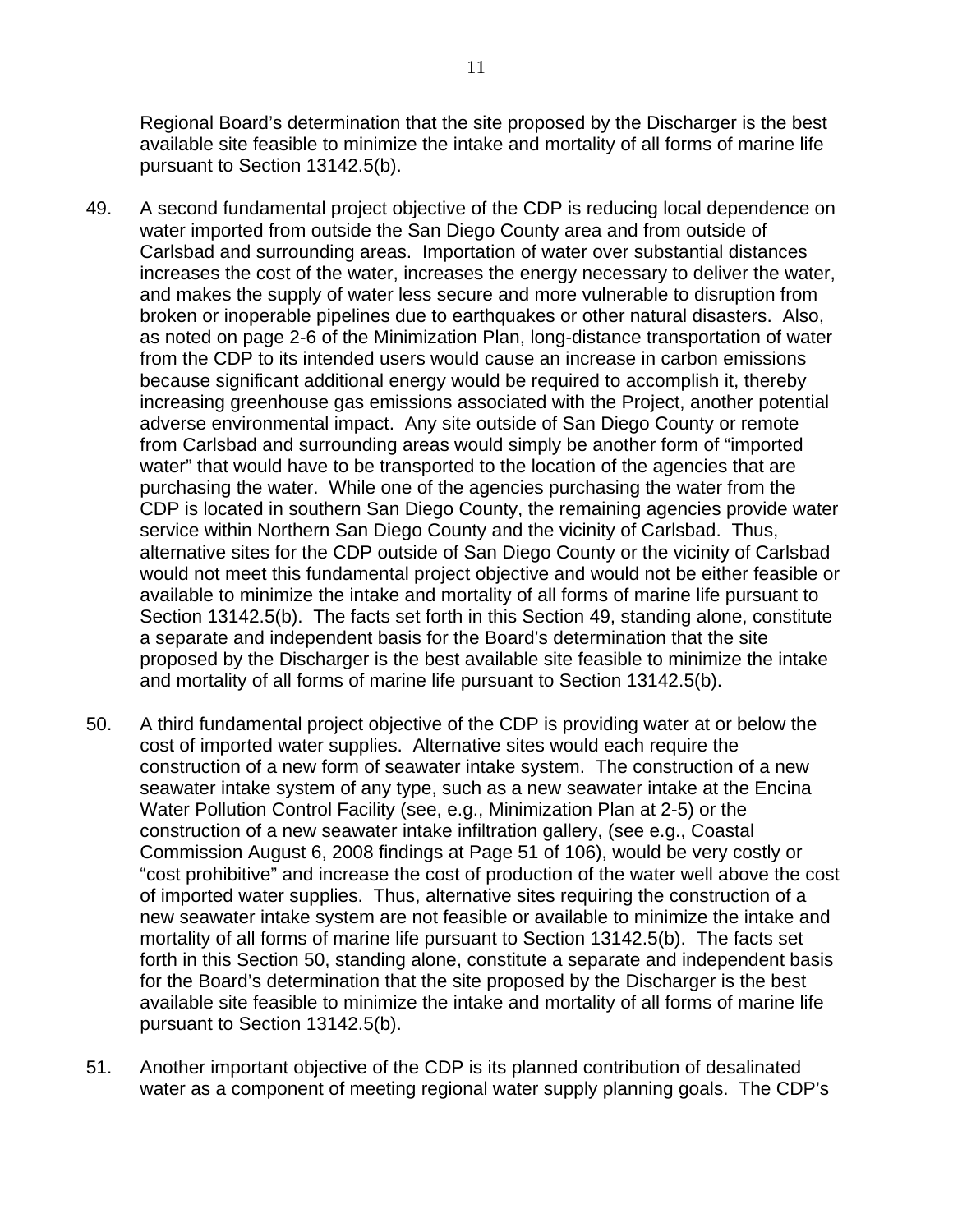Regional Board's determination that the site proposed by the Discharger is the best available site feasible to minimize the intake and mortality of all forms of marine life pursuant to Section 13142.5(b).

49. A second fundamental project objective of the CDP is reducing local dependence on water imported from outside the San Diego County area and from outside of Carlsbad and surrounding areas. Importation of water over substantial distances increases the cost of the water, increases the energy necessary to deliver the water, and makes the supply of water less secure and more vulnerable to disruption from broken or inoperable pipelines due to earthquakes or other natural disasters. Also, as noted on page 2-6 of the Minimization Plan, long-distance transportation of water from the CDP to its intended users would cause an increase in carbon emissions because significant additional energy would be required to accomplish it, thereby increasing greenhouse gas emissions associated with the Project, another potential adverse environmental impact. Any site outside of San Diego County or remote from Carlsbad and surrounding areas would simply be another form of "imported water" that would have to be transported to the location of the agencies that are purchasing the water. While one of the agencies purchasing the water from the CDP is located in southern San Diego County, the remaining agencies provide water service within Northern San Diego County and the vicinity of Carlsbad. Thus, alternative sites for the CDP outside of San Diego County or the vicinity of Carlsbad would not meet this fundamental project objective and would not be either feasible or available to minimize the intake and mortality of all forms of marine life pursuant to Section 13142.5(b). The facts set forth in this Section 49, standing alone, constitute a separate and independent basis for the Board's determination that the site proposed by the Discharger is the best available site feasible to minimize the intake and mortality of all forms of marine life pursuant to Section 13142.5(b).

50. A third fundamental project objective of the CDP is providing water at or below the cost of imported water supplies. Alternative sites would each require the construction of a new form of seawater intake system. The construction of a new seawater intake system of any type, such as a new seawater intake at the Encina Water Pollution Control Facility (see, e.g., Minimization Plan at 2-5) or the construction of a new seawater intake infiltration gallery, (see e.g., Coastal Commission August 6, 2008 findings at Page 51 of 106), would be very costly or "cost prohibitive" and increase the cost of production of the water well above the cost of imported water supplies. Thus, alternative sites requiring the construction of a new seawater intake system are not feasible or available to minimize the intake and mortality of all forms of marine life pursuant to Section 13142.5(b). The facts set forth in this Section 50, standing alone, constitute a separate and independent basis for the Board's determination that the site proposed by the Discharger is the best available site feasible to minimize the intake and mortality of all forms of marine life pursuant to Section 13142.5(b).

51. Another important objective of the CDP is its planned contribution of desalinated water as a component of meeting regional water supply planning goals. The CDP's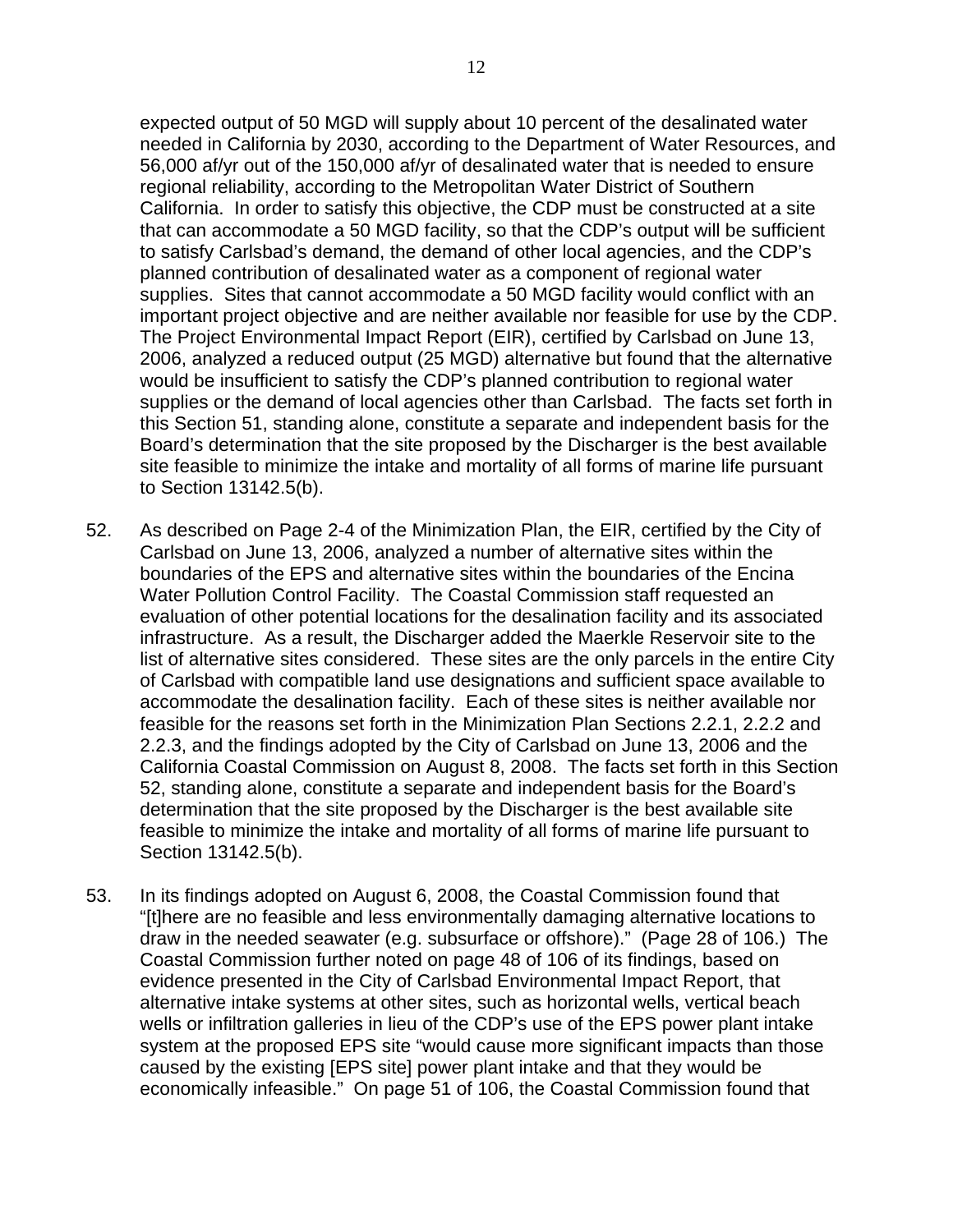expected output of 50 MGD will supply about 10 percent of the desalinated water needed in California by 2030, according to the Department of Water Resources, and 56,000 af/yr out of the 150,000 af/yr of desalinated water that is needed to ensure regional reliability, according to the Metropolitan Water District of Southern California. In order to satisfy this objective, the CDP must be constructed at a site that can accommodate a 50 MGD facility, so that the CDP's output will be sufficient to satisfy Carlsbad's demand, the demand of other local agencies, and the CDP's planned contribution of desalinated water as a component of regional water supplies. Sites that cannot accommodate a 50 MGD facility would conflict with an important project objective and are neither available nor feasible for use by the CDP. The Project Environmental Impact Report (EIR), certified by Carlsbad on June 13, 2006, analyzed a reduced output (25 MGD) alternative but found that the alternative would be insufficient to satisfy the CDP's planned contribution to regional water supplies or the demand of local agencies other than Carlsbad. The facts set forth in this Section 51, standing alone, constitute a separate and independent basis for the Board's determination that the site proposed by the Discharger is the best available site feasible to minimize the intake and mortality of all forms of marine life pursuant to Section 13142.5(b).

52. As described on Page 2-4 of the Minimization Plan, the EIR, certified by the City of Carlsbad on June 13, 2006, analyzed a number of alternative sites within the boundaries of the EPS and alternative sites within the boundaries of the Encina Water Pollution Control Facility. The Coastal Commission staff requested an evaluation of other potential locations for the desalination facility and its associated infrastructure. As a result, the Discharger added the Maerkle Reservoir site to the list of alternative sites considered. These sites are the only parcels in the entire City of Carlsbad with compatible land use designations and sufficient space available to accommodate the desalination facility. Each of these sites is neither available nor feasible for the reasons set forth in the Minimization Plan Sections 2.2.1, 2.2.2 and 2.2.3, and the findings adopted by the City of Carlsbad on June 13, 2006 and the California Coastal Commission on August 8, 2008. The facts set forth in this Section 52, standing alone, constitute a separate and independent basis for the Board's determination that the site proposed by the Discharger is the best available site feasible to minimize the intake and mortality of all forms of marine life pursuant to Section 13142.5(b).

53. In its findings adopted on August 6, 2008, the Coastal Commission found that "[t]here are no feasible and less environmentally damaging alternative locations to draw in the needed seawater (e.g. subsurface or offshore)." (Page 28 of 106.) The Coastal Commission further noted on page 48 of 106 of its findings, based on evidence presented in the City of Carlsbad Environmental Impact Report, that alternative intake systems at other sites, such as horizontal wells, vertical beach wells or infiltration galleries in lieu of the CDP's use of the EPS power plant intake system at the proposed EPS site "would cause more significant impacts than those caused by the existing [EPS site] power plant intake and that they would be economically infeasible." On page 51 of 106, the Coastal Commission found that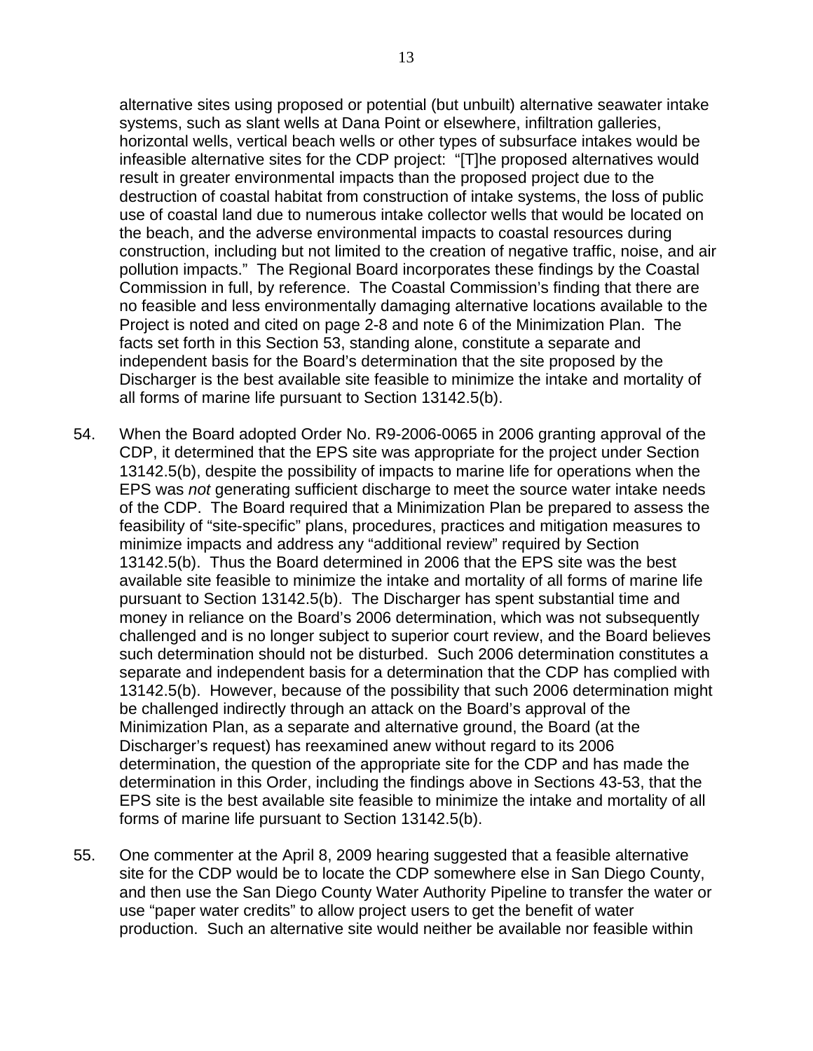alternative sites using proposed or potential (but unbuilt) alternative seawater intake systems, such as slant wells at Dana Point or elsewhere, infiltration galleries, horizontal wells, vertical beach wells or other types of subsurface intakes would be infeasible alternative sites for the CDP project: "[T]he proposed alternatives would result in greater environmental impacts than the proposed project due to the destruction of coastal habitat from construction of intake systems, the loss of public use of coastal land due to numerous intake collector wells that would be located on the beach, and the adverse environmental impacts to coastal resources during construction, including but not limited to the creation of negative traffic, noise, and air pollution impacts." The Regional Board incorporates these findings by the Coastal Commission in full, by reference. The Coastal Commission's finding that there are no feasible and less environmentally damaging alternative locations available to the Project is noted and cited on page 2-8 and note 6 of the Minimization Plan. The facts set forth in this Section 53, standing alone, constitute a separate and independent basis for the Board's determination that the site proposed by the Discharger is the best available site feasible to minimize the intake and mortality of all forms of marine life pursuant to Section 13142.5(b).

54. When the Board adopted Order No. R9-2006-0065 in 2006 granting approval of the CDP, it determined that the EPS site was appropriate for the project under Section 13142.5(b), despite the possibility of impacts to marine life for operations when the EPS was *not* generating sufficient discharge to meet the source water intake needs of the CDP. The Board required that a Minimization Plan be prepared to assess the feasibility of "site-specific" plans, procedures, practices and mitigation measures to minimize impacts and address any "additional review" required by Section 13142.5(b). Thus the Board determined in 2006 that the EPS site was the best available site feasible to minimize the intake and mortality of all forms of marine life pursuant to Section 13142.5(b). The Discharger has spent substantial time and money in reliance on the Board's 2006 determination, which was not subsequently challenged and is no longer subject to superior court review, and the Board believes such determination should not be disturbed. Such 2006 determination constitutes a separate and independent basis for a determination that the CDP has complied with 13142.5(b). However, because of the possibility that such 2006 determination might be challenged indirectly through an attack on the Board's approval of the Minimization Plan, as a separate and alternative ground, the Board (at the Discharger's request) has reexamined anew without regard to its 2006 determination, the question of the appropriate site for the CDP and has made the determination in this Order, including the findings above in Sections 43-53, that the EPS site is the best available site feasible to minimize the intake and mortality of all forms of marine life pursuant to Section 13142.5(b).

55. One commenter at the April 8, 2009 hearing suggested that a feasible alternative site for the CDP would be to locate the CDP somewhere else in San Diego County, and then use the San Diego County Water Authority Pipeline to transfer the water or use "paper water credits" to allow project users to get the benefit of water production. Such an alternative site would neither be available nor feasible within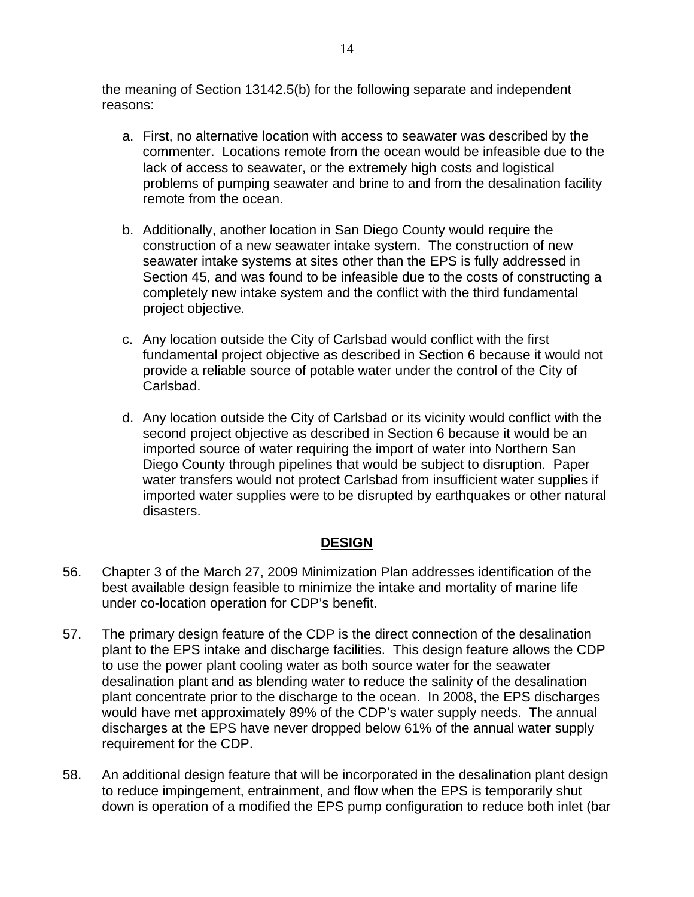the meaning of Section 13142.5(b) for the following separate and independent reasons:

a. First, no alternative location with access to seawater was described by the commenter. Locations remote from the ocean would be infeasible due to the lack of access to seawater, or the extremely high costs and logistical problems of pumping seawater and brine to and from the desalination facility remote from the ocean.

b. Additionally, another location in San Diego County would require the construction of a new seawater intake system. The construction of new seawater intake systems at sites other than the EPS is fully addressed in Section 45, and was found to be infeasible due to the costs of constructing a completely new intake system and the conflict with the third fundamental project objective.

c. Any location outside the City of Carlsbad would conflict with the first fundamental project objective as described in Section 6 because it would not provide a reliable source of potable water under the control of the City of Carlsbad.

d. Any location outside the City of Carlsbad or its vicinity would conflict with the second project objective as described in Section 6 because it would be an imported source of water requiring the import of water into Northern San Diego County through pipelines that would be subject to disruption. Paper water transfers would not protect Carlsbad from insufficient water supplies if imported water supplies were to be disrupted by earthquakes or other natural disasters.

## DESIGN

56. Chapter 3 of the March 27, 2009 Minimization Plan addresses identification of the best available design feasible to minimize the intake and mortality of marine life under co-location operation for CDP's benefit.

57. The primary design feature of the CDP is the direct connection of the desalination plant to the EPS intake and discharge facilities. This design feature allows the CDP to use the power plant cooling water as both source water for the seawater desalination plant and as blending water to reduce the salinity of the desalination plant concentrate prior to the discharge to the ocean. In 2008, the EPS discharges would have met approximately 89% of the CDP's water supply needs. The annual discharges at the EPS have never dropped below 61% of the annual water supply requirement for the CDP.

58. An additional design feature that will be incorporated in the desalination plant design to reduce impingement, entrainment, and flow when the EPS is temporarily shut down is operation of a modified the EPS pump configuration to reduce both inlet (bar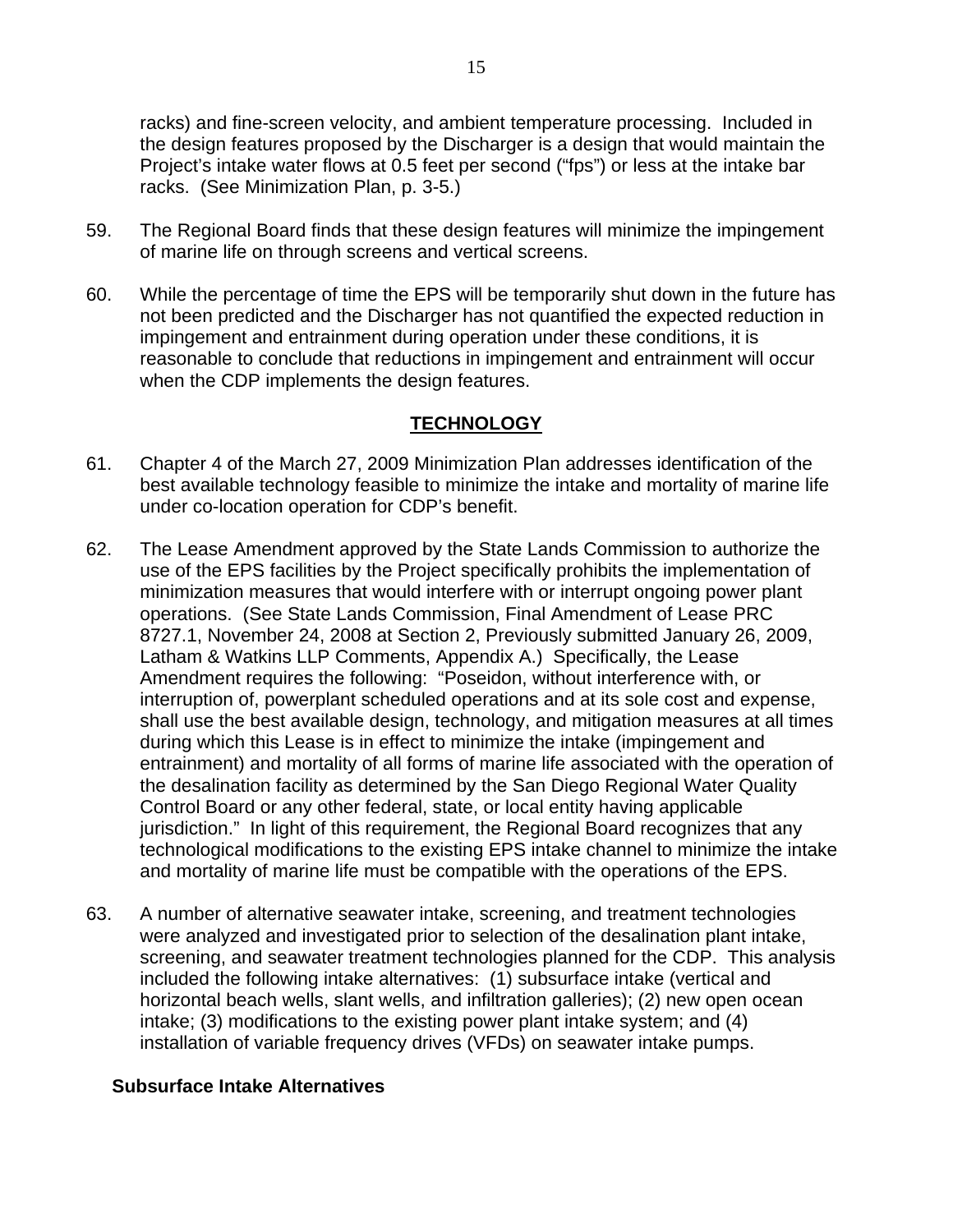racks) and fine-screen velocity, and ambient temperature processing. Included in the design features proposed by the Discharger is a design that would maintain the Project's intake water flows at 0.5 feet per second ("fps") or less at the intake bar racks. (See Minimization Plan, p. 3-5.)

59. The Regional Board finds that these design features will minimize the impingement of marine life on through screens and vertical screens.

60. While the percentage of time the EPS will be temporarily shut down in the future has not been predicted and the Discharger has not quantified the expected reduction in impingement and entrainment during operation under these conditions, it is reasonable to conclude that reductions in impingement and entrainment will occur when the CDP implements the design features.

## TECHNOLOGY

61. Chapter 4 of the March 27, 2009 Minimization Plan addresses identification of the best available technology feasible to minimize the intake and mortality of marine life under co-location operation for CDP's benefit.

62. The Lease Amendment approved by the State Lands Commission to authorize the use of the EPS facilities by the Project specifically prohibits the implementation of minimization measures that would interfere with or interrupt ongoing power plant operations. (See State Lands Commission, Final Amendment of Lease PRC 8727.1, November 24, 2008 at Section 2, Previously submitted January 26, 2009, Latham & Watkins LLP Comments, Appendix A.) Specifically, the Lease Amendment requires the following: "Poseidon, without interference with, or interruption of, powerplant scheduled operations and at its sole cost and expense, shall use the best available design, technology, and mitigation measures at all times during which this Lease is in effect to minimize the intake (impingement and entrainment) and mortality of all forms of marine life associated with the operation of the desalination facility as determined by the San Diego Regional Water Quality Control Board or any other federal, state, or local entity having applicable jurisdiction." In light of this requirement, the Regional Board recognizes that any technological modifications to the existing EPS intake channel to minimize the intake and mortality of marine life must be compatible with the operations of the EPS.

63. A number of alternative seawater intake, screening, and treatment technologies were analyzed and investigated prior to selection of the desalination plant intake, screening, and seawater treatment technologies planned for the CDP. This analysis included the following intake alternatives: (1) subsurface intake (vertical and horizontal beach wells, slant wells, and infiltration galleries); (2) new open ocean intake; (3) modifications to the existing power plant intake system; and (4) installation of variable frequency drives (VFDs) on seawater intake pumps.

### Subsurface Intake Alternatives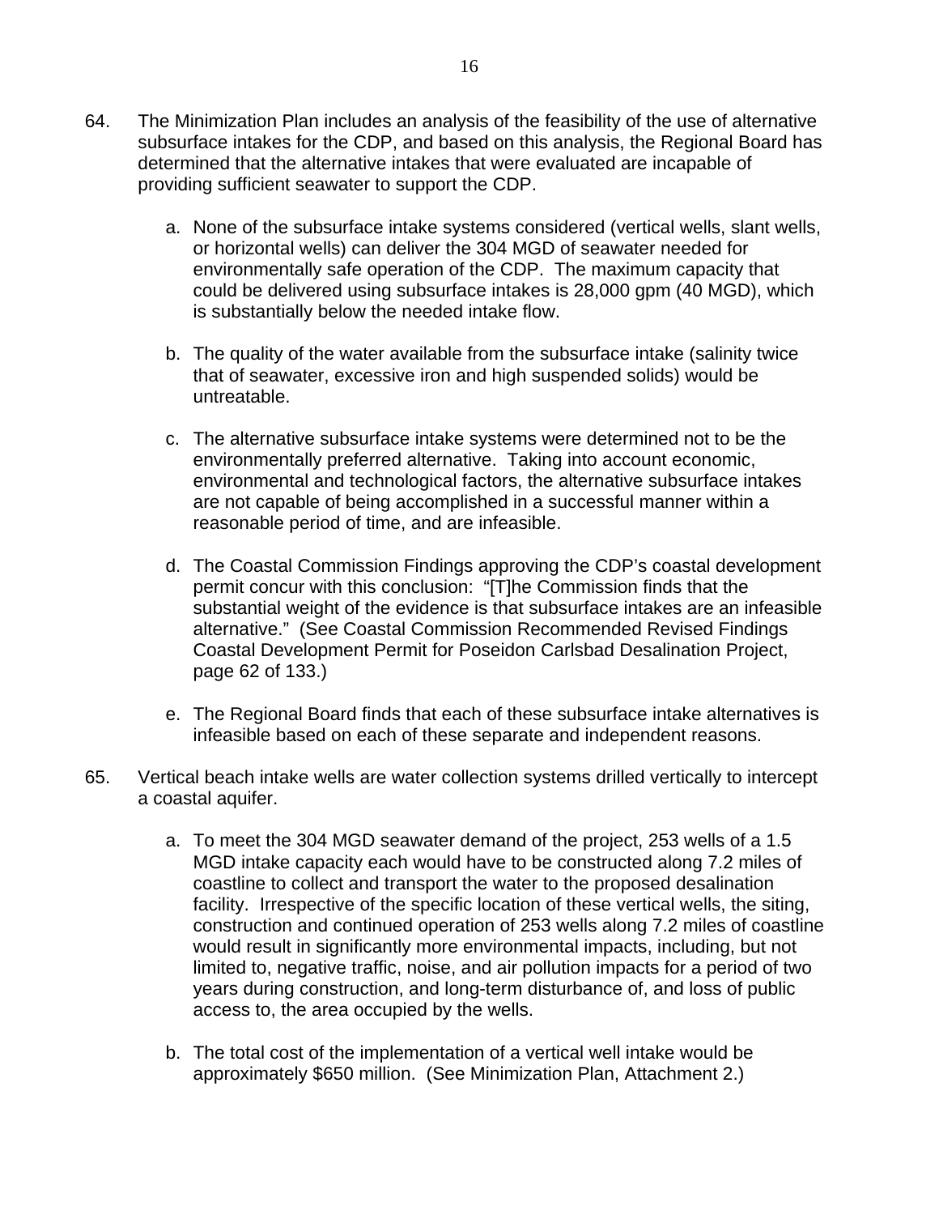64. The Minimization Plan includes an analysis of the feasibility of the use of alternative subsurface intakes for the CDP, and based on this analysis, the Regional Board has determined that the alternative intakes that were evaluated are incapable of providing sufficient seawater to support the CDP.

    a. None of the subsurface intake systems considered (vertical wells, slant wells, or horizontal wells) can deliver the 304 MGD of seawater needed for environmentally safe operation of the CDP. The maximum capacity that could be delivered using subsurface intakes is 28,000 gpm (40 MGD), which is substantially below the needed intake flow.

    b. The quality of the water available from the subsurface intake (salinity twice that of seawater, excessive iron and high suspended solids) would be untreatable.

    c. The alternative subsurface intake systems were determined not to be the environmentally preferred alternative. Taking into account economic, environmental and technological factors, the alternative subsurface intakes are not capable of being accomplished in a successful manner within a reasonable period of time, and are infeasible.

    d. The Coastal Commission Findings approving the CDP's coastal development permit concur with this conclusion: "[T]he Commission finds that the substantial weight of the evidence is that subsurface intakes are an infeasible alternative." (See Coastal Commission Recommended Revised Findings Coastal Development Permit for Poseidon Carlsbad Desalination Project, page 62 of 133.)

    e. The Regional Board finds that each of these subsurface intake alternatives is infeasible based on each of these separate and independent reasons.

65. Vertical beach intake wells are water collection systems drilled vertically to intercept a coastal aquifer.

    a. To meet the 304 MGD seawater demand of the project, 253 wells of a 1.5 MGD intake capacity each would have to be constructed along 7.2 miles of coastline to collect and transport the water to the proposed desalination facility. Irrespective of the specific location of these vertical wells, the siting, construction and continued operation of 253 wells along 7.2 miles of coastline would result in significantly more environmental impacts, including, but not limited to, negative traffic, noise, and air pollution impacts for a period of two years during construction, and long-term disturbance of, and loss of public access to, the area occupied by the wells.

    b. The total cost of the implementation of a vertical well intake would be approximately $650 million. (See Minimization Plan, Attachment 2.)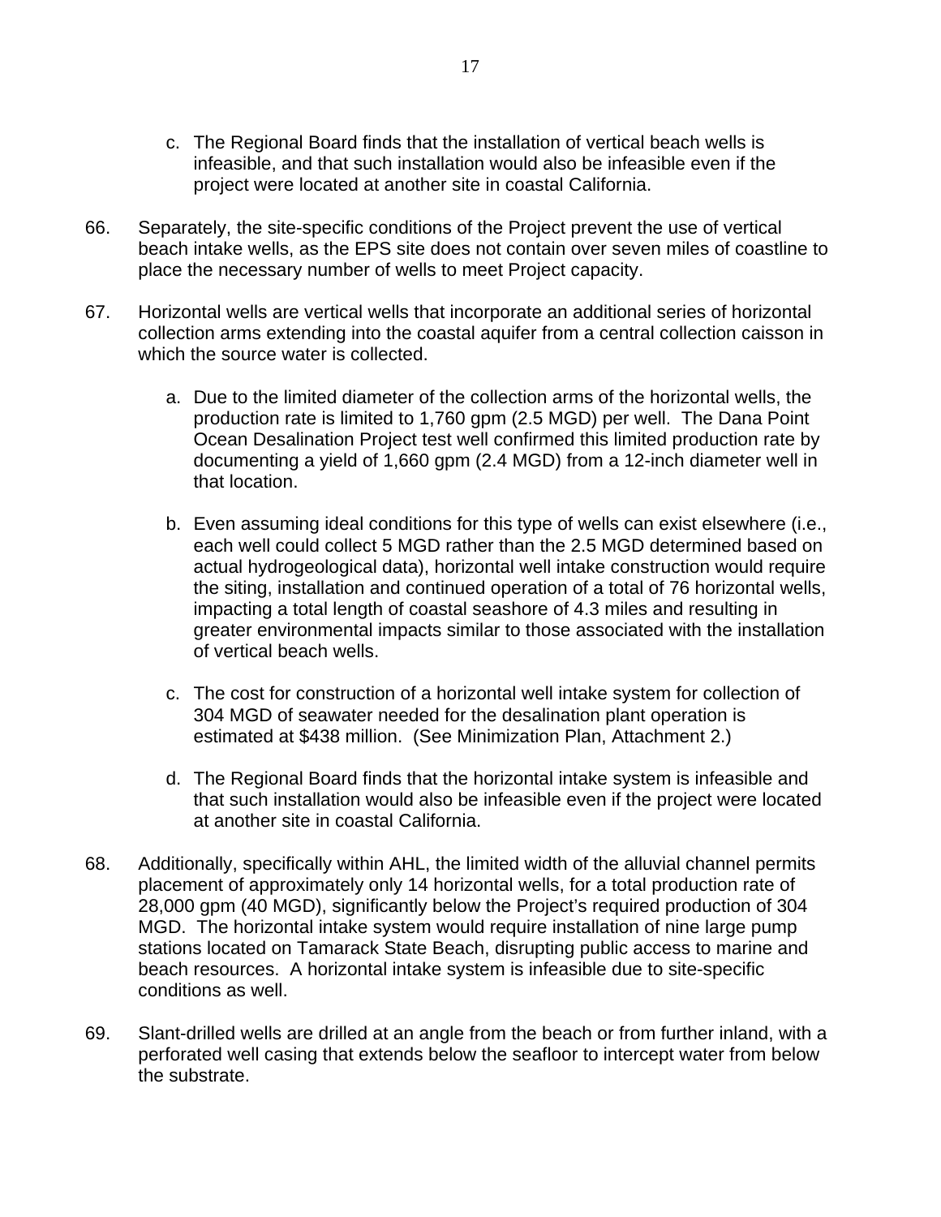c. The Regional Board finds that the installation of vertical beach wells is infeasible, and that such installation would also be infeasible even if the project were located at another site in coastal California.

66. Separately, the site-specific conditions of the Project prevent the use of vertical beach intake wells, as the EPS site does not contain over seven miles of coastline to place the necessary number of wells to meet Project capacity.

67. Horizontal wells are vertical wells that incorporate an additional series of horizontal collection arms extending into the coastal aquifer from a central collection caisson in which the source water is collected.

    a. Due to the limited diameter of the collection arms of the horizontal wells, the production rate is limited to 1,760 gpm (2.5 MGD) per well. The Dana Point Ocean Desalination Project test well confirmed this limited production rate by documenting a yield of 1,660 gpm (2.4 MGD) from a 12-inch diameter well in that location.

    b. Even assuming ideal conditions for this type of wells can exist elsewhere (i.e., each well could collect 5 MGD rather than the 2.5 MGD determined based on actual hydrogeological data), horizontal well intake construction would require the siting, installation and continued operation of a total of 76 horizontal wells, impacting a total length of coastal seashore of 4.3 miles and resulting in greater environmental impacts similar to those associated with the installation of vertical beach wells.

    c. The cost for construction of a horizontal well intake system for collection of 304 MGD of seawater needed for the desalination plant operation is estimated at $438 million. (See Minimization Plan, Attachment 2.)

    d. The Regional Board finds that the horizontal intake system is infeasible and that such installation would also be infeasible even if the project were located at another site in coastal California.

68. Additionally, specifically within AHL, the limited width of the alluvial channel permits placement of approximately only 14 horizontal wells, for a total production rate of 28,000 gpm (40 MGD), significantly below the Project's required production of 304 MGD. The horizontal intake system would require installation of nine large pump stations located on Tamarack State Beach, disrupting public access to marine and beach resources. A horizontal intake system is infeasible due to site-specific conditions as well.

69. Slant-drilled wells are drilled at an angle from the beach or from further inland, with a perforated well casing that extends below the seafloor to intercept water from below the substrate.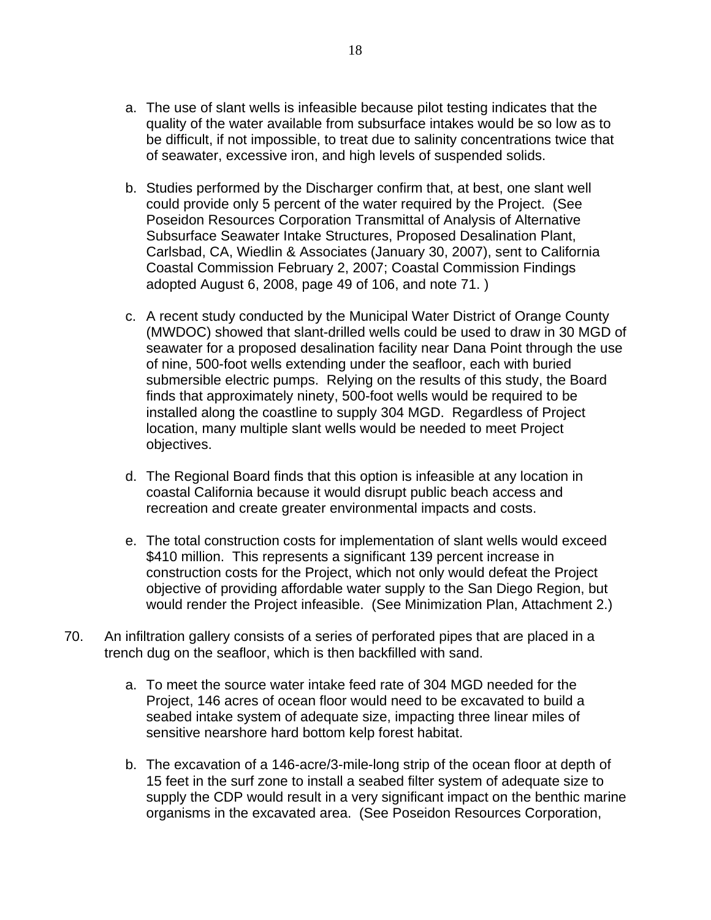a. The use of slant wells is infeasible because pilot testing indicates that the quality of the water available from subsurface intakes would be so low as to be difficult, if not impossible, to treat due to salinity concentrations twice that of seawater, excessive iron, and high levels of suspended solids.

b. Studies performed by the Discharger confirm that, at best, one slant well could provide only 5 percent of the water required by the Project. (See Poseidon Resources Corporation Transmittal of Analysis of Alternative Subsurface Seawater Intake Structures, Proposed Desalination Plant, Carlsbad, CA, Wiedlin & Associates (January 30, 2007), sent to California Coastal Commission February 2, 2007; Coastal Commission Findings adopted August 6, 2008, page 49 of 106, and note 71. )

c. A recent study conducted by the Municipal Water District of Orange County (MWDOC) showed that slant-drilled wells could be used to draw in 30 MGD of seawater for a proposed desalination facility near Dana Point through the use of nine, 500-foot wells extending under the seafloor, each with buried submersible electric pumps. Relying on the results of this study, the Board finds that approximately ninety, 500-foot wells would be required to be installed along the coastline to supply 304 MGD. Regardless of Project location, many multiple slant wells would be needed to meet Project objectives.

d. The Regional Board finds that this option is infeasible at any location in coastal California because it would disrupt public beach access and recreation and create greater environmental impacts and costs.

e. The total construction costs for implementation of slant wells would exceed $410 million. This represents a significant 139 percent increase in construction costs for the Project, which not only would defeat the Project objective of providing affordable water supply to the San Diego Region, but would render the Project infeasible. (See Minimization Plan, Attachment 2.)

70. An infiltration gallery consists of a series of perforated pipes that are placed in a trench dug on the seafloor, which is then backfilled with sand.

a. To meet the source water intake feed rate of 304 MGD needed for the Project, 146 acres of ocean floor would need to be excavated to build a seabed intake system of adequate size, impacting three linear miles of sensitive nearshore hard bottom kelp forest habitat.

b. The excavation of a 146-acre/3-mile-long strip of the ocean floor at depth of 15 feet in the surf zone to install a seabed filter system of adequate size to supply the CDP would result in a very significant impact on the benthic marine organisms in the excavated area. (See Poseidon Resources Corporation,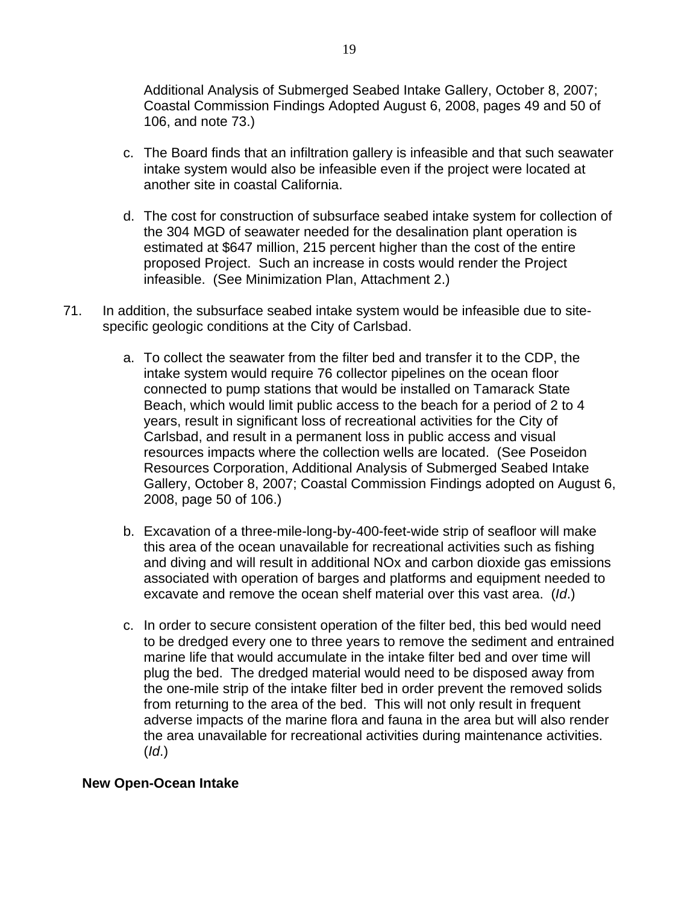Additional Analysis of Submerged Seabed Intake Gallery, October 8, 2007; Coastal Commission Findings Adopted August 6, 2008, pages 49 and 50 of 106, and note 73.)

c. The Board finds that an infiltration gallery is infeasible and that such seawater intake system would also be infeasible even if the project were located at another site in coastal California.

d. The cost for construction of subsurface seabed intake system for collection of the 304 MGD of seawater needed for the desalination plant operation is estimated at $647 million, 215 percent higher than the cost of the entire proposed Project. Such an increase in costs would render the Project infeasible. (See Minimization Plan, Attachment 2.)

71. In addition, the subsurface seabed intake system would be infeasible due to site-specific geologic conditions at the City of Carlsbad.

   a. To collect the seawater from the filter bed and transfer it to the CDP, the intake system would require 76 collector pipelines on the ocean floor connected to pump stations that would be installed on Tamarack State Beach, which would limit public access to the beach for a period of 2 to 4 years, result in significant loss of recreational activities for the City of Carlsbad, and result in a permanent loss in public access and visual resources impacts where the collection wells are located. (See Poseidon Resources Corporation, Additional Analysis of Submerged Seabed Intake Gallery, October 8, 2007; Coastal Commission Findings adopted on August 6, 2008, page 50 of 106.)

   b. Excavation of a three-mile-long-by-400-feet-wide strip of seafloor will make this area of the ocean unavailable for recreational activities such as fishing and diving and will result in additional NOx and carbon dioxide gas emissions associated with operation of barges and platforms and equipment needed to excavate and remove the ocean shelf material over this vast area. (*Id*.)

   c. In order to secure consistent operation of the filter bed, this bed would need to be dredged every one to three years to remove the sediment and entrained marine life that would accumulate in the intake filter bed and over time will plug the bed. The dredged material would need to be disposed away from the one-mile strip of the intake filter bed in order prevent the removed solids from returning to the area of the bed. This will not only result in frequent adverse impacts of the marine flora and fauna in the area but will also render the area unavailable for recreational activities during maintenance activities. (*Id*.)

**New Open-Ocean Intake**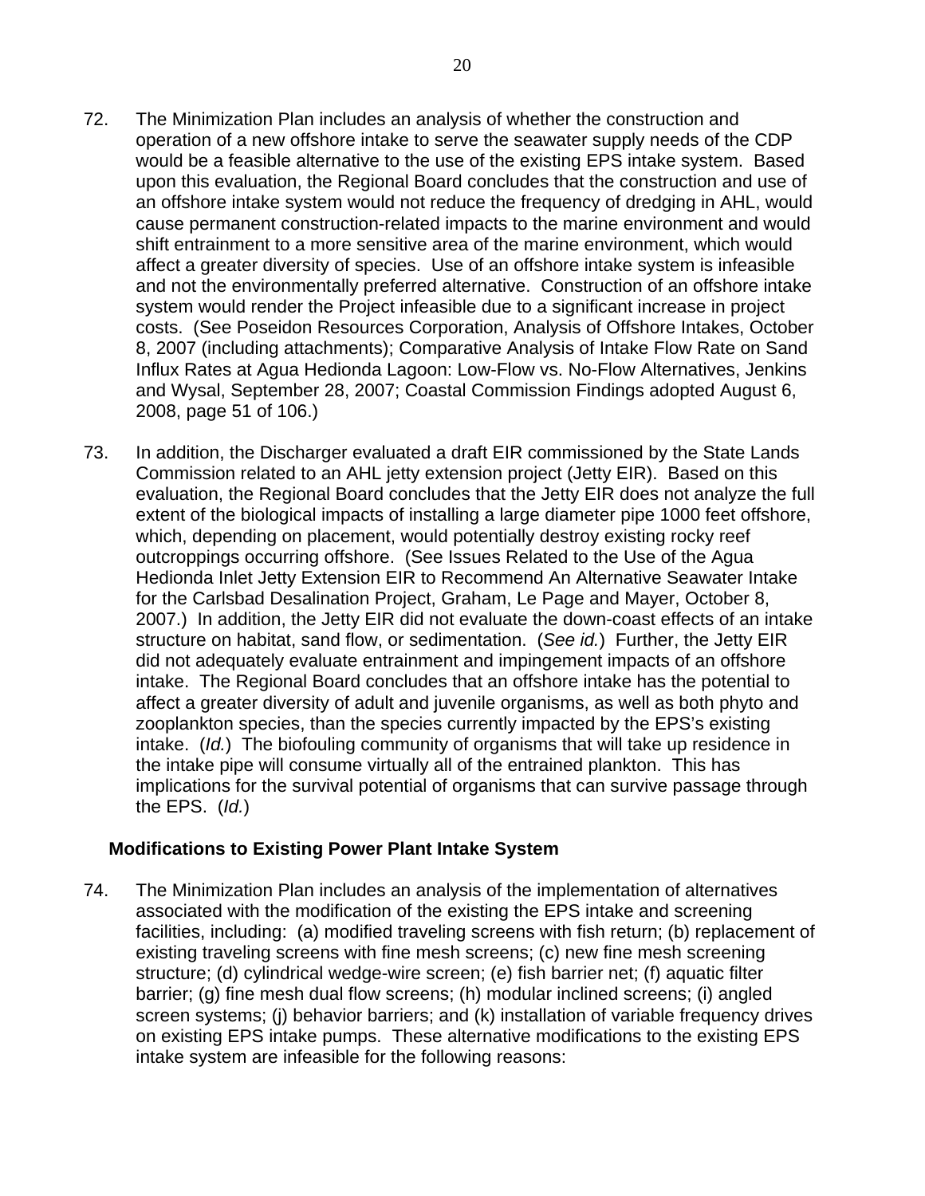72. The Minimization Plan includes an analysis of whether the construction and operation of a new offshore intake to serve the seawater supply needs of the CDP would be a feasible alternative to the use of the existing EPS intake system. Based upon this evaluation, the Regional Board concludes that the construction and use of an offshore intake system would not reduce the frequency of dredging in AHL, would cause permanent construction-related impacts to the marine environment and would shift entrainment to a more sensitive area of the marine environment, which would affect a greater diversity of species. Use of an offshore intake system is infeasible and not the environmentally preferred alternative. Construction of an offshore intake system would render the Project infeasible due to a significant increase in project costs. (See Poseidon Resources Corporation, Analysis of Offshore Intakes, October 8, 2007 (including attachments); Comparative Analysis of Intake Flow Rate on Sand Influx Rates at Agua Hedionda Lagoon: Low-Flow vs. No-Flow Alternatives, Jenkins and Wysal, September 28, 2007; Coastal Commission Findings adopted August 6, 2008, page 51 of 106.)

73. In addition, the Discharger evaluated a draft EIR commissioned by the State Lands Commission related to an AHL jetty extension project (Jetty EIR). Based on this evaluation, the Regional Board concludes that the Jetty EIR does not analyze the full extent of the biological impacts of installing a large diameter pipe 1000 feet offshore, which, depending on placement, would potentially destroy existing rocky reef outcroppings occurring offshore. (See Issues Related to the Use of the Agua Hedionda Inlet Jetty Extension EIR to Recommend An Alternative Seawater Intake for the Carlsbad Desalination Project, Graham, Le Page and Mayer, October 8, 2007.) In addition, the Jetty EIR did not evaluate the down-coast effects of an intake structure on habitat, sand flow, or sedimentation. (*See id.*) Further, the Jetty EIR did not adequately evaluate entrainment and impingement impacts of an offshore intake. The Regional Board concludes that an offshore intake has the potential to affect a greater diversity of adult and juvenile organisms, as well as both phyto and zooplankton species, than the species currently impacted by the EPS's existing intake. (*Id.*) The biofouling community of organisms that will take up residence in the intake pipe will consume virtually all of the entrained plankton. This has implications for the survival potential of organisms that can survive passage through the EPS. (*Id.*)

**Modifications to Existing Power Plant Intake System**

74. The Minimization Plan includes an analysis of the implementation of alternatives associated with the modification of the existing the EPS intake and screening facilities, including: (a) modified traveling screens with fish return; (b) replacement of existing traveling screens with fine mesh screens; (c) new fine mesh screening structure; (d) cylindrical wedge-wire screen; (e) fish barrier net; (f) aquatic filter barrier; (g) fine mesh dual flow screens; (h) modular inclined screens; (i) angled screen systems; (j) behavior barriers; and (k) installation of variable frequency drives on existing EPS intake pumps. These alternative modifications to the existing EPS intake system are infeasible for the following reasons: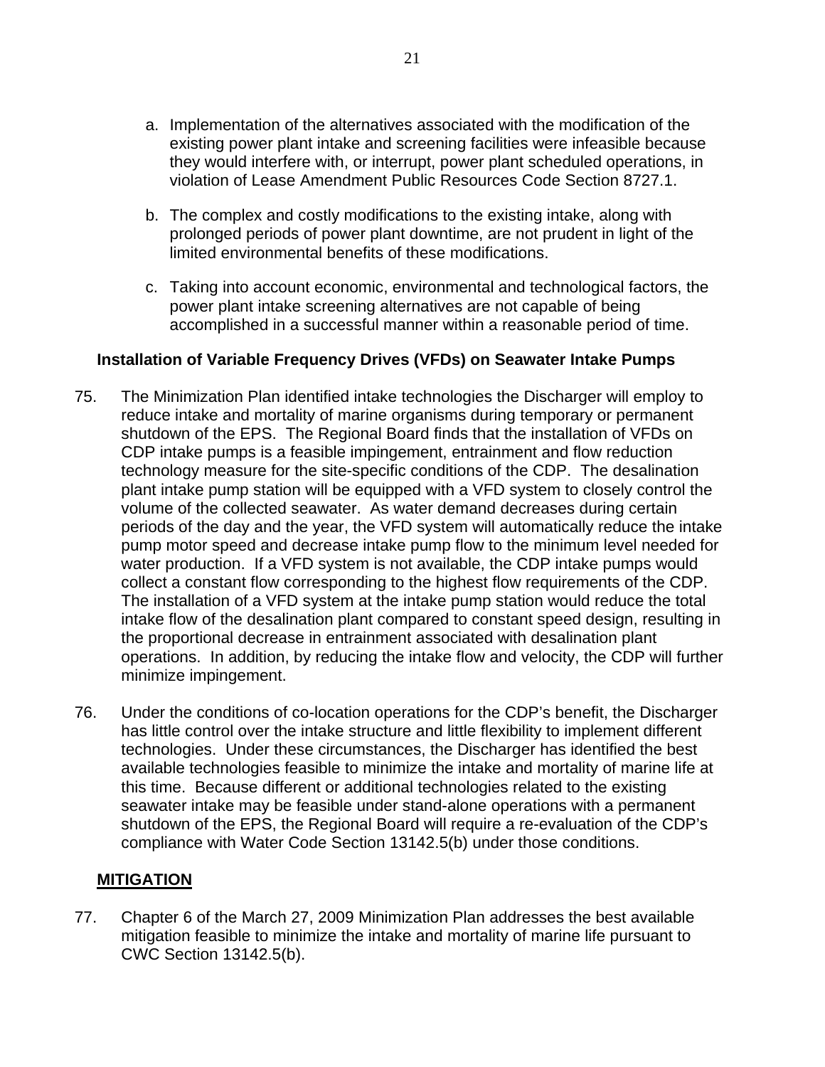a. Implementation of the alternatives associated with the modification of the existing power plant intake and screening facilities were infeasible because they would interfere with, or interrupt, power plant scheduled operations, in violation of Lease Amendment Public Resources Code Section 8727.1.

b. The complex and costly modifications to the existing intake, along with prolonged periods of power plant downtime, are not prudent in light of the limited environmental benefits of these modifications.

c. Taking into account economic, environmental and technological factors, the power plant intake screening alternatives are not capable of being accomplished in a successful manner within a reasonable period of time.

**Installation of Variable Frequency Drives (VFDs) on Seawater Intake Pumps**

75. The Minimization Plan identified intake technologies the Discharger will employ to reduce intake and mortality of marine organisms during temporary or permanent shutdown of the EPS. The Regional Board finds that the installation of VFDs on CDP intake pumps is a feasible impingement, entrainment and flow reduction technology measure for the site-specific conditions of the CDP. The desalination plant intake pump station will be equipped with a VFD system to closely control the volume of the collected seawater. As water demand decreases during certain periods of the day and the year, the VFD system will automatically reduce the intake pump motor speed and decrease intake pump flow to the minimum level needed for water production. If a VFD system is not available, the CDP intake pumps would collect a constant flow corresponding to the highest flow requirements of the CDP. The installation of a VFD system at the intake pump station would reduce the total intake flow of the desalination plant compared to constant speed design, resulting in the proportional decrease in entrainment associated with desalination plant operations. In addition, by reducing the intake flow and velocity, the CDP will further minimize impingement.

76. Under the conditions of co-location operations for the CDP's benefit, the Discharger has little control over the intake structure and little flexibility to implement different technologies. Under these circumstances, the Discharger has identified the best available technologies feasible to minimize the intake and mortality of marine life at this time. Because different or additional technologies related to the existing seawater intake may be feasible under stand-alone operations with a permanent shutdown of the EPS, the Regional Board will require a re-evaluation of the CDP's compliance with Water Code Section 13142.5(b) under those conditions.

## MITIGATION

77. Chapter 6 of the March 27, 2009 Minimization Plan addresses the best available mitigation feasible to minimize the intake and mortality of marine life pursuant to CWC Section 13142.5(b).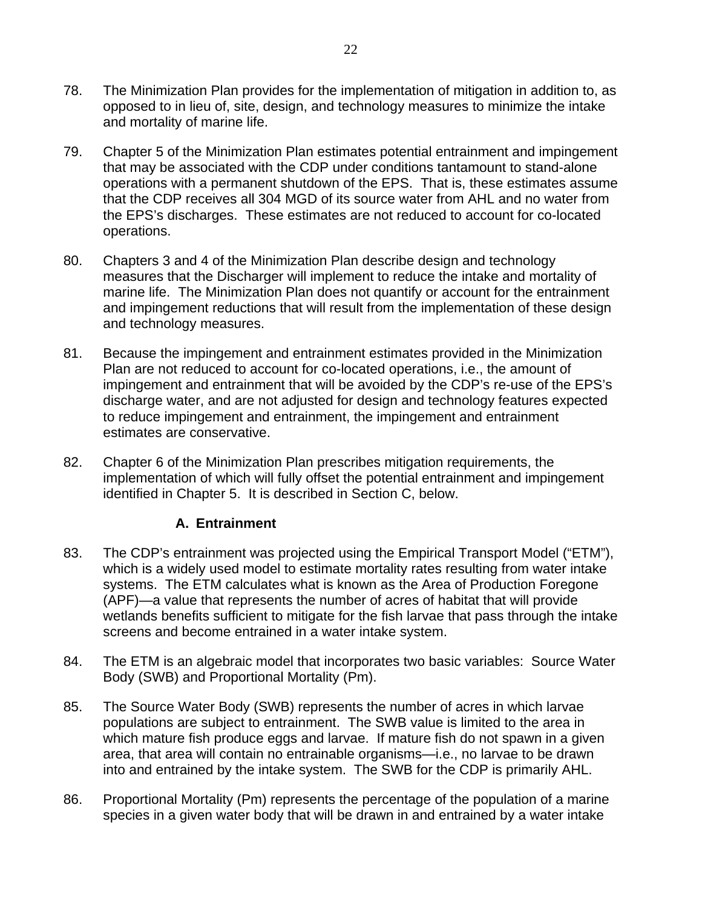78. The Minimization Plan provides for the implementation of mitigation in addition to, as opposed to in lieu of, site, design, and technology measures to minimize the intake and mortality of marine life.

79. Chapter 5 of the Minimization Plan estimates potential entrainment and impingement that may be associated with the CDP under conditions tantamount to stand-alone operations with a permanent shutdown of the EPS. That is, these estimates assume that the CDP receives all 304 MGD of its source water from AHL and no water from the EPS's discharges. These estimates are not reduced to account for co-located operations.

80. Chapters 3 and 4 of the Minimization Plan describe design and technology measures that the Discharger will implement to reduce the intake and mortality of marine life. The Minimization Plan does not quantify or account for the entrainment and impingement reductions that will result from the implementation of these design and technology measures.

81. Because the impingement and entrainment estimates provided in the Minimization Plan are not reduced to account for co-located operations, i.e., the amount of impingement and entrainment that will be avoided by the CDP's re-use of the EPS's discharge water, and are not adjusted for design and technology features expected to reduce impingement and entrainment, the impingement and entrainment estimates are conservative.

82. Chapter 6 of the Minimization Plan prescribes mitigation requirements, the implementation of which will fully offset the potential entrainment and impingement identified in Chapter 5. It is described in Section C, below.

### A. Entrainment

83. The CDP's entrainment was projected using the Empirical Transport Model ("ETM"), which is a widely used model to estimate mortality rates resulting from water intake systems. The ETM calculates what is known as the Area of Production Foregone (APF)—a value that represents the number of acres of habitat that will provide wetlands benefits sufficient to mitigate for the fish larvae that pass through the intake screens and become entrained in a water intake system.

84. The ETM is an algebraic model that incorporates two basic variables: Source Water Body (SWB) and Proportional Mortality (Pm).

85. The Source Water Body (SWB) represents the number of acres in which larvae populations are subject to entrainment. The SWB value is limited to the area in which mature fish produce eggs and larvae. If mature fish do not spawn in a given area, that area will contain no entrainable organisms—i.e., no larvae to be drawn into and entrained by the intake system. The SWB for the CDP is primarily AHL.

86. Proportional Mortality (Pm) represents the percentage of the population of a marine species in a given water body that will be drawn in and entrained by a water intake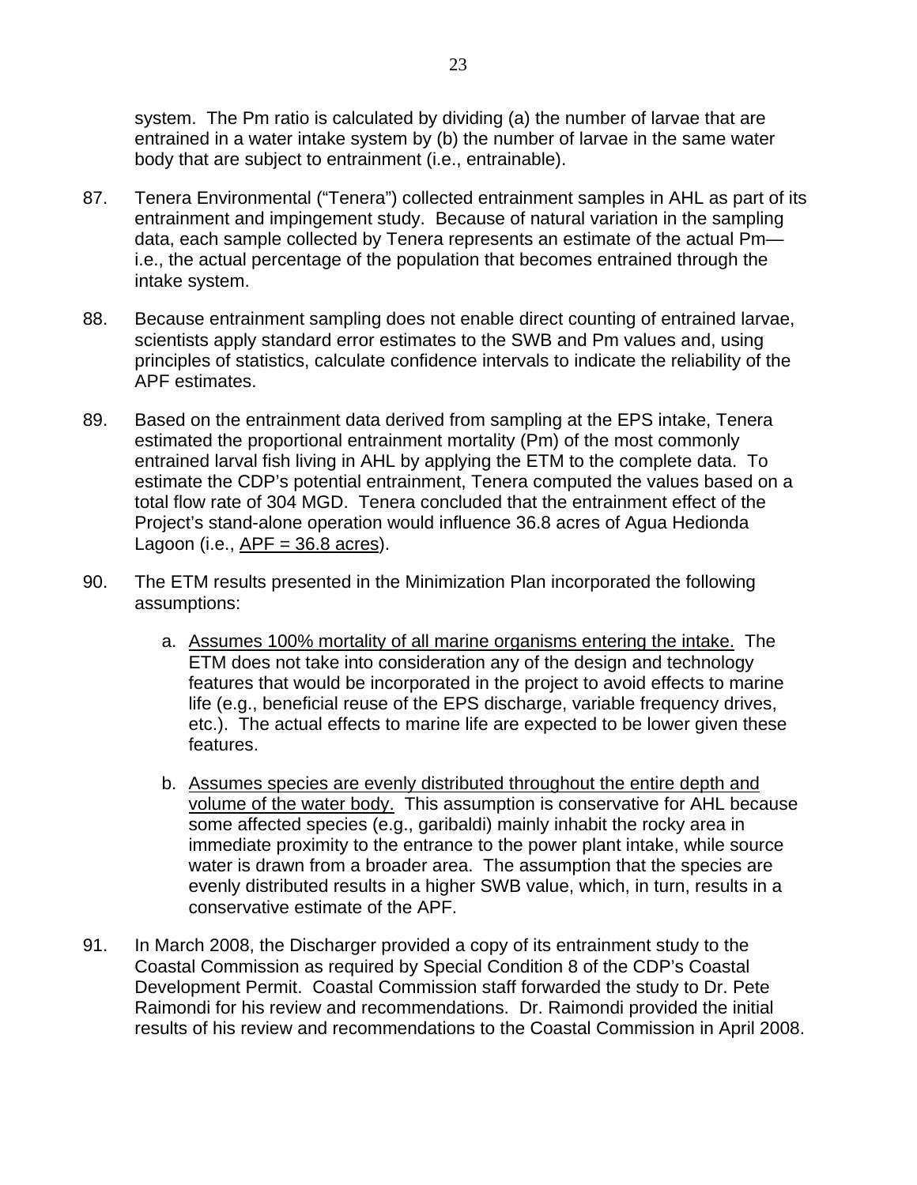system. The Pm ratio is calculated by dividing (a) the number of larvae that are entrained in a water intake system by (b) the number of larvae in the same water body that are subject to entrainment (i.e., entrainable).

87. Tenera Environmental ("Tenera") collected entrainment samples in AHL as part of its entrainment and impingement study. Because of natural variation in the sampling data, each sample collected by Tenera represents an estimate of the actual Pm—i.e., the actual percentage of the population that becomes entrained through the intake system.

88. Because entrainment sampling does not enable direct counting of entrained larvae, scientists apply standard error estimates to the SWB and Pm values and, using principles of statistics, calculate confidence intervals to indicate the reliability of the APF estimates.

89. Based on the entrainment data derived from sampling at the EPS intake, Tenera estimated the proportional entrainment mortality (Pm) of the most commonly entrained larval fish living in AHL by applying the ETM to the complete data. To estimate the CDP's potential entrainment, Tenera computed the values based on a total flow rate of 304 MGD. Tenera concluded that the entrainment effect of the Project's stand-alone operation would influence 36.8 acres of Agua Hedionda Lagoon (i.e., <u>APF = 36.8 acres</u>).

90. The ETM results presented in the Minimization Plan incorporated the following assumptions:

    a. <u>Assumes 100% mortality of all marine organisms entering the intake.</u> The ETM does not take into consideration any of the design and technology features that would be incorporated in the project to avoid effects to marine life (e.g., beneficial reuse of the EPS discharge, variable frequency drives, etc.). The actual effects to marine life are expected to be lower given these features.

    b. <u>Assumes species are evenly distributed throughout the entire depth and volume of the water body.</u> This assumption is conservative for AHL because some affected species (e.g., garibaldi) mainly inhabit the rocky area in immediate proximity to the entrance to the power plant intake, while source water is drawn from a broader area. The assumption that the species are evenly distributed results in a higher SWB value, which, in turn, results in a conservative estimate of the APF.

91. In March 2008, the Discharger provided a copy of its entrainment study to the Coastal Commission as required by Special Condition 8 of the CDP's Coastal Development Permit. Coastal Commission staff forwarded the study to Dr. Pete Raimondi for his review and recommendations. Dr. Raimondi provided the initial results of his review and recommendations to the Coastal Commission in April 2008.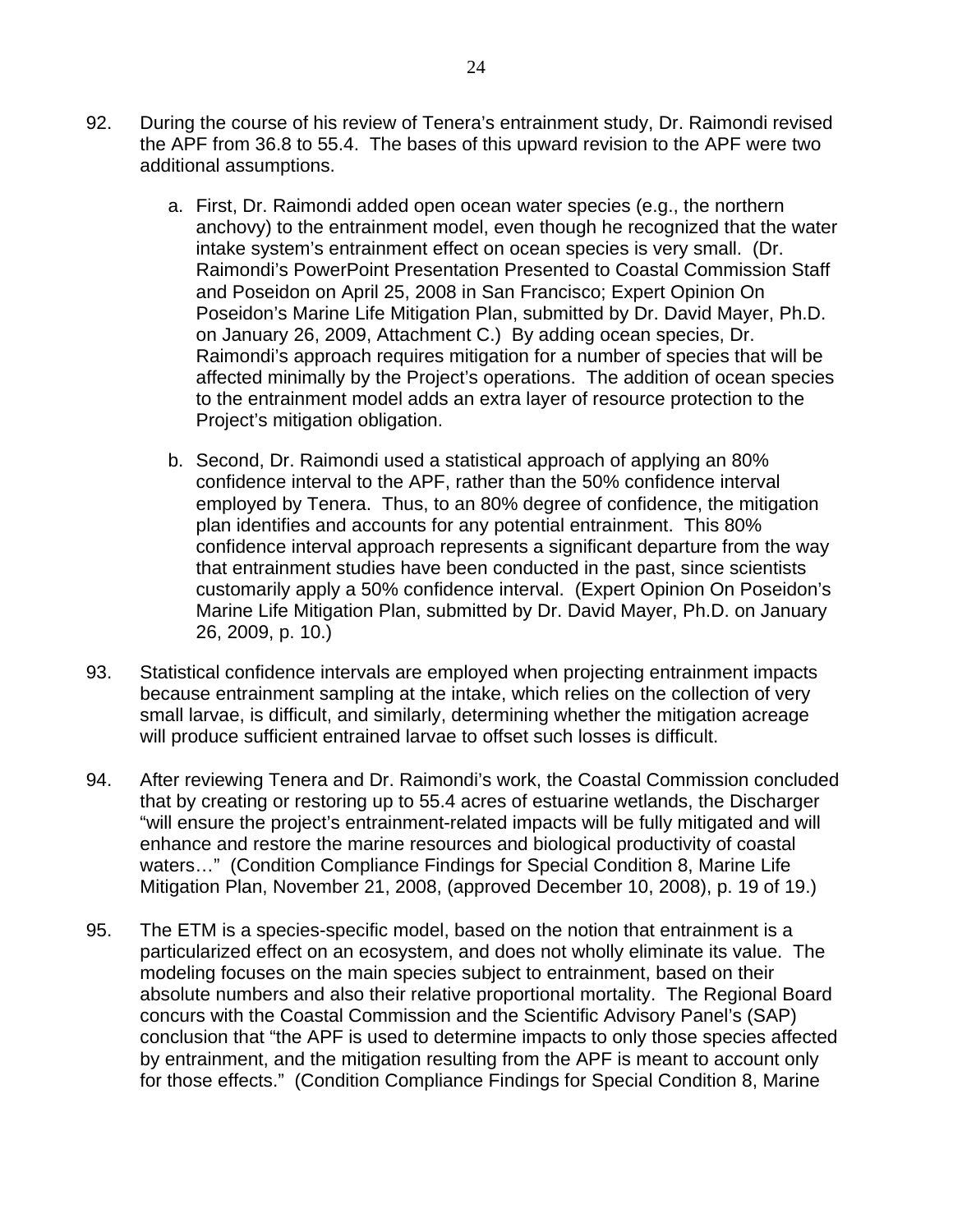92. During the course of his review of Tenera's entrainment study, Dr. Raimondi revised the APF from 36.8 to 55.4. The bases of this upward revision to the APF were two additional assumptions.

    a. First, Dr. Raimondi added open ocean water species (e.g., the northern anchovy) to the entrainment model, even though he recognized that the water intake system's entrainment effect on ocean species is very small. (Dr. Raimondi's PowerPoint Presentation Presented to Coastal Commission Staff and Poseidon on April 25, 2008 in San Francisco; Expert Opinion On Poseidon's Marine Life Mitigation Plan, submitted by Dr. David Mayer, Ph.D. on January 26, 2009, Attachment C.) By adding ocean species, Dr. Raimondi's approach requires mitigation for a number of species that will be affected minimally by the Project's operations. The addition of ocean species to the entrainment model adds an extra layer of resource protection to the Project's mitigation obligation.

    b. Second, Dr. Raimondi used a statistical approach of applying an 80% confidence interval to the APF, rather than the 50% confidence interval employed by Tenera. Thus, to an 80% degree of confidence, the mitigation plan identifies and accounts for any potential entrainment. This 80% confidence interval approach represents a significant departure from the way that entrainment studies have been conducted in the past, since scientists customarily apply a 50% confidence interval. (Expert Opinion On Poseidon's Marine Life Mitigation Plan, submitted by Dr. David Mayer, Ph.D. on January 26, 2009, p. 10.)

93. Statistical confidence intervals are employed when projecting entrainment impacts because entrainment sampling at the intake, which relies on the collection of very small larvae, is difficult, and similarly, determining whether the mitigation acreage will produce sufficient entrained larvae to offset such losses is difficult.

94. After reviewing Tenera and Dr. Raimondi's work, the Coastal Commission concluded that by creating or restoring up to 55.4 acres of estuarine wetlands, the Discharger "will ensure the project's entrainment-related impacts will be fully mitigated and will enhance and restore the marine resources and biological productivity of coastal waters…" (Condition Compliance Findings for Special Condition 8, Marine Life Mitigation Plan, November 21, 2008, (approved December 10, 2008), p. 19 of 19.)

95. The ETM is a species-specific model, based on the notion that entrainment is a particularized effect on an ecosystem, and does not wholly eliminate its value. The modeling focuses on the main species subject to entrainment, based on their absolute numbers and also their relative proportional mortality. The Regional Board concurs with the Coastal Commission and the Scientific Advisory Panel's (SAP) conclusion that "the APF is used to determine impacts to only those species affected by entrainment, and the mitigation resulting from the APF is meant to account only for those effects." (Condition Compliance Findings for Special Condition 8, Marine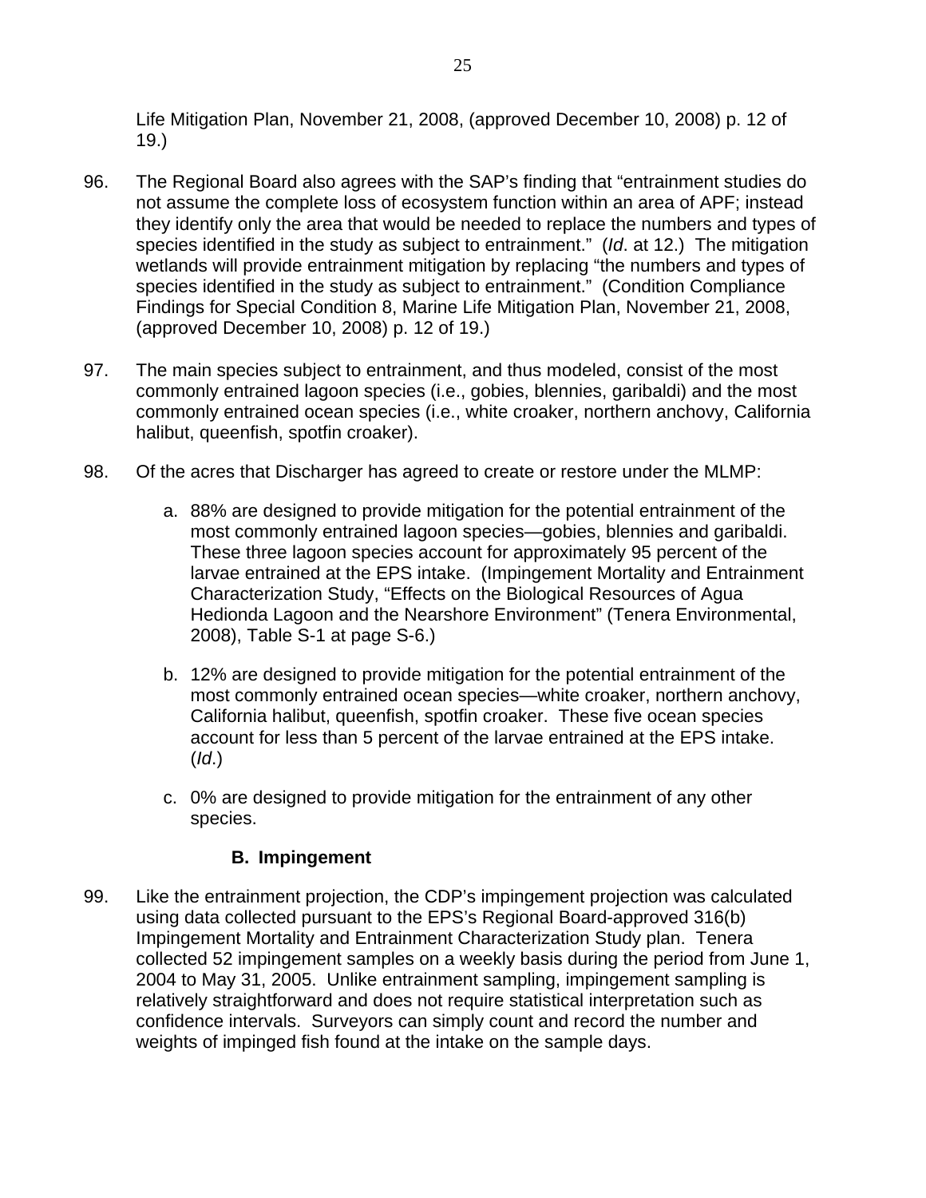Life Mitigation Plan, November 21, 2008, (approved December 10, 2008) p. 12 of 19.)

96. The Regional Board also agrees with the SAP's finding that "entrainment studies do not assume the complete loss of ecosystem function within an area of APF; instead they identify only the area that would be needed to replace the numbers and types of species identified in the study as subject to entrainment." (*Id*. at 12.) The mitigation wetlands will provide entrainment mitigation by replacing "the numbers and types of species identified in the study as subject to entrainment." (Condition Compliance Findings for Special Condition 8, Marine Life Mitigation Plan, November 21, 2008, (approved December 10, 2008) p. 12 of 19.)

97. The main species subject to entrainment, and thus modeled, consist of the most commonly entrained lagoon species (i.e., gobies, blennies, garibaldi) and the most commonly entrained ocean species (i.e., white croaker, northern anchovy, California halibut, queenfish, spotfin croaker).

98. Of the acres that Discharger has agreed to create or restore under the MLMP:

    a. 88% are designed to provide mitigation for the potential entrainment of the most commonly entrained lagoon species—gobies, blennies and garibaldi. These three lagoon species account for approximately 95 percent of the larvae entrained at the EPS intake. (Impingement Mortality and Entrainment Characterization Study, "Effects on the Biological Resources of Agua Hedionda Lagoon and the Nearshore Environment" (Tenera Environmental, 2008), Table S-1 at page S-6.)

    b. 12% are designed to provide mitigation for the potential entrainment of the most commonly entrained ocean species—white croaker, northern anchovy, California halibut, queenfish, spotfin croaker. These five ocean species account for less than 5 percent of the larvae entrained at the EPS intake. (*Id*.)

    c. 0% are designed to provide mitigation for the entrainment of any other species.

### B. Impingement

99. Like the entrainment projection, the CDP's impingement projection was calculated using data collected pursuant to the EPS's Regional Board-approved 316(b) Impingement Mortality and Entrainment Characterization Study plan. Tenera collected 52 impingement samples on a weekly basis during the period from June 1, 2004 to May 31, 2005. Unlike entrainment sampling, impingement sampling is relatively straightforward and does not require statistical interpretation such as confidence intervals. Surveyors can simply count and record the number and weights of impinged fish found at the intake on the sample days.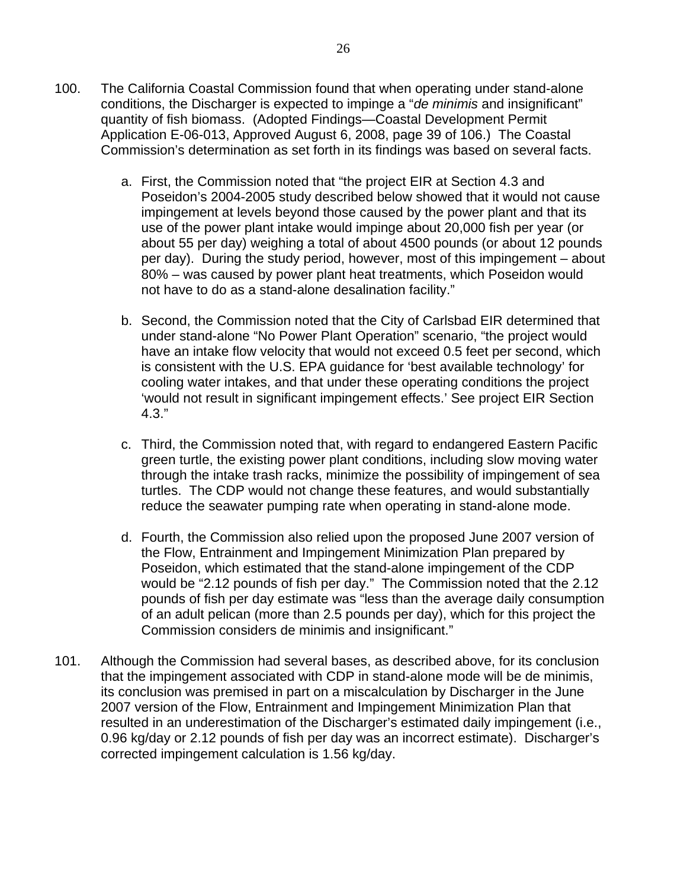100. The California Coastal Commission found that when operating under stand-alone conditions, the Discharger is expected to impinge a "*de minimis* and insignificant" quantity of fish biomass. (Adopted Findings—Coastal Development Permit Application E-06-013, Approved August 6, 2008, page 39 of 106.) The Coastal Commission's determination as set forth in its findings was based on several facts.

    a. First, the Commission noted that "the project EIR at Section 4.3 and Poseidon's 2004-2005 study described below showed that it would not cause impingement at levels beyond those caused by the power plant and that its use of the power plant intake would impinge about 20,000 fish per year (or about 55 per day) weighing a total of about 4500 pounds (or about 12 pounds per day). During the study period, however, most of this impingement – about 80% – was caused by power plant heat treatments, which Poseidon would not have to do as a stand-alone desalination facility."

    b. Second, the Commission noted that the City of Carlsbad EIR determined that under stand-alone "No Power Plant Operation" scenario, "the project would have an intake flow velocity that would not exceed 0.5 feet per second, which is consistent with the U.S. EPA guidance for 'best available technology' for cooling water intakes, and that under these operating conditions the project 'would not result in significant impingement effects.' See project EIR Section 4.3."

    c. Third, the Commission noted that, with regard to endangered Eastern Pacific green turtle, the existing power plant conditions, including slow moving water through the intake trash racks, minimize the possibility of impingement of sea turtles. The CDP would not change these features, and would substantially reduce the seawater pumping rate when operating in stand-alone mode.

    d. Fourth, the Commission also relied upon the proposed June 2007 version of the Flow, Entrainment and Impingement Minimization Plan prepared by Poseidon, which estimated that the stand-alone impingement of the CDP would be "2.12 pounds of fish per day." The Commission noted that the 2.12 pounds of fish per day estimate was "less than the average daily consumption of an adult pelican (more than 2.5 pounds per day), which for this project the Commission considers de minimis and insignificant."

101. Although the Commission had several bases, as described above, for its conclusion that the impingement associated with CDP in stand-alone mode will be de minimis, its conclusion was premised in part on a miscalculation by Discharger in the June 2007 version of the Flow, Entrainment and Impingement Minimization Plan that resulted in an underestimation of the Discharger's estimated daily impingement (i.e., 0.96 kg/day or 2.12 pounds of fish per day was an incorrect estimate). Discharger's corrected impingement calculation is 1.56 kg/day.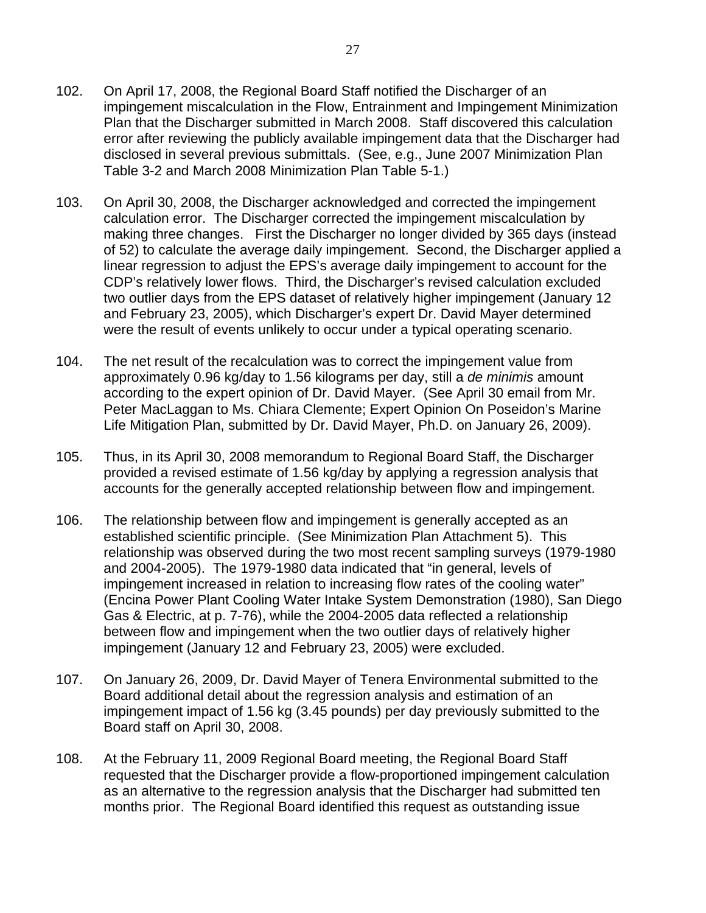102. On April 17, 2008, the Regional Board Staff notified the Discharger of an impingement miscalculation in the Flow, Entrainment and Impingement Minimization Plan that the Discharger submitted in March 2008. Staff discovered this calculation error after reviewing the publicly available impingement data that the Discharger had disclosed in several previous submittals. (See, e.g., June 2007 Minimization Plan Table 3-2 and March 2008 Minimization Plan Table 5-1.)

103. On April 30, 2008, the Discharger acknowledged and corrected the impingement calculation error. The Discharger corrected the impingement miscalculation by making three changes. First the Discharger no longer divided by 365 days (instead of 52) to calculate the average daily impingement. Second, the Discharger applied a linear regression to adjust the EPS's average daily impingement to account for the CDP's relatively lower flows. Third, the Discharger's revised calculation excluded two outlier days from the EPS dataset of relatively higher impingement (January 12 and February 23, 2005), which Discharger's expert Dr. David Mayer determined were the result of events unlikely to occur under a typical operating scenario.

104. The net result of the recalculation was to correct the impingement value from approximately 0.96 kg/day to 1.56 kilograms per day, still a *de minimis* amount according to the expert opinion of Dr. David Mayer. (See April 30 email from Mr. Peter MacLaggan to Ms. Chiara Clemente; Expert Opinion On Poseidon's Marine Life Mitigation Plan, submitted by Dr. David Mayer, Ph.D. on January 26, 2009).

105. Thus, in its April 30, 2008 memorandum to Regional Board Staff, the Discharger provided a revised estimate of 1.56 kg/day by applying a regression analysis that accounts for the generally accepted relationship between flow and impingement.

106. The relationship between flow and impingement is generally accepted as an established scientific principle. (See Minimization Plan Attachment 5). This relationship was observed during the two most recent sampling surveys (1979-1980 and 2004-2005). The 1979-1980 data indicated that "in general, levels of impingement increased in relation to increasing flow rates of the cooling water" (Encina Power Plant Cooling Water Intake System Demonstration (1980), San Diego Gas & Electric, at p. 7-76), while the 2004-2005 data reflected a relationship between flow and impingement when the two outlier days of relatively higher impingement (January 12 and February 23, 2005) were excluded.

107. On January 26, 2009, Dr. David Mayer of Tenera Environmental submitted to the Board additional detail about the regression analysis and estimation of an impingement impact of 1.56 kg (3.45 pounds) per day previously submitted to the Board staff on April 30, 2008.

108. At the February 11, 2009 Regional Board meeting, the Regional Board Staff requested that the Discharger provide a flow-proportioned impingement calculation as an alternative to the regression analysis that the Discharger had submitted ten months prior. The Regional Board identified this request as outstanding issue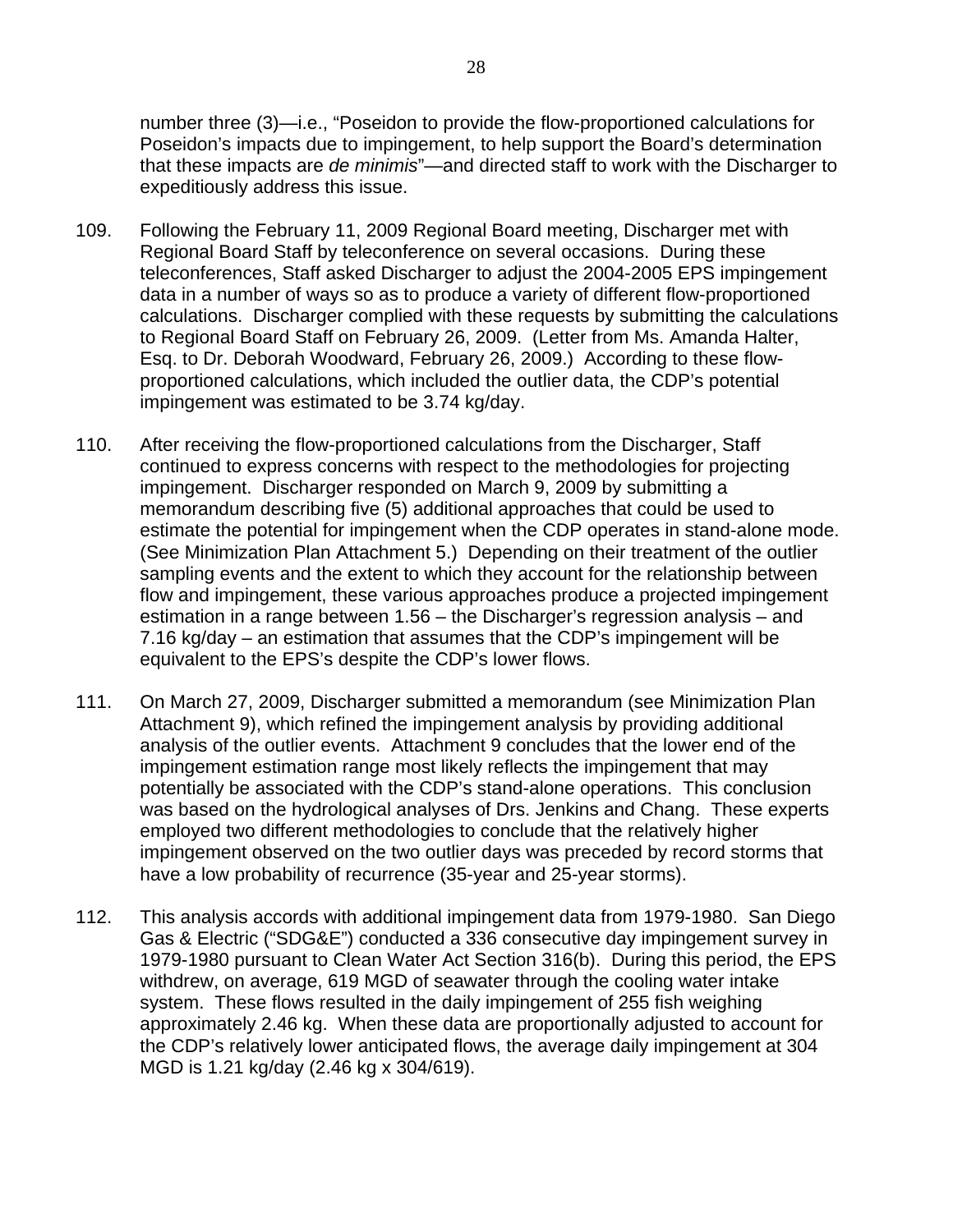number three (3)—i.e., "Poseidon to provide the flow-proportioned calculations for Poseidon's impacts due to impingement, to help support the Board's determination that these impacts are *de minimis*"—and directed staff to work with the Discharger to expeditiously address this issue.

109. Following the February 11, 2009 Regional Board meeting, Discharger met with Regional Board Staff by teleconference on several occasions. During these teleconferences, Staff asked Discharger to adjust the 2004-2005 EPS impingement data in a number of ways so as to produce a variety of different flow-proportioned calculations. Discharger complied with these requests by submitting the calculations to Regional Board Staff on February 26, 2009. (Letter from Ms. Amanda Halter, Esq. to Dr. Deborah Woodward, February 26, 2009.) According to these flow-proportioned calculations, which included the outlier data, the CDP's potential impingement was estimated to be 3.74 kg/day.

110. After receiving the flow-proportioned calculations from the Discharger, Staff continued to express concerns with respect to the methodologies for projecting impingement. Discharger responded on March 9, 2009 by submitting a memorandum describing five (5) additional approaches that could be used to estimate the potential for impingement when the CDP operates in stand-alone mode. (See Minimization Plan Attachment 5.) Depending on their treatment of the outlier sampling events and the extent to which they account for the relationship between flow and impingement, these various approaches produce a projected impingement estimation in a range between 1.56 – the Discharger's regression analysis – and 7.16 kg/day – an estimation that assumes that the CDP's impingement will be equivalent to the EPS's despite the CDP's lower flows.

111. On March 27, 2009, Discharger submitted a memorandum (see Minimization Plan Attachment 9), which refined the impingement analysis by providing additional analysis of the outlier events. Attachment 9 concludes that the lower end of the impingement estimation range most likely reflects the impingement that may potentially be associated with the CDP's stand-alone operations. This conclusion was based on the hydrological analyses of Drs. Jenkins and Chang. These experts employed two different methodologies to conclude that the relatively higher impingement observed on the two outlier days was preceded by record storms that have a low probability of recurrence (35-year and 25-year storms).

112. This analysis accords with additional impingement data from 1979-1980. San Diego Gas & Electric ("SDG&E") conducted a 336 consecutive day impingement survey in 1979-1980 pursuant to Clean Water Act Section 316(b). During this period, the EPS withdrew, on average, 619 MGD of seawater through the cooling water intake system. These flows resulted in the daily impingement of 255 fish weighing approximately 2.46 kg. When these data are proportionally adjusted to account for the CDP's relatively lower anticipated flows, the average daily impingement at 304 MGD is 1.21 kg/day (2.46 kg x 304/619).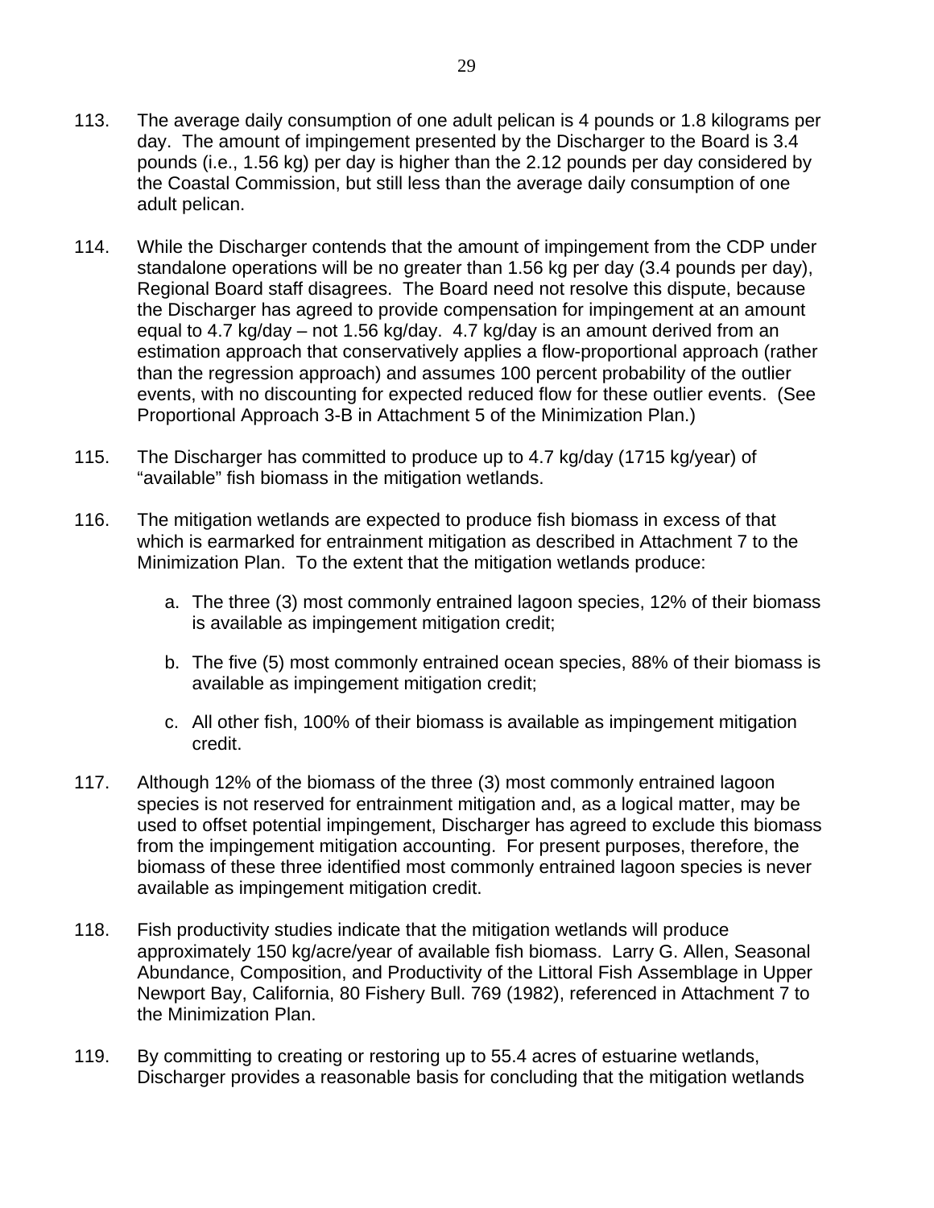113. The average daily consumption of one adult pelican is 4 pounds or 1.8 kilograms per day. The amount of impingement presented by the Discharger to the Board is 3.4 pounds (i.e., 1.56 kg) per day is higher than the 2.12 pounds per day considered by the Coastal Commission, but still less than the average daily consumption of one adult pelican.

114. While the Discharger contends that the amount of impingement from the CDP under standalone operations will be no greater than 1.56 kg per day (3.4 pounds per day), Regional Board staff disagrees. The Board need not resolve this dispute, because the Discharger has agreed to provide compensation for impingement at an amount equal to 4.7 kg/day – not 1.56 kg/day. 4.7 kg/day is an amount derived from an estimation approach that conservatively applies a flow-proportional approach (rather than the regression approach) and assumes 100 percent probability of the outlier events, with no discounting for expected reduced flow for these outlier events. (See Proportional Approach 3-B in Attachment 5 of the Minimization Plan.)

115. The Discharger has committed to produce up to 4.7 kg/day (1715 kg/year) of "available" fish biomass in the mitigation wetlands.

116. The mitigation wetlands are expected to produce fish biomass in excess of that which is earmarked for entrainment mitigation as described in Attachment 7 to the Minimization Plan. To the extent that the mitigation wetlands produce:

    a. The three (3) most commonly entrained lagoon species, 12% of their biomass is available as impingement mitigation credit;

    b. The five (5) most commonly entrained ocean species, 88% of their biomass is available as impingement mitigation credit;

    c. All other fish, 100% of their biomass is available as impingement mitigation credit.

117. Although 12% of the biomass of the three (3) most commonly entrained lagoon species is not reserved for entrainment mitigation and, as a logical matter, may be used to offset potential impingement, Discharger has agreed to exclude this biomass from the impingement mitigation accounting. For present purposes, therefore, the biomass of these three identified most commonly entrained lagoon species is never available as impingement mitigation credit.

118. Fish productivity studies indicate that the mitigation wetlands will produce approximately 150 kg/acre/year of available fish biomass. Larry G. Allen, Seasonal Abundance, Composition, and Productivity of the Littoral Fish Assemblage in Upper Newport Bay, California, 80 Fishery Bull. 769 (1982), referenced in Attachment 7 to the Minimization Plan.

119. By committing to creating or restoring up to 55.4 acres of estuarine wetlands, Discharger provides a reasonable basis for concluding that the mitigation wetlands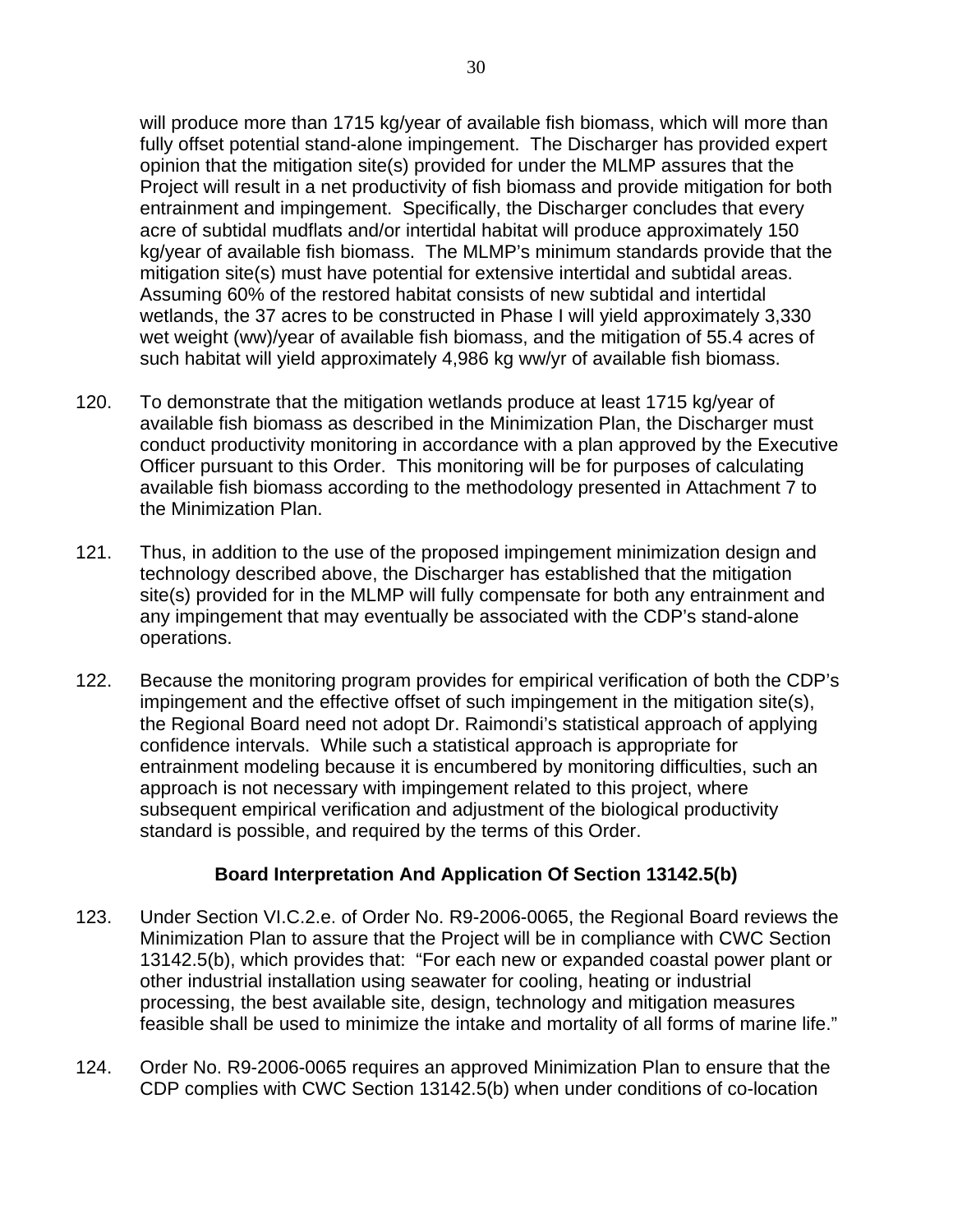will produce more than 1715 kg/year of available fish biomass, which will more than fully offset potential stand-alone impingement. The Discharger has provided expert opinion that the mitigation site(s) provided for under the MLMP assures that the Project will result in a net productivity of fish biomass and provide mitigation for both entrainment and impingement. Specifically, the Discharger concludes that every acre of subtidal mudflats and/or intertidal habitat will produce approximately 150 kg/year of available fish biomass. The MLMP's minimum standards provide that the mitigation site(s) must have potential for extensive intertidal and subtidal areas. Assuming 60% of the restored habitat consists of new subtidal and intertidal wetlands, the 37 acres to be constructed in Phase I will yield approximately 3,330 wet weight (ww)/year of available fish biomass, and the mitigation of 55.4 acres of such habitat will yield approximately 4,986 kg ww/yr of available fish biomass.

120. To demonstrate that the mitigation wetlands produce at least 1715 kg/year of available fish biomass as described in the Minimization Plan, the Discharger must conduct productivity monitoring in accordance with a plan approved by the Executive Officer pursuant to this Order. This monitoring will be for purposes of calculating available fish biomass according to the methodology presented in Attachment 7 to the Minimization Plan.

121. Thus, in addition to the use of the proposed impingement minimization design and technology described above, the Discharger has established that the mitigation site(s) provided for in the MLMP will fully compensate for both any entrainment and any impingement that may eventually be associated with the CDP's stand-alone operations.

122. Because the monitoring program provides for empirical verification of both the CDP's impingement and the effective offset of such impingement in the mitigation site(s), the Regional Board need not adopt Dr. Raimondi's statistical approach of applying confidence intervals. While such a statistical approach is appropriate for entrainment modeling because it is encumbered by monitoring difficulties, such an approach is not necessary with impingement related to this project, where subsequent empirical verification and adjustment of the biological productivity standard is possible, and required by the terms of this Order.

## Board Interpretation And Application Of Section 13142.5(b)

123. Under Section VI.C.2.e. of Order No. R9-2006-0065, the Regional Board reviews the Minimization Plan to assure that the Project will be in compliance with CWC Section 13142.5(b), which provides that: "For each new or expanded coastal power plant or other industrial installation using seawater for cooling, heating or industrial processing, the best available site, design, technology and mitigation measures feasible shall be used to minimize the intake and mortality of all forms of marine life."

124. Order No. R9-2006-0065 requires an approved Minimization Plan to ensure that the CDP complies with CWC Section 13142.5(b) when under conditions of co-location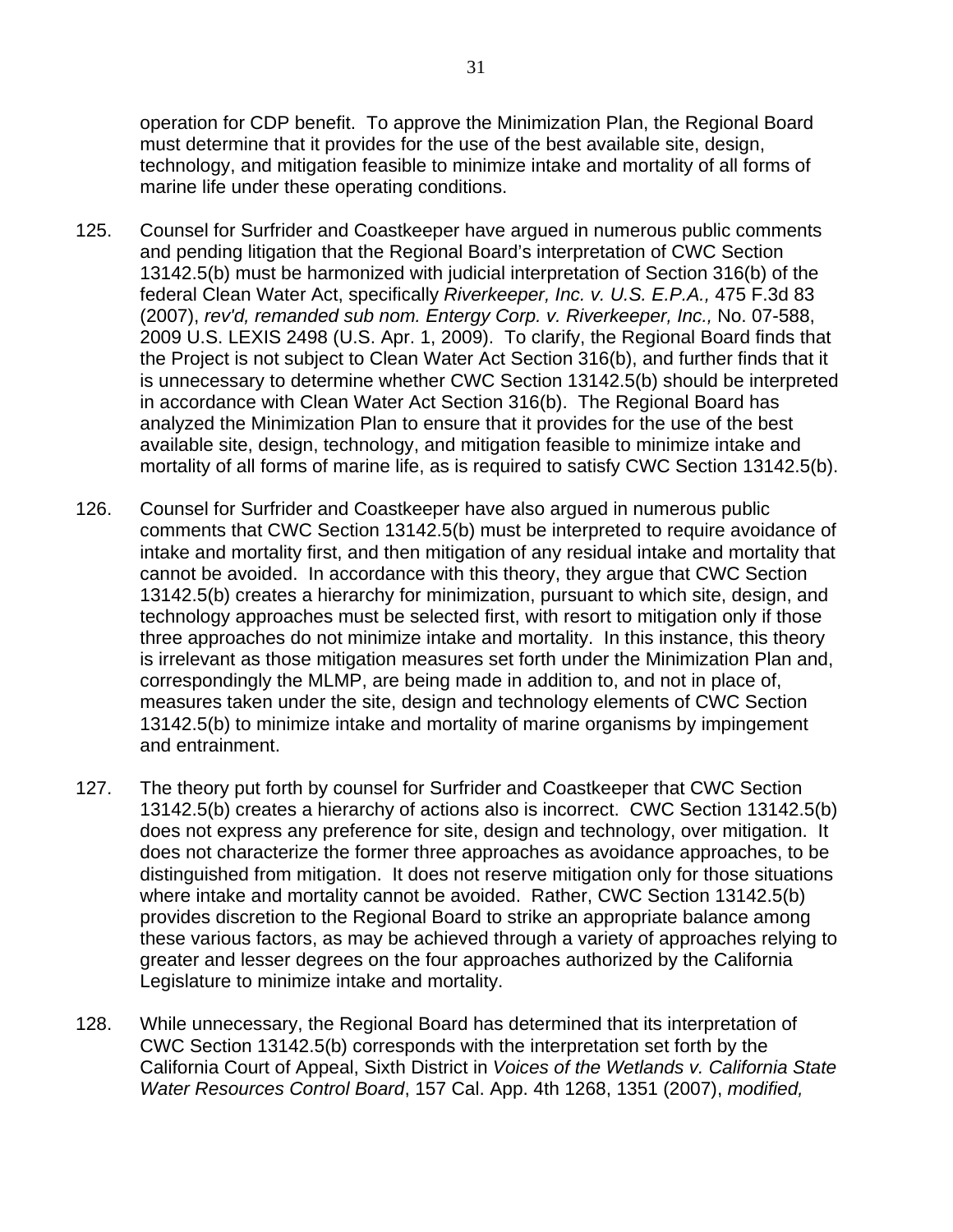operation for CDP benefit. To approve the Minimization Plan, the Regional Board must determine that it provides for the use of the best available site, design, technology, and mitigation feasible to minimize intake and mortality of all forms of marine life under these operating conditions.

125. Counsel for Surfrider and Coastkeeper have argued in numerous public comments and pending litigation that the Regional Board's interpretation of CWC Section 13142.5(b) must be harmonized with judicial interpretation of Section 316(b) of the federal Clean Water Act, specifically *Riverkeeper, Inc. v. U.S. E.P.A.,* 475 F.3d 83 (2007), *rev'd, remanded sub nom. Entergy Corp. v. Riverkeeper, Inc.,* No. 07-588, 2009 U.S. LEXIS 2498 (U.S. Apr. 1, 2009). To clarify, the Regional Board finds that the Project is not subject to Clean Water Act Section 316(b), and further finds that it is unnecessary to determine whether CWC Section 13142.5(b) should be interpreted in accordance with Clean Water Act Section 316(b). The Regional Board has analyzed the Minimization Plan to ensure that it provides for the use of the best available site, design, technology, and mitigation feasible to minimize intake and mortality of all forms of marine life, as is required to satisfy CWC Section 13142.5(b).

126. Counsel for Surfrider and Coastkeeper have also argued in numerous public comments that CWC Section 13142.5(b) must be interpreted to require avoidance of intake and mortality first, and then mitigation of any residual intake and mortality that cannot be avoided. In accordance with this theory, they argue that CWC Section 13142.5(b) creates a hierarchy for minimization, pursuant to which site, design, and technology approaches must be selected first, with resort to mitigation only if those three approaches do not minimize intake and mortality. In this instance, this theory is irrelevant as those mitigation measures set forth under the Minimization Plan and, correspondingly the MLMP, are being made in addition to, and not in place of, measures taken under the site, design and technology elements of CWC Section 13142.5(b) to minimize intake and mortality of marine organisms by impingement and entrainment.

127. The theory put forth by counsel for Surfrider and Coastkeeper that CWC Section 13142.5(b) creates a hierarchy of actions also is incorrect. CWC Section 13142.5(b) does not express any preference for site, design and technology, over mitigation. It does not characterize the former three approaches as avoidance approaches, to be distinguished from mitigation. It does not reserve mitigation only for those situations where intake and mortality cannot be avoided. Rather, CWC Section 13142.5(b) provides discretion to the Regional Board to strike an appropriate balance among these various factors, as may be achieved through a variety of approaches relying to greater and lesser degrees on the four approaches authorized by the California Legislature to minimize intake and mortality.

128. While unnecessary, the Regional Board has determined that its interpretation of CWC Section 13142.5(b) corresponds with the interpretation set forth by the California Court of Appeal, Sixth District in *Voices of the Wetlands v. California State Water Resources Control Board*, 157 Cal. App. 4th 1268, 1351 (2007), *modified,*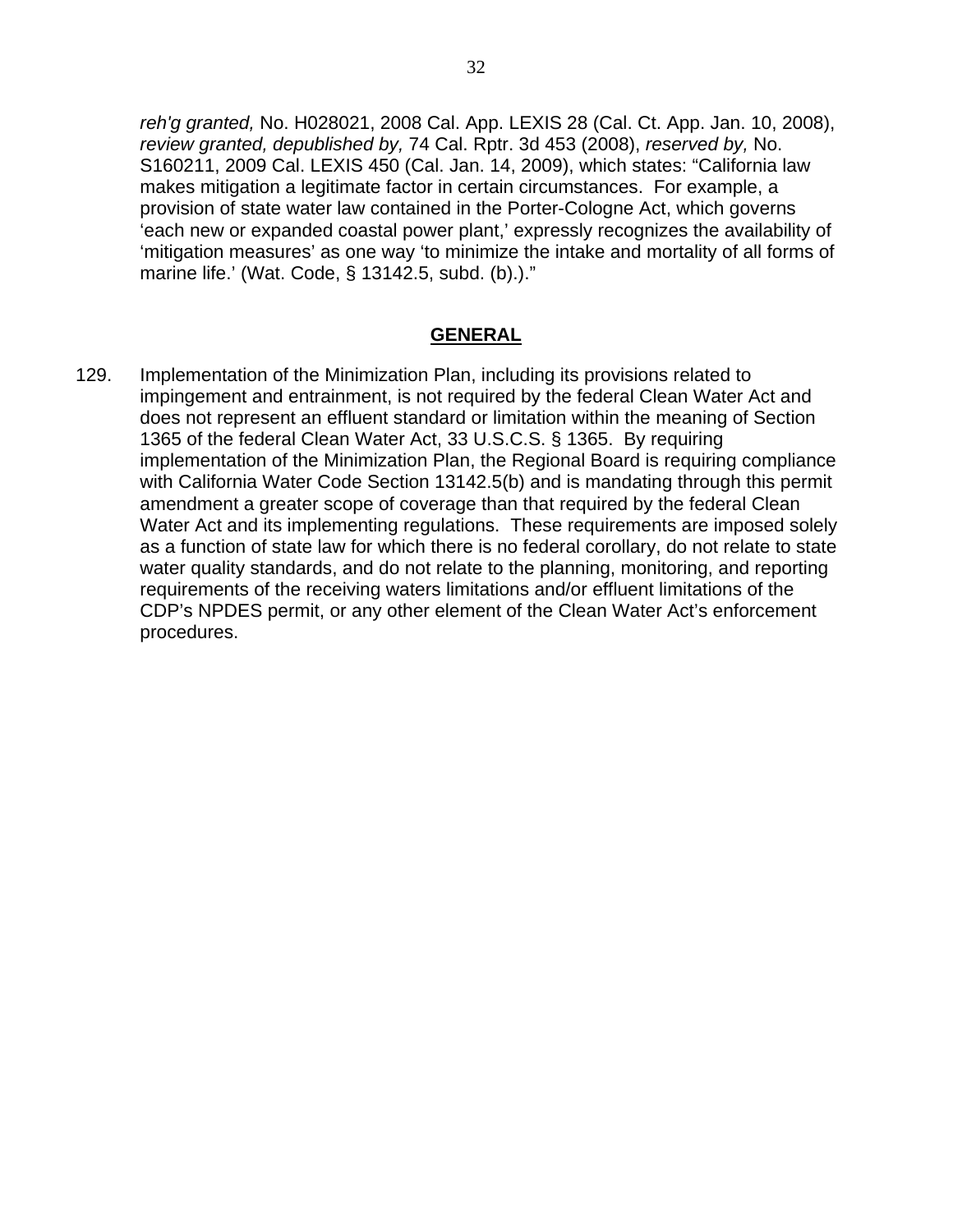*reh'g granted,* No. H028021, 2008 Cal. App. LEXIS 28 (Cal. Ct. App. Jan. 10, 2008), *review granted, depublished by,* 74 Cal. Rptr. 3d 453 (2008), *reserved by,* No. S160211, 2009 Cal. LEXIS 450 (Cal. Jan. 14, 2009), which states: “California law makes mitigation a legitimate factor in certain circumstances. For example, a provision of state water law contained in the Porter-Cologne Act, which governs ‘each new or expanded coastal power plant,’ expressly recognizes the availability of ‘mitigation measures’ as one way ‘to minimize the intake and mortality of all forms of marine life.’ (Wat. Code, § 13142.5, subd. (b).).”

## GENERAL

129. Implementation of the Minimization Plan, including its provisions related to impingement and entrainment, is not required by the federal Clean Water Act and does not represent an effluent standard or limitation within the meaning of Section 1365 of the federal Clean Water Act, 33 U.S.C.S. § 1365. By requiring implementation of the Minimization Plan, the Regional Board is requiring compliance with California Water Code Section 13142.5(b) and is mandating through this permit amendment a greater scope of coverage than that required by the federal Clean Water Act and its implementing regulations. These requirements are imposed solely as a function of state law for which there is no federal corollary, do not relate to state water quality standards, and do not relate to the planning, monitoring, and reporting requirements of the receiving waters limitations and/or effluent limitations of the CDP's NPDES permit, or any other element of the Clean Water Act's enforcement procedures.